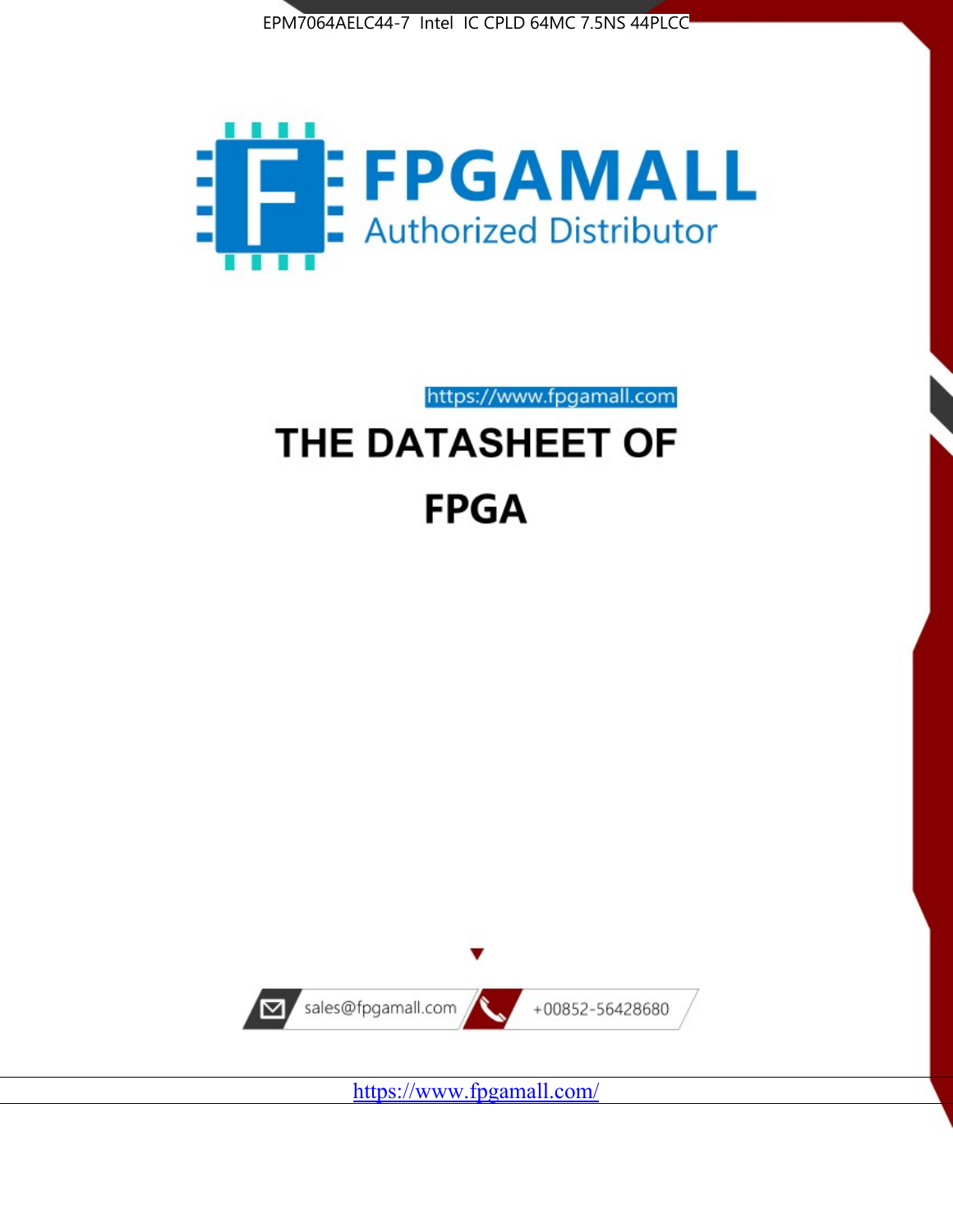EPM7064AELC44-7 Intel IC CPLD 64MC 7.5NS 44PLCC

# FPGAMALL

Authorized Distributor

https://www.fpgamall.com

# THE DATASHEET OF

# FPGA

sales@fpgamall.com

+00852-56428680

https://www.fpgamall.com/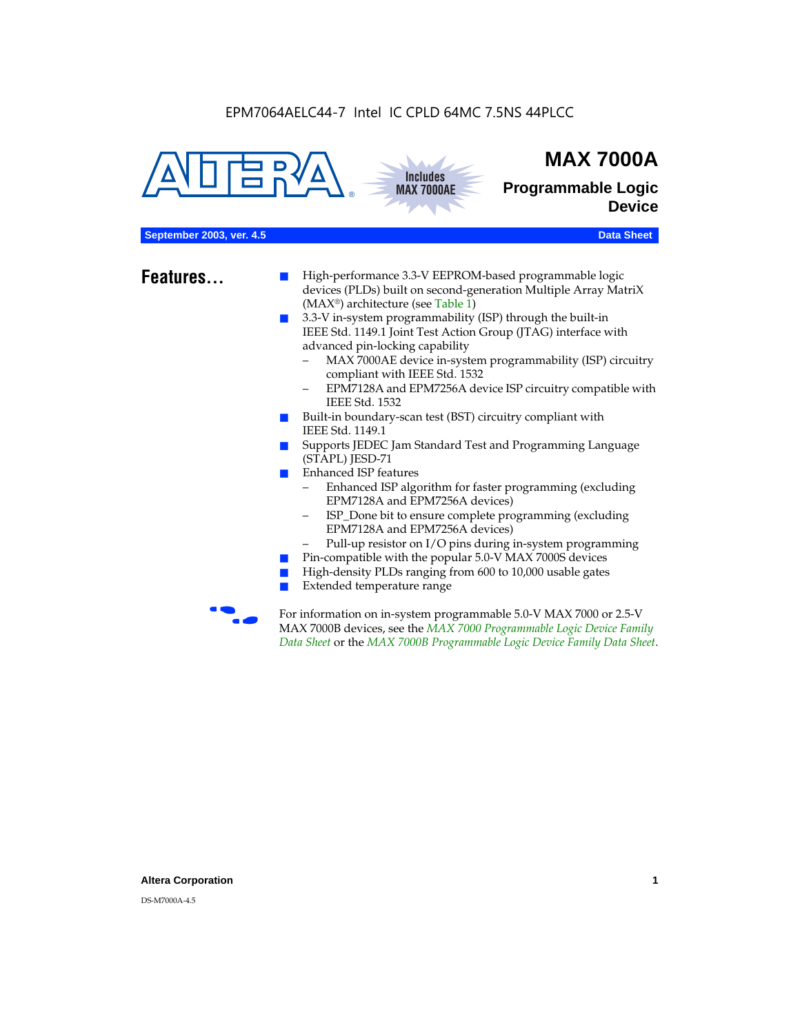EPM7064AELC44-7 Intel IC CPLD 64MC 7.5NS 44PLCC

# MAX 7000A

## Programmable Logic Device

September 2003, ver. 4.5 — Data Sheet

## Features...

- High-performance 3.3-V EEPROM-based programmable logic devices (PLDs) built on second-generation Multiple Array MatriX (MAX®) architecture (see Table 1)
- 3.3-V in-system programmability (ISP) through the built-in IEEE Std. 1149.1 Joint Test Action Group (JTAG) interface with advanced pin-locking capability
  - MAX 7000AE device in-system programmability (ISP) circuitry compliant with IEEE Std. 1532
  - EPM7128A and EPM7256A device ISP circuitry compatible with IEEE Std. 1532
- Built-in boundary-scan test (BST) circuitry compliant with IEEE Std. 1149.1
- Supports JEDEC Jam Standard Test and Programming Language (STAPL) JESD-71
- Enhanced ISP features
  - Enhanced ISP algorithm for faster programming (excluding EPM7128A and EPM7256A devices)
  - ISP_Done bit to ensure complete programming (excluding EPM7128A and EPM7256A devices)
  - Pull-up resistor on I/O pins during in-system programming
- Pin-compatible with the popular 5.0-V MAX 7000S devices
- High-density PLDs ranging from 600 to 10,000 usable gates
- Extended temperature range

For information on in-system programmable 5.0-V MAX 7000 or 2.5-V MAX 7000B devices, see the *MAX 7000 Programmable Logic Device Family Data Sheet* or the *MAX 7000B Programmable Logic Device Family Data Sheet*.

DS-M7000A-4.5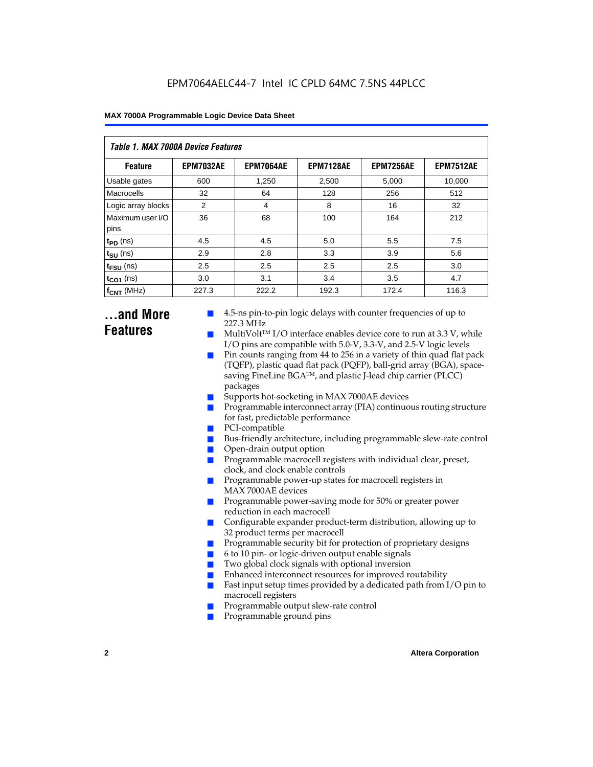EPM7064AELC44-7 Intel IC CPLD 64MC 7.5NS 44PLCC

| *Table 1. MAX 7000A Device Features* | | | | | |
|---|---|---|---|---|---|
| **Feature** | **EPM7032AE** | **EPM7064AE** | **EPM7128AE** | **EPM7256AE** | **EPM7512AE** |
| Usable gates | 600 | 1,250 | 2,500 | 5,000 | 10,000 |
| Macrocells | 32 | 64 | 128 | 256 | 512 |
| Logic array blocks | 2 | 4 | 8 | 16 | 32 |
| Maximum user I/O pins | 36 | 68 | 100 | 164 | 212 |
| $t_{PD}$ (ns) | 4.5 | 4.5 | 5.0 | 5.5 | 7.5 |
| $t_{SU}$ (ns) | 2.9 | 2.8 | 3.3 | 3.9 | 5.6 |
| $t_{FSU}$ (ns) | 2.5 | 2.5 | 2.5 | 2.5 | 3.0 |
| $t_{CO1}$ (ns) | 3.0 | 3.1 | 3.4 | 3.5 | 4.7 |
| $f_{CNT}$ (MHz) | 227.3 | 222.2 | 192.3 | 172.4 | 116.3 |

## ...and More Features

- 4.5-ns pin-to-pin logic delays with counter frequencies of up to 227.3 MHz
- MultiVolt™ I/O interface enables device core to run at 3.3 V, while I/O pins are compatible with 5.0-V, 3.3-V, and 2.5-V logic levels
- Pin counts ranging from 44 to 256 in a variety of thin quad flat pack (TQFP), plastic quad flat pack (PQFP), ball-grid array (BGA), space-saving FineLine BGA™, and plastic J-lead chip carrier (PLCC) packages
- Supports hot-socketing in MAX 7000AE devices
- Programmable interconnect array (PIA) continuous routing structure for fast, predictable performance
- PCI-compatible
- Bus-friendly architecture, including programmable slew-rate control
- Open-drain output option
- Programmable macrocell registers with individual clear, preset, clock, and clock enable controls
- Programmable power-up states for macrocell registers in MAX 7000AE devices
- Programmable power-saving mode for 50% or greater power reduction in each macrocell
- Configurable expander product-term distribution, allowing up to 32 product terms per macrocell
- Programmable security bit for protection of proprietary designs
- 6 to 10 pin- or logic-driven output enable signals
- Two global clock signals with optional inversion
- Enhanced interconnect resources for improved routability
- Fast input setup times provided by a dedicated path from I/O pin to macrocell registers
- Programmable output slew-rate control
- Programmable ground pins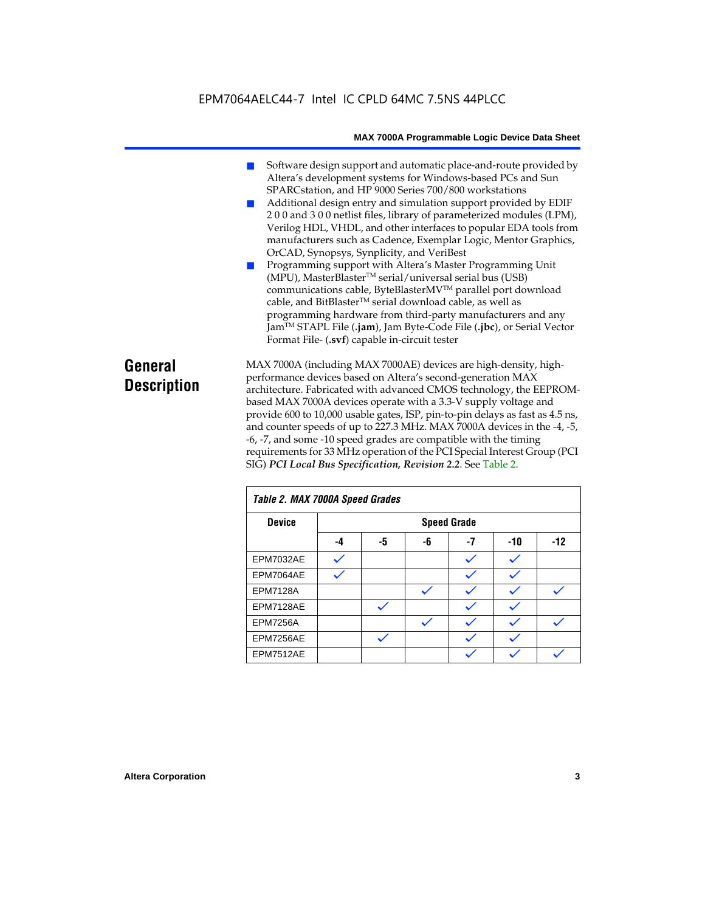- Software design support and automatic place-and-route provided by Altera's development systems for Windows-based PCs and Sun SPARCstation, and HP 9000 Series 700/800 workstations
- Additional design entry and simulation support provided by EDIF 2 0 0 and 3 0 0 netlist files, library of parameterized modules (LPM), Verilog HDL, VHDL, and other interfaces to popular EDA tools from manufacturers such as Cadence, Exemplar Logic, Mentor Graphics, OrCAD, Synopsys, Synplicity, and VeriBest
- Programming support with Altera's Master Programming Unit (MPU), MasterBlaster™ serial/universal serial bus (USB) communications cable, ByteBlasterMV™ parallel port download cable, and BitBlaster™ serial download cable, as well as programming hardware from third-party manufacturers and any Jam™ STAPL File (**.jam**), Jam Byte-Code File (**.jbc**), or Serial Vector Format File- (**.svf**) capable in-circuit tester

## General Description

MAX 7000A (including MAX 7000AE) devices are high-density, high-performance devices based on Altera's second-generation MAX architecture. Fabricated with advanced CMOS technology, the EEPROM-based MAX 7000A devices operate with a 3.3-V supply voltage and provide 600 to 10,000 usable gates, ISP, pin-to-pin delays as fast as 4.5 ns, and counter speeds of up to 227.3 MHz. MAX 7000A devices in the -4, -5, -6, -7, and some -10 speed grades are compatible with the timing requirements for 33 MHz operation of the PCI Special Interest Group (PCI SIG) ***PCI Local Bus Specification, Revision 2.2***. See Table 2.

*Table 2. MAX 7000A Speed Grades*

| Device | Speed Grade | | | | | |
|---|---|---|---|---|---|---|
| | -4 | -5 | -6 | -7 | -10 | -12 |
| EPM7032AE | ✓ | | | ✓ | ✓ | |
| EPM7064AE | ✓ | | | ✓ | ✓ | |
| EPM7128A | | | ✓ | ✓ | ✓ | ✓ |
| EPM7128AE | | ✓ | | ✓ | ✓ | |
| EPM7256A | | | ✓ | ✓ | ✓ | ✓ |
| EPM7256AE | | ✓ | | ✓ | ✓ | |
| EPM7512AE | | | | ✓ | ✓ | ✓ |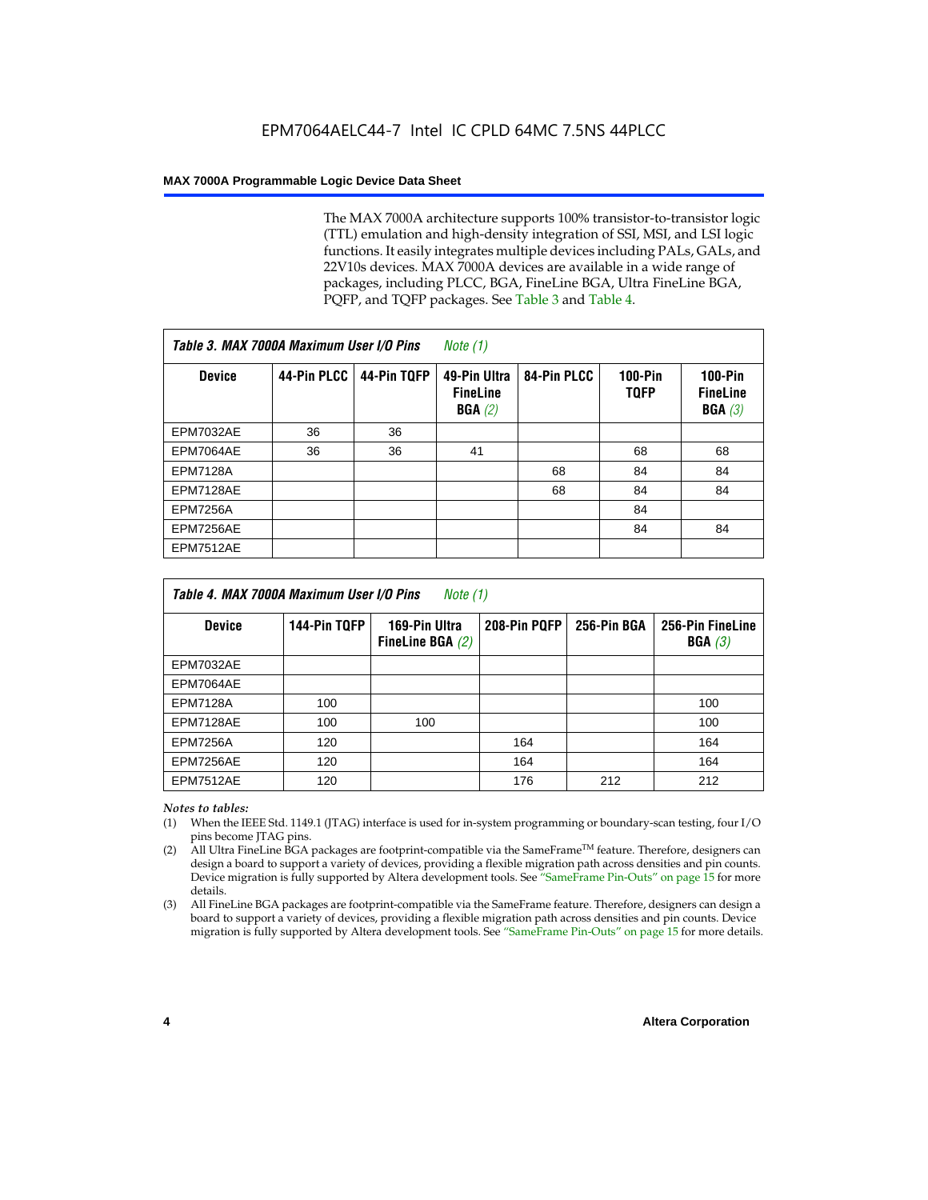The MAX 7000A architecture supports 100% transistor-to-transistor logic (TTL) emulation and high-density integration of SSI, MSI, and LSI logic functions. It easily integrates multiple devices including PALs, GALs, and 22V10s devices. MAX 7000A devices are available in a wide range of packages, including PLCC, BGA, FineLine BGA, Ultra FineLine BGA, PQFP, and TQFP packages. See Table 3 and Table 4.

*Table 3. MAX 7000A Maximum User I/O Pins Note (1)*

| Device | 44-Pin PLCC | 44-Pin TQFP | 49-Pin Ultra FineLine BGA *(2)* | 84-Pin PLCC | 100-Pin TQFP | 100-Pin FineLine BGA *(3)* |
|---|---|---|---|---|---|---|
| EPM7032AE | 36 | 36 | | | | |
| EPM7064AE | 36 | 36 | 41 | | 68 | 68 |
| EPM7128A | | | | 68 | 84 | 84 |
| EPM7128AE | | | | 68 | 84 | 84 |
| EPM7256A | | | | | 84 | |
| EPM7256AE | | | | | 84 | 84 |
| EPM7512AE | | | | | | |

*Table 4. MAX 7000A Maximum User I/O Pins Note (1)*

| Device | 144-Pin TQFP | 169-Pin Ultra FineLine BGA *(2)* | 208-Pin PQFP | 256-Pin BGA | 256-Pin FineLine BGA *(3)* |
|---|---|---|---|---|---|
| EPM7032AE | | | | | |
| EPM7064AE | | | | | |
| EPM7128A | 100 | | | | 100 |
| EPM7128AE | 100 | 100 | | | 100 |
| EPM7256A | 120 | | 164 | | 164 |
| EPM7256AE | 120 | | 164 | | 164 |
| EPM7512AE | 120 | | 176 | 212 | 212 |

*Notes to tables:*

(1) When the IEEE Std. 1149.1 (JTAG) interface is used for in-system programming or boundary-scan testing, four I/O pins become JTAG pins.

(2) All Ultra FineLine BGA packages are footprint-compatible via the SameFrame™ feature. Therefore, designers can design a board to support a variety of devices, providing a flexible migration path across densities and pin counts. Device migration is fully supported by Altera development tools. See "SameFrame Pin-Outs" on page 15 for more details.

(3) All FineLine BGA packages are footprint-compatible via the SameFrame feature. Therefore, designers can design a board to support a variety of devices, providing a flexible migration path across densities and pin counts. Device migration is fully supported by Altera development tools. See "SameFrame Pin-Outs" on page 15 for more details.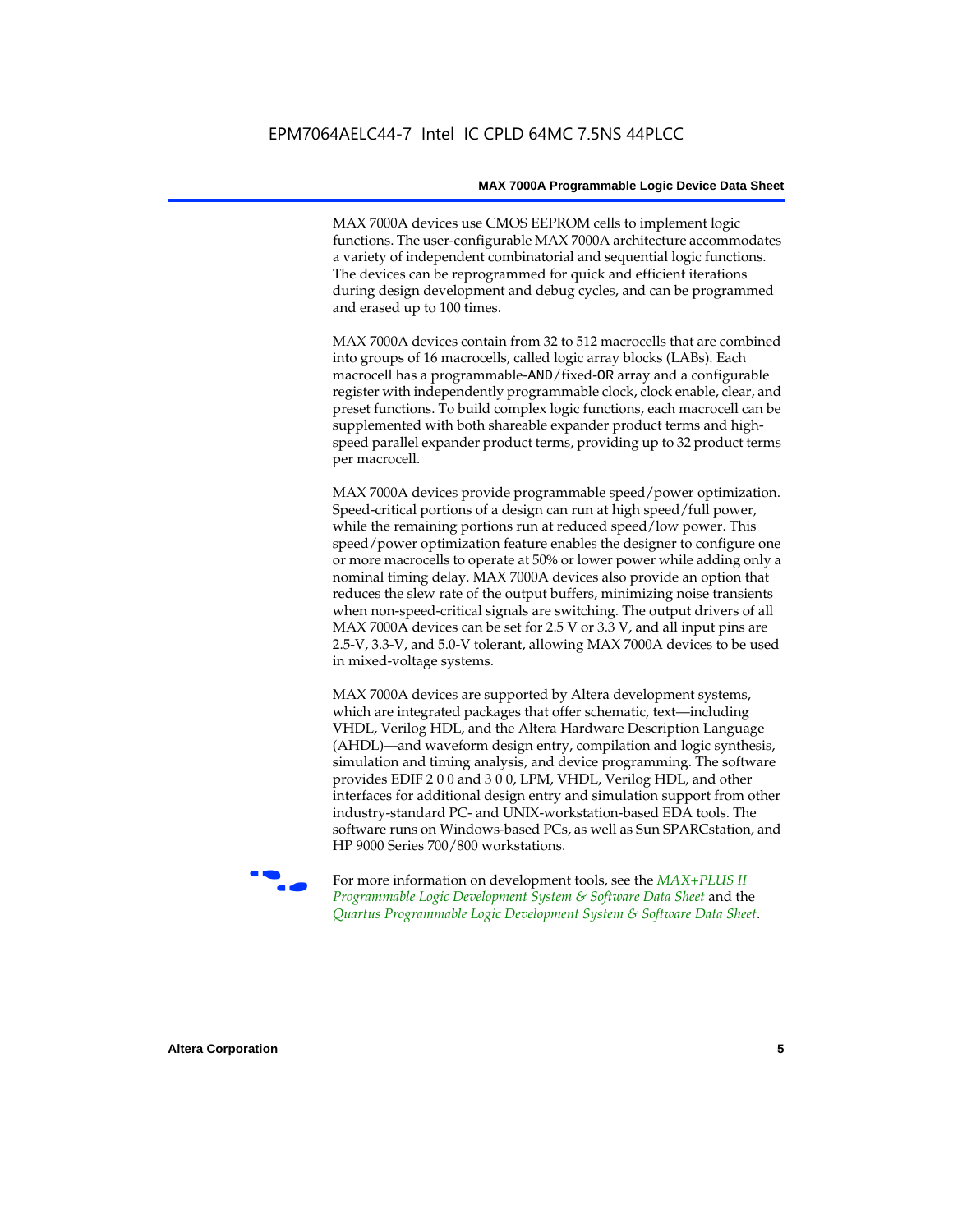MAX 7000A devices use CMOS EEPROM cells to implement logic functions. The user-configurable MAX 7000A architecture accommodates a variety of independent combinatorial and sequential logic functions. The devices can be reprogrammed for quick and efficient iterations during design development and debug cycles, and can be programmed and erased up to 100 times.

MAX 7000A devices contain from 32 to 512 macrocells that are combined into groups of 16 macrocells, called logic array blocks (LABs). Each macrocell has a programmable-AND/fixed-OR array and a configurable register with independently programmable clock, clock enable, clear, and preset functions. To build complex logic functions, each macrocell can be supplemented with both shareable expander product terms and high-speed parallel expander product terms, providing up to 32 product terms per macrocell.

MAX 7000A devices provide programmable speed/power optimization. Speed-critical portions of a design can run at high speed/full power, while the remaining portions run at reduced speed/low power. This speed/power optimization feature enables the designer to configure one or more macrocells to operate at 50% or lower power while adding only a nominal timing delay. MAX 7000A devices also provide an option that reduces the slew rate of the output buffers, minimizing noise transients when non-speed-critical signals are switching. The output drivers of all MAX 7000A devices can be set for 2.5 V or 3.3 V, and all input pins are 2.5-V, 3.3-V, and 5.0-V tolerant, allowing MAX 7000A devices to be used in mixed-voltage systems.

MAX 7000A devices are supported by Altera development systems, which are integrated packages that offer schematic, text—including VHDL, Verilog HDL, and the Altera Hardware Description Language (AHDL)—and waveform design entry, compilation and logic synthesis, simulation and timing analysis, and device programming. The software provides EDIF 2 0 0 and 3 0 0, LPM, VHDL, Verilog HDL, and other interfaces for additional design entry and simulation support from other industry-standard PC- and UNIX-workstation-based EDA tools. The software runs on Windows-based PCs, as well as Sun SPARCstation, and HP 9000 Series 700/800 workstations.

For more information on development tools, see the *MAX+PLUS II Programmable Logic Development System & Software Data Sheet* and the *Quartus Programmable Logic Development System & Software Data Sheet*.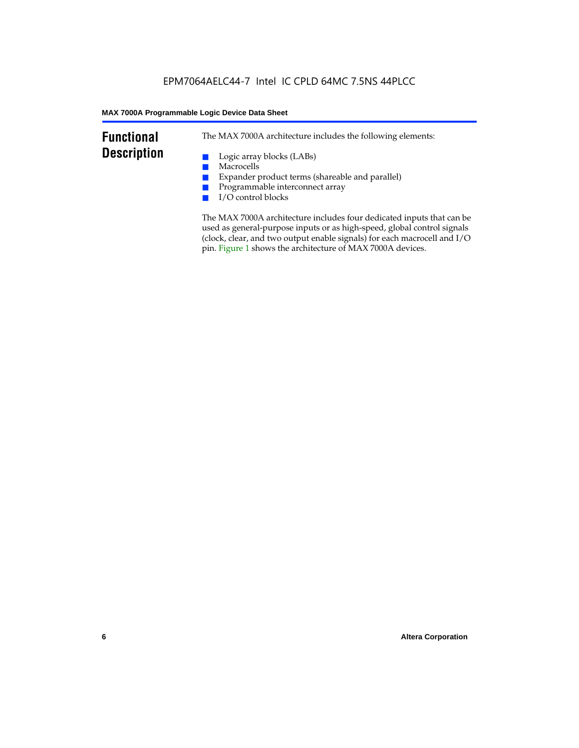# Functional Description

The MAX 7000A architecture includes the following elements:

- Logic array blocks (LABs)
- Macrocells
- Expander product terms (shareable and parallel)
- Programmable interconnect array
- I/O control blocks

The MAX 7000A architecture includes four dedicated inputs that can be used as general-purpose inputs or as high-speed, global control signals (clock, clear, and two output enable signals) for each macrocell and I/O pin. Figure 1 shows the architecture of MAX 7000A devices.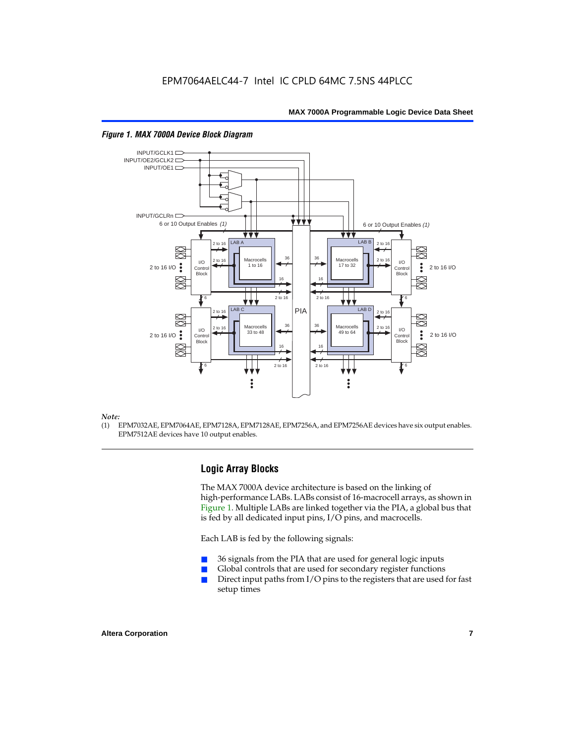*Figure 1. MAX 7000A Device Block Diagram*

*Note:*

(1) EPM7032AE, EPM7064AE, EPM7128A, EPM7128AE, EPM7256A, and EPM7256AE devices have six output enables. EPM7512AE devices have 10 output enables.

## Logic Array Blocks

The MAX 7000A device architecture is based on the linking of high-performance LABs. LABs consist of 16-macrocell arrays, as shown in Figure 1. Multiple LABs are linked together via the PIA, a global bus that is fed by all dedicated input pins, I/O pins, and macrocells.

Each LAB is fed by the following signals:

- 36 signals from the PIA that are used for general logic inputs
- Global controls that are used for secondary register functions
- Direct input paths from I/O pins to the registers that are used for fast setup times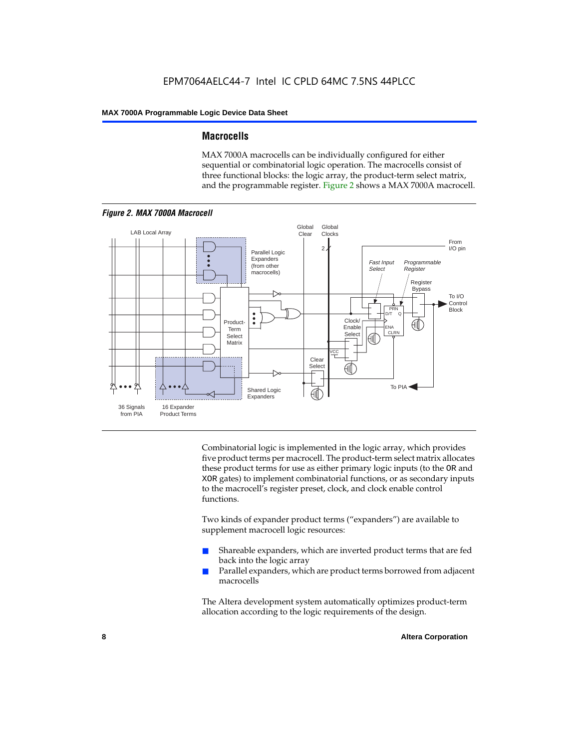## Macrocells

MAX 7000A macrocells can be individually configured for either sequential or combinatorial logic operation. The macrocells consist of three functional blocks: the logic array, the product-term select matrix, and the programmable register. Figure 2 shows a MAX 7000A macrocell.

*Figure 2. MAX 7000A Macrocell*

Combinatorial logic is implemented in the logic array, which provides five product terms per macrocell. The product-term select matrix allocates these product terms for use as either primary logic inputs (to the OR and XOR gates) to implement combinatorial functions, or as secondary inputs to the macrocell's register preset, clock, and clock enable control functions.

Two kinds of expander product terms ("expanders") are available to supplement macrocell logic resources:

- Shareable expanders, which are inverted product terms that are fed back into the logic array
- Parallel expanders, which are product terms borrowed from adjacent macrocells

The Altera development system automatically optimizes product-term allocation according to the logic requirements of the design.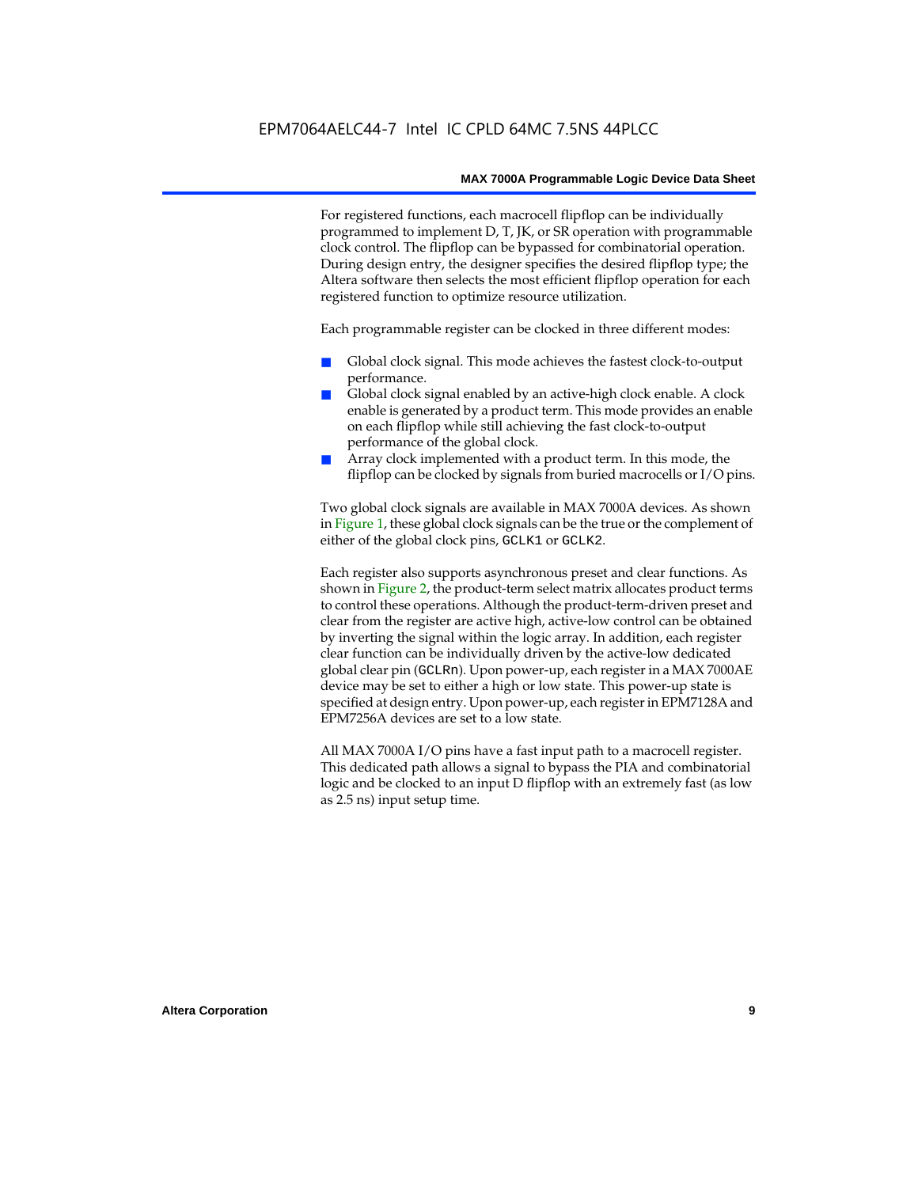For registered functions, each macrocell flipflop can be individually programmed to implement D, T, JK, or SR operation with programmable clock control. The flipflop can be bypassed for combinatorial operation. During design entry, the designer specifies the desired flipflop type; the Altera software then selects the most efficient flipflop operation for each registered function to optimize resource utilization.

Each programmable register can be clocked in three different modes:

- Global clock signal. This mode achieves the fastest clock-to-output performance.
- Global clock signal enabled by an active-high clock enable. A clock enable is generated by a product term. This mode provides an enable on each flipflop while still achieving the fast clock-to-output performance of the global clock.
- Array clock implemented with a product term. In this mode, the flipflop can be clocked by signals from buried macrocells or I/O pins.

Two global clock signals are available in MAX 7000A devices. As shown in Figure 1, these global clock signals can be the true or the complement of either of the global clock pins, `GCLK1` or `GCLK2`.

Each register also supports asynchronous preset and clear functions. As shown in Figure 2, the product-term select matrix allocates product terms to control these operations. Although the product-term-driven preset and clear from the register are active high, active-low control can be obtained by inverting the signal within the logic array. In addition, each register clear function can be individually driven by the active-low dedicated global clear pin (`GCLRn`). Upon power-up, each register in a MAX 7000AE device may be set to either a high or low state. This power-up state is specified at design entry. Upon power-up, each register in EPM7128A and EPM7256A devices are set to a low state.

All MAX 7000A I/O pins have a fast input path to a macrocell register. This dedicated path allows a signal to bypass the PIA and combinatorial logic and be clocked to an input D flipflop with an extremely fast (as low as 2.5 ns) input setup time.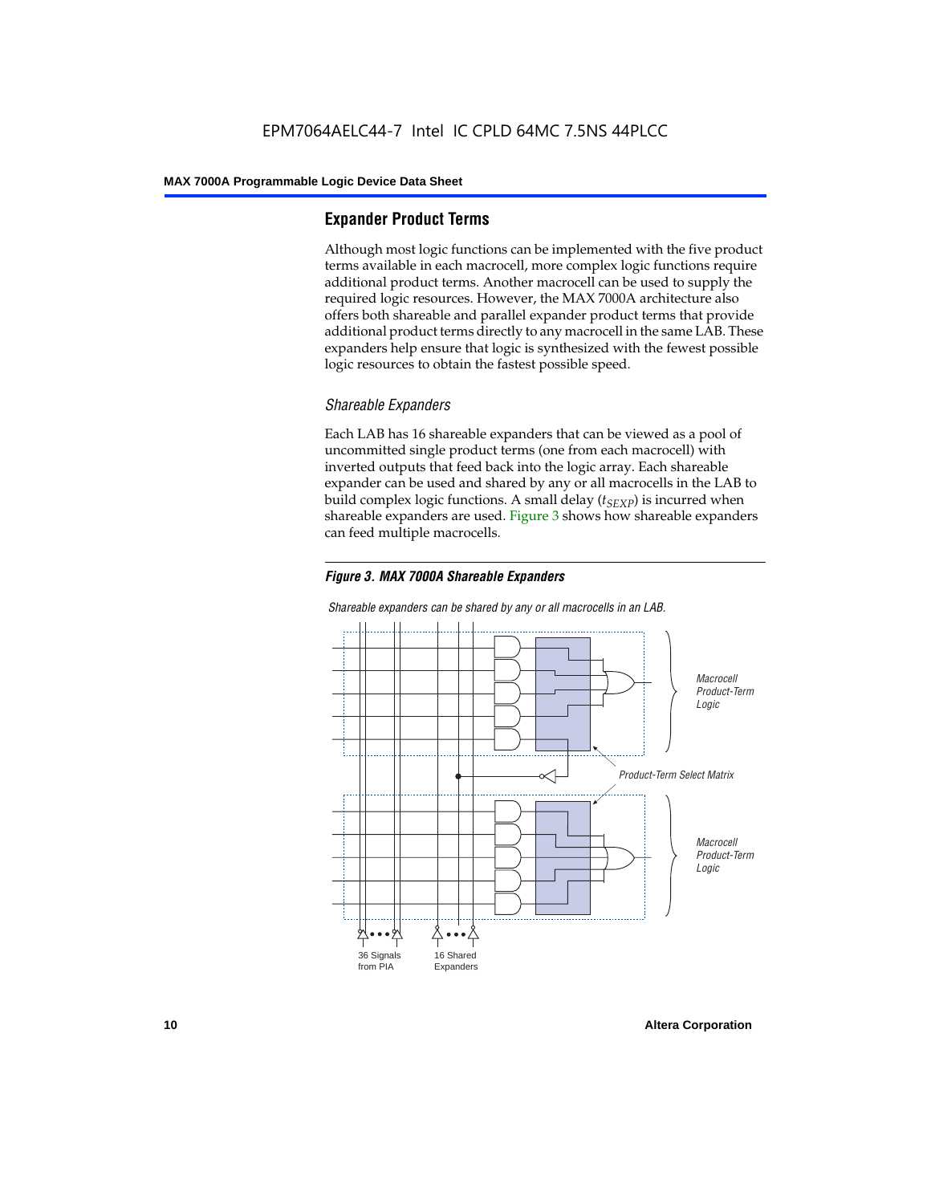## Expander Product Terms

Although most logic functions can be implemented with the five product terms available in each macrocell, more complex logic functions require additional product terms. Another macrocell can be used to supply the required logic resources. However, the MAX 7000A architecture also offers both shareable and parallel expander product terms that provide additional product terms directly to any macrocell in the same LAB. These expanders help ensure that logic is synthesized with the fewest possible logic resources to obtain the fastest possible speed.

### *Shareable Expanders*

Each LAB has 16 shareable expanders that can be viewed as a pool of uncommitted single product terms (one from each macrocell) with inverted outputs that feed back into the logic array. Each shareable expander can be used and shared by any or all macrocells in the LAB to build complex logic functions. A small delay ($t_{SEXP}$) is incurred when shareable expanders are used. Figure 3 shows how shareable expanders can feed multiple macrocells.

***Figure 3. MAX 7000A Shareable Expanders***

*Shareable expanders can be shared by any or all macrocells in an LAB.*

*Macrocell Product-Term Logic*

*Product-Term Select Matrix*

*Macrocell Product-Term Logic*

36 Signals from PIA

16 Shared Expanders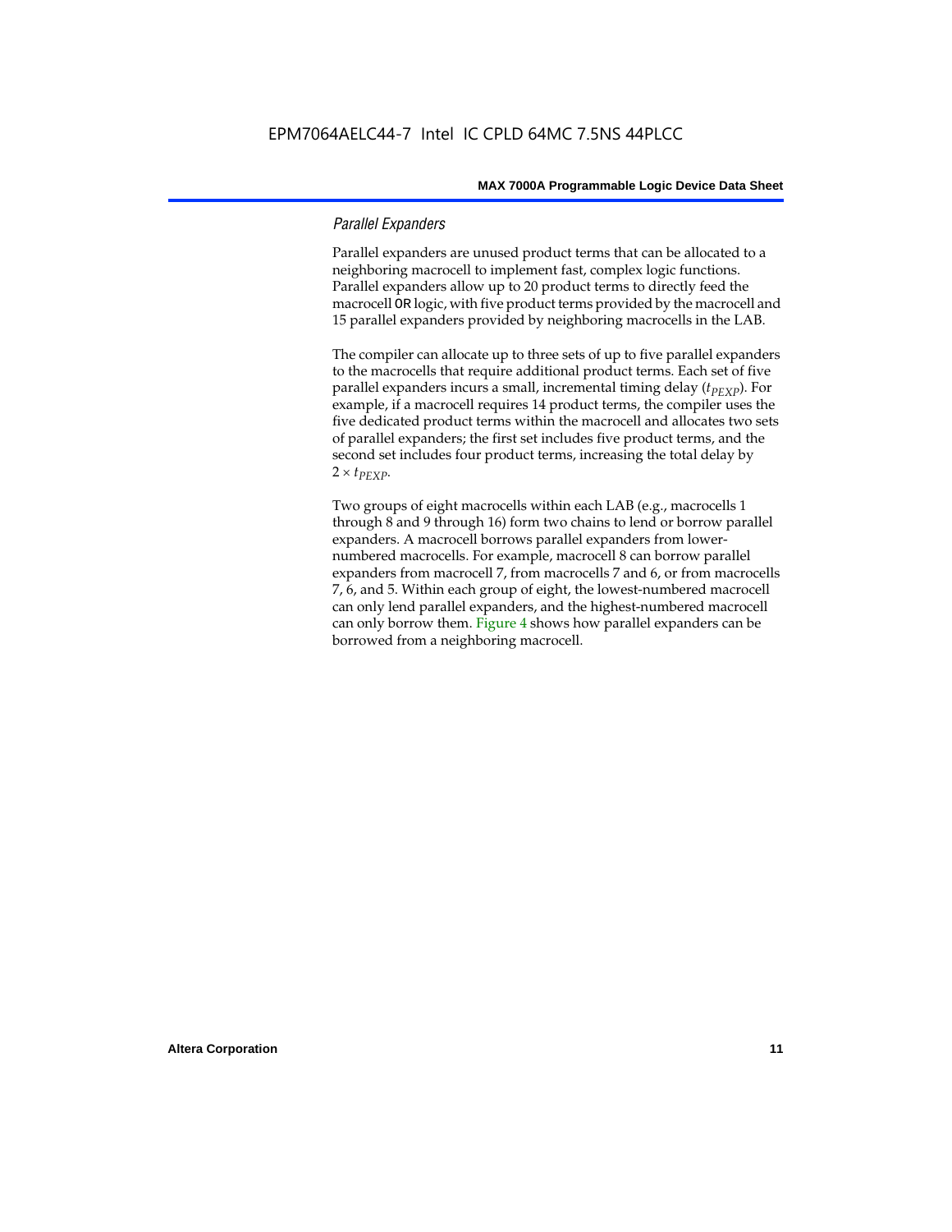### *Parallel Expanders*

Parallel expanders are unused product terms that can be allocated to a neighboring macrocell to implement fast, complex logic functions. Parallel expanders allow up to 20 product terms to directly feed the macrocell OR logic, with five product terms provided by the macrocell and 15 parallel expanders provided by neighboring macrocells in the LAB.

The compiler can allocate up to three sets of up to five parallel expanders to the macrocells that require additional product terms. Each set of five parallel expanders incurs a small, incremental timing delay ($t_{PEXP}$). For example, if a macrocell requires 14 product terms, the compiler uses the five dedicated product terms within the macrocell and allocates two sets of parallel expanders; the first set includes five product terms, and the second set includes four product terms, increasing the total delay by $2 \times t_{PEXP}$.

Two groups of eight macrocells within each LAB (e.g., macrocells 1 through 8 and 9 through 16) form two chains to lend or borrow parallel expanders. A macrocell borrows parallel expanders from lower-numbered macrocells. For example, macrocell 8 can borrow parallel expanders from macrocell 7, from macrocells 7 and 6, or from macrocells 7, 6, and 5. Within each group of eight, the lowest-numbered macrocell can only lend parallel expanders, and the highest-numbered macrocell can only borrow them. Figure 4 shows how parallel expanders can be borrowed from a neighboring macrocell.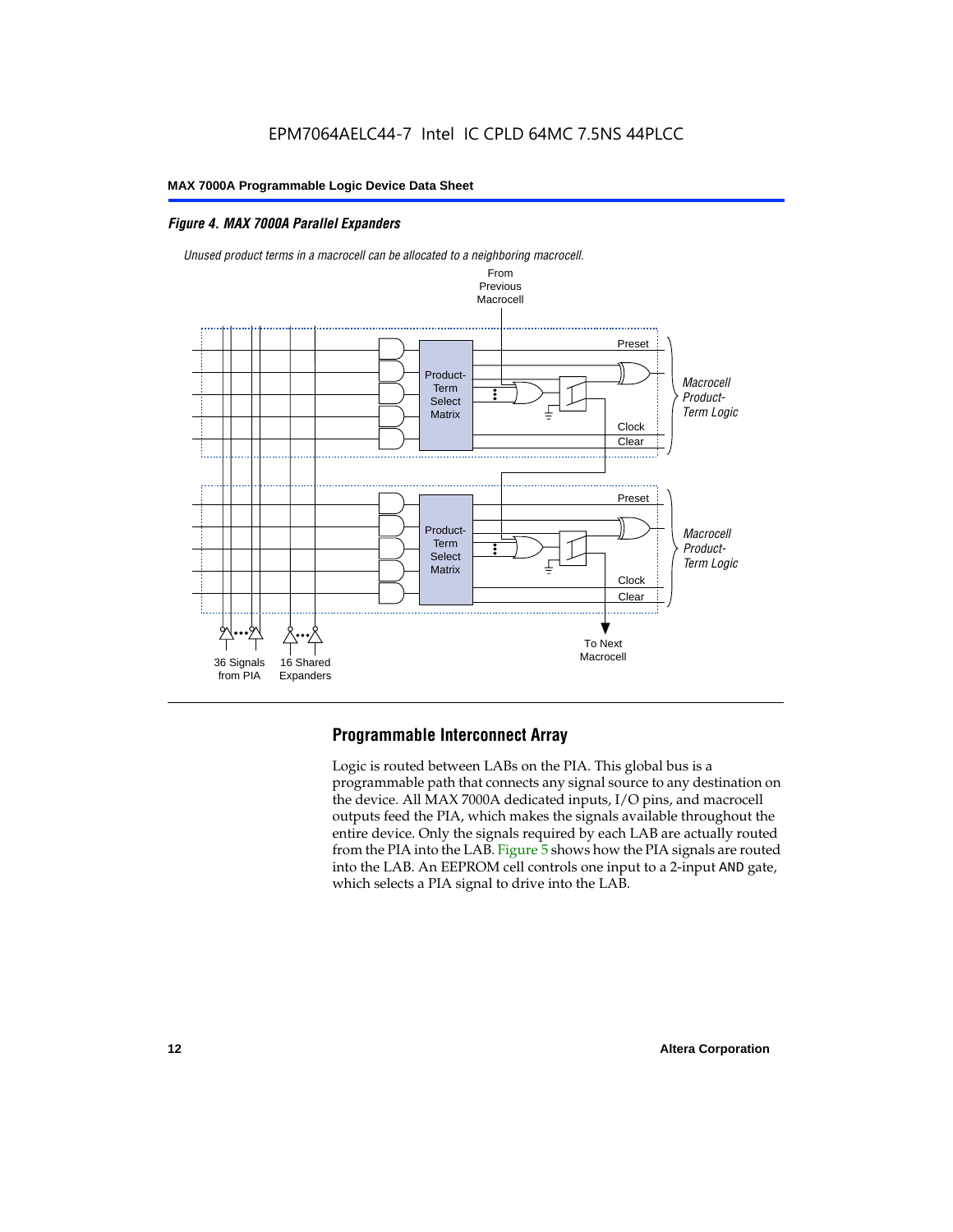*Figure 4. MAX 7000A Parallel Expanders*

*Unused product terms in a macrocell can be allocated to a neighboring macrocell.*

From Previous Macrocell

Preset

Product-Term Select Matrix

Clock

Clear

*Macrocell Product-Term Logic*

Preset

Product-Term Select Matrix

Clock

Clear

*Macrocell Product-Term Logic*

36 Signals from PIA

16 Shared Expanders

To Next Macrocell

## Programmable Interconnect Array

Logic is routed between LABs on the PIA. This global bus is a programmable path that connects any signal source to any destination on the device. All MAX 7000A dedicated inputs, I/O pins, and macrocell outputs feed the PIA, which makes the signals available throughout the entire device. Only the signals required by each LAB are actually routed from the PIA into the LAB. Figure 5 shows how the PIA signals are routed into the LAB. An EEPROM cell controls one input to a 2-input AND gate, which selects a PIA signal to drive into the LAB.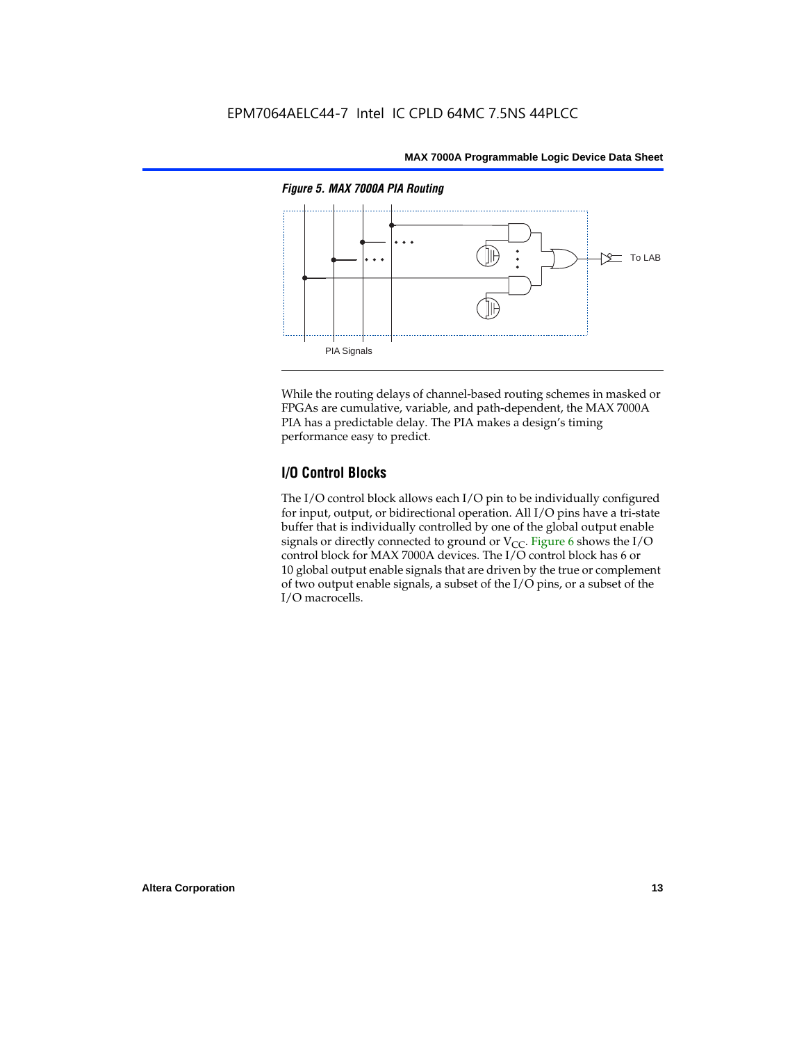*Figure 5. MAX 7000A PIA Routing*

PIA Signals

To LAB

While the routing delays of channel-based routing schemes in masked or FPGAs are cumulative, variable, and path-dependent, the MAX 7000A PIA has a predictable delay. The PIA makes a design's timing performance easy to predict.

## I/O Control Blocks

The I/O control block allows each I/O pin to be individually configured for input, output, or bidirectional operation. All I/O pins have a tri-state buffer that is individually controlled by one of the global output enable signals or directly connected to ground or $V_{CC}$. Figure 6 shows the I/O control block for MAX 7000A devices. The I/O control block has 6 or 10 global output enable signals that are driven by the true or complement of two output enable signals, a subset of the I/O pins, or a subset of the I/O macrocells.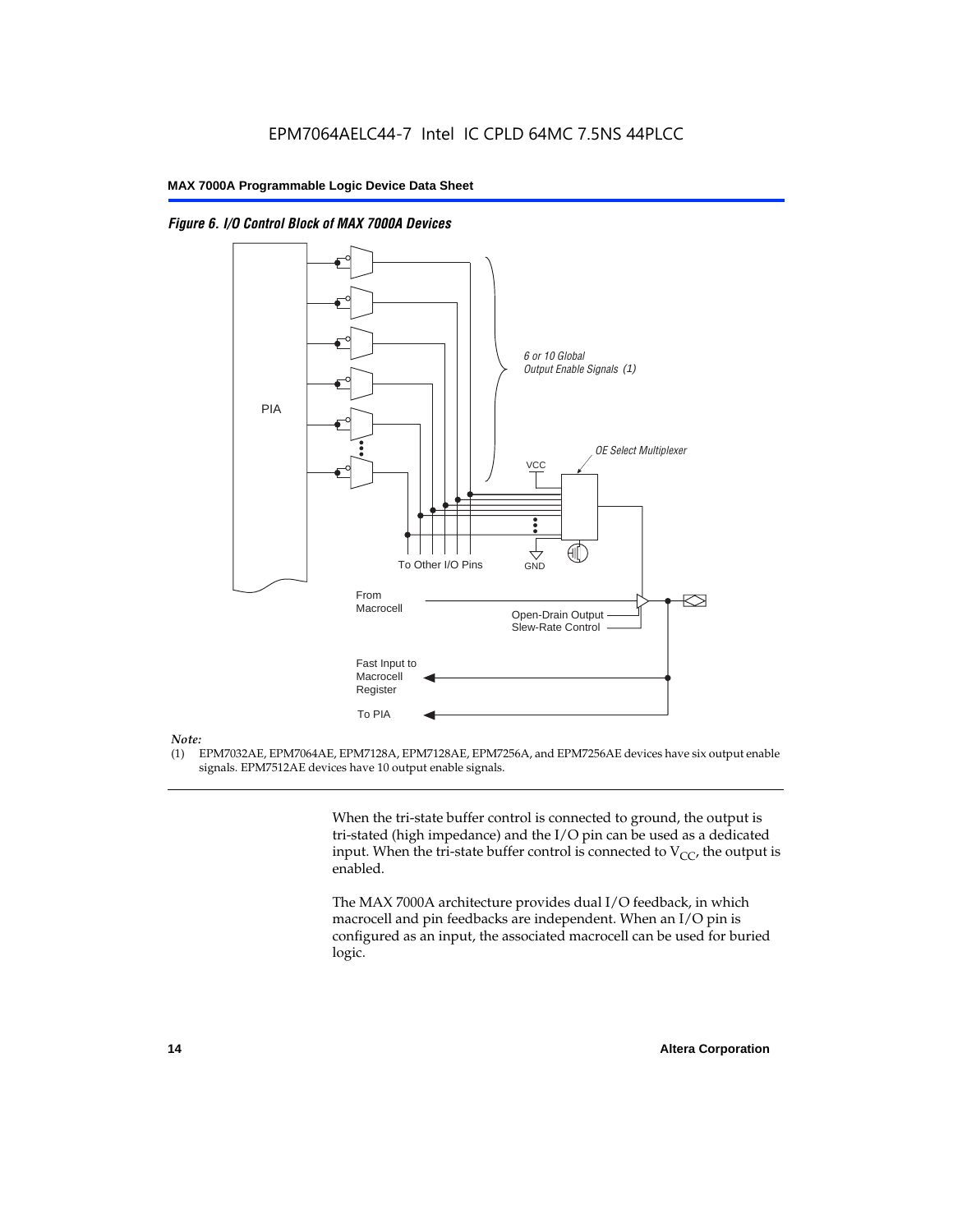*Figure 6. I/O Control Block of MAX 7000A Devices*

*Note:*
(1) EPM7032AE, EPM7064AE, EPM7128A, EPM7128AE, EPM7256A, and EPM7256AE devices have six output enable signals. EPM7512AE devices have 10 output enable signals.

When the tri-state buffer control is connected to ground, the output is tri-stated (high impedance) and the I/O pin can be used as a dedicated input. When the tri-state buffer control is connected to $V_{CC}$, the output is enabled.

The MAX 7000A architecture provides dual I/O feedback, in which macrocell and pin feedbacks are independent. When an I/O pin is configured as an input, the associated macrocell can be used for buried logic.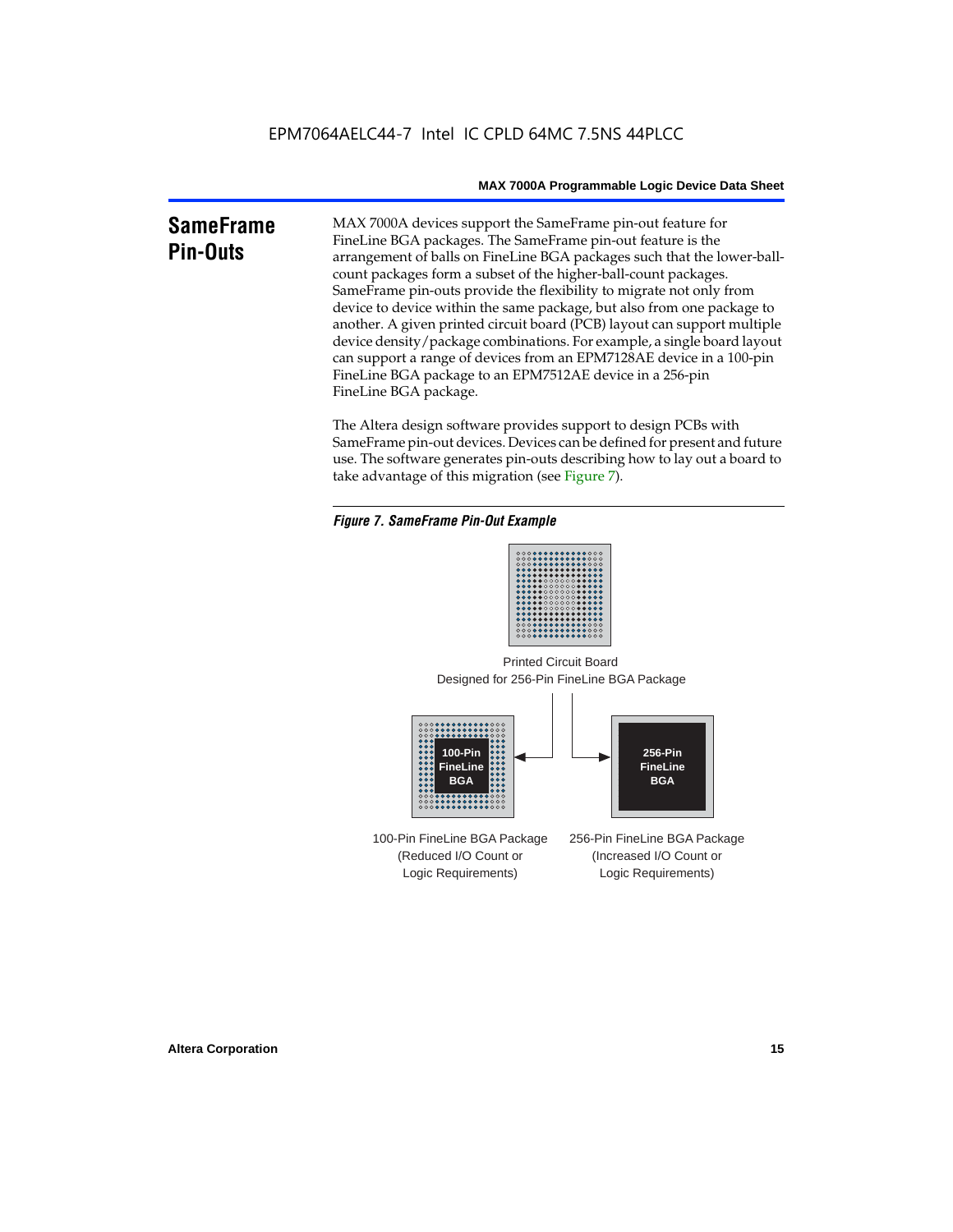## SameFrame Pin-Outs

MAX 7000A devices support the SameFrame pin-out feature for FineLine BGA packages. The SameFrame pin-out feature is the arrangement of balls on FineLine BGA packages such that the lower-ball-count packages form a subset of the higher-ball-count packages. SameFrame pin-outs provide the flexibility to migrate not only from device to device within the same package, but also from one package to another. A given printed circuit board (PCB) layout can support multiple device density/package combinations. For example, a single board layout can support a range of devices from an EPM7128AE device in a 100-pin FineLine BGA package to an EPM7512AE device in a 256-pin FineLine BGA package.

The Altera design software provides support to design PCBs with SameFrame pin-out devices. Devices can be defined for present and future use. The software generates pin-outs describing how to lay out a board to take advantage of this migration (see Figure 7).

*Figure 7. SameFrame Pin-Out Example*

Printed Circuit Board
Designed for 256-Pin FineLine BGA Package

100-Pin FineLine BGA

256-Pin FineLine BGA

100-Pin FineLine BGA Package
(Reduced I/O Count or
Logic Requirements)

256-Pin FineLine BGA Package
(Increased I/O Count or
Logic Requirements)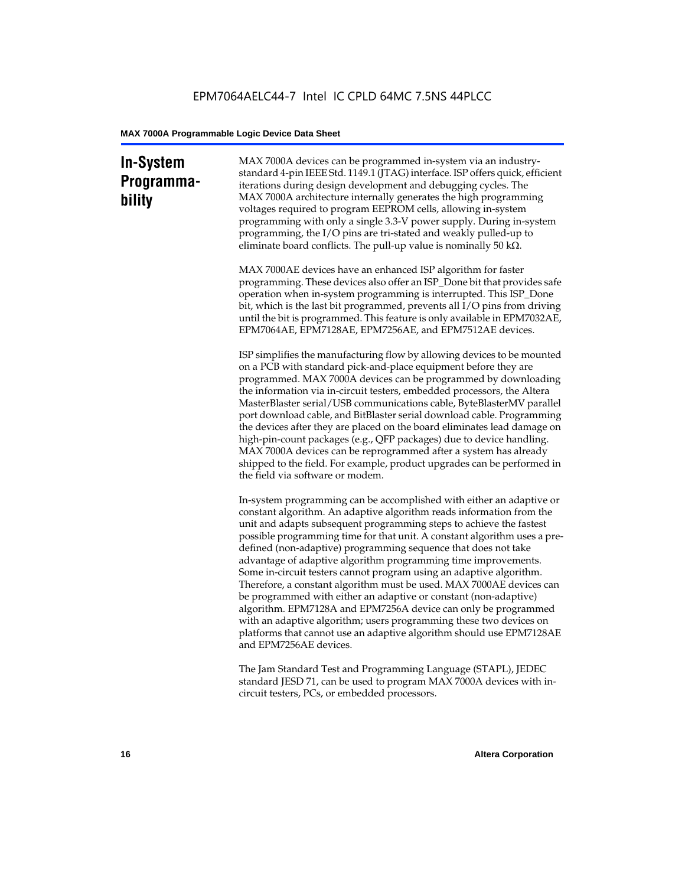## In-System Programmability

MAX 7000A devices can be programmed in-system via an industry-standard 4-pin IEEE Std. 1149.1 (JTAG) interface. ISP offers quick, efficient iterations during design development and debugging cycles. The MAX 7000A architecture internally generates the high programming voltages required to program EEPROM cells, allowing in-system programming with only a single 3.3-V power supply. During in-system programming, the I/O pins are tri-stated and weakly pulled-up to eliminate board conflicts. The pull-up value is nominally 50 kΩ.

MAX 7000AE devices have an enhanced ISP algorithm for faster programming. These devices also offer an ISP_Done bit that provides safe operation when in-system programming is interrupted. This ISP_Done bit, which is the last bit programmed, prevents all I/O pins from driving until the bit is programmed. This feature is only available in EPM7032AE, EPM7064AE, EPM7128AE, EPM7256AE, and EPM7512AE devices.

ISP simplifies the manufacturing flow by allowing devices to be mounted on a PCB with standard pick-and-place equipment before they are programmed. MAX 7000A devices can be programmed by downloading the information via in-circuit testers, embedded processors, the Altera MasterBlaster serial/USB communications cable, ByteBlasterMV parallel port download cable, and BitBlaster serial download cable. Programming the devices after they are placed on the board eliminates lead damage on high-pin-count packages (e.g., QFP packages) due to device handling. MAX 7000A devices can be reprogrammed after a system has already shipped to the field. For example, product upgrades can be performed in the field via software or modem.

In-system programming can be accomplished with either an adaptive or constant algorithm. An adaptive algorithm reads information from the unit and adapts subsequent programming steps to achieve the fastest possible programming time for that unit. A constant algorithm uses a pre-defined (non-adaptive) programming sequence that does not take advantage of adaptive algorithm programming time improvements. Some in-circuit testers cannot program using an adaptive algorithm. Therefore, a constant algorithm must be used. MAX 7000AE devices can be programmed with either an adaptive or constant (non-adaptive) algorithm. EPM7128A and EPM7256A device can only be programmed with an adaptive algorithm; users programming these two devices on platforms that cannot use an adaptive algorithm should use EPM7128AE and EPM7256AE devices.

The Jam Standard Test and Programming Language (STAPL), JEDEC standard JESD 71, can be used to program MAX 7000A devices with in-circuit testers, PCs, or embedded processors.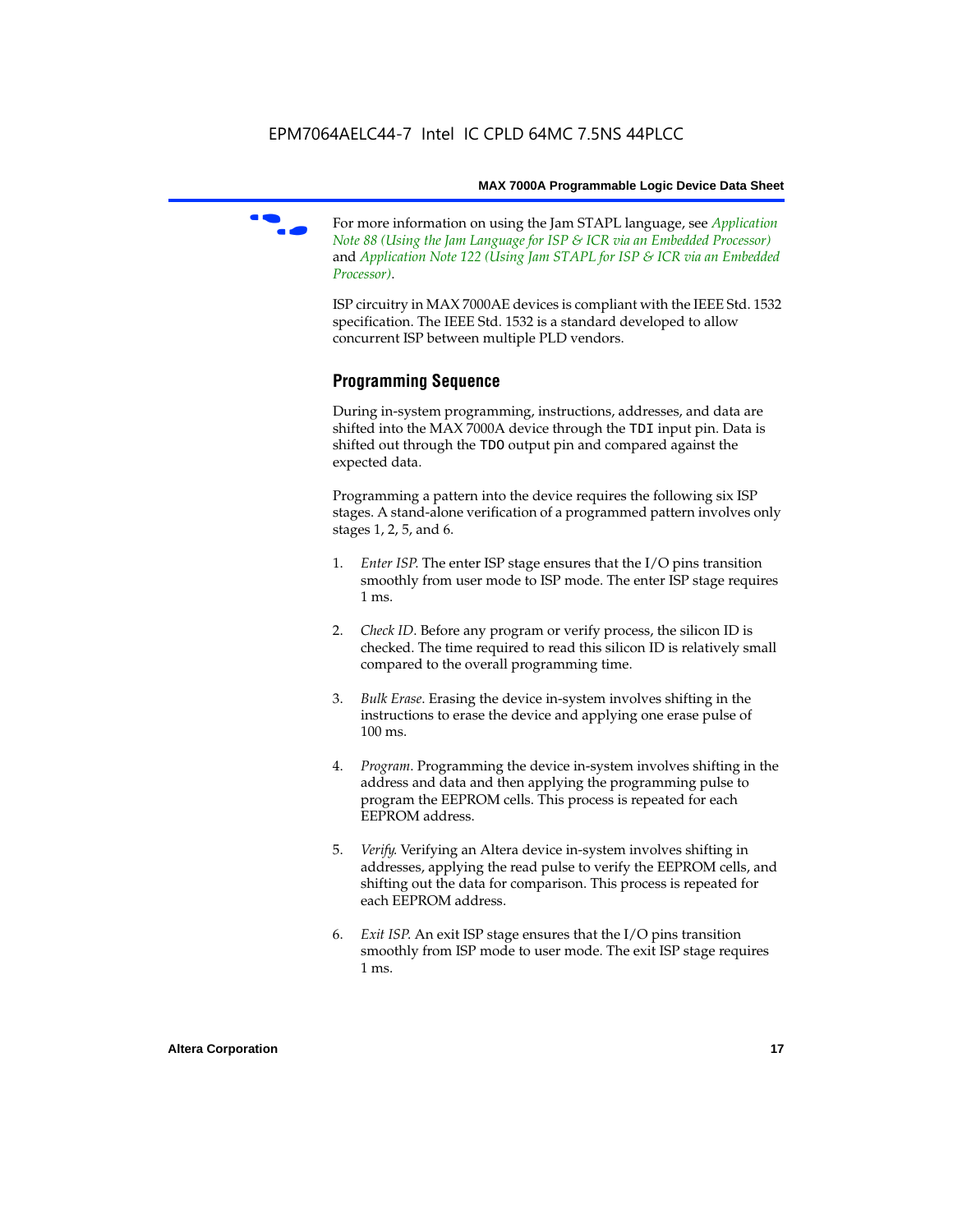For more information on using the Jam STAPL language, see *Application Note 88 (Using the Jam Language for ISP & ICR via an Embedded Processor)* and *Application Note 122 (Using Jam STAPL for ISP & ICR via an Embedded Processor)*.

ISP circuitry in MAX 7000AE devices is compliant with the IEEE Std. 1532 specification. The IEEE Std. 1532 is a standard developed to allow concurrent ISP between multiple PLD vendors.

## Programming Sequence

During in-system programming, instructions, addresses, and data are shifted into the MAX 7000A device through the `TDI` input pin. Data is shifted out through the `TDO` output pin and compared against the expected data.

Programming a pattern into the device requires the following six ISP stages. A stand-alone verification of a programmed pattern involves only stages 1, 2, 5, and 6.

1. *Enter ISP*. The enter ISP stage ensures that the I/O pins transition smoothly from user mode to ISP mode. The enter ISP stage requires 1 ms.

2. *Check ID*. Before any program or verify process, the silicon ID is checked. The time required to read this silicon ID is relatively small compared to the overall programming time.

3. *Bulk Erase*. Erasing the device in-system involves shifting in the instructions to erase the device and applying one erase pulse of 100 ms.

4. *Program*. Programming the device in-system involves shifting in the address and data and then applying the programming pulse to program the EEPROM cells. This process is repeated for each EEPROM address.

5. *Verify*. Verifying an Altera device in-system involves shifting in addresses, applying the read pulse to verify the EEPROM cells, and shifting out the data for comparison. This process is repeated for each EEPROM address.

6. *Exit ISP*. An exit ISP stage ensures that the I/O pins transition smoothly from ISP mode to user mode. The exit ISP stage requires 1 ms.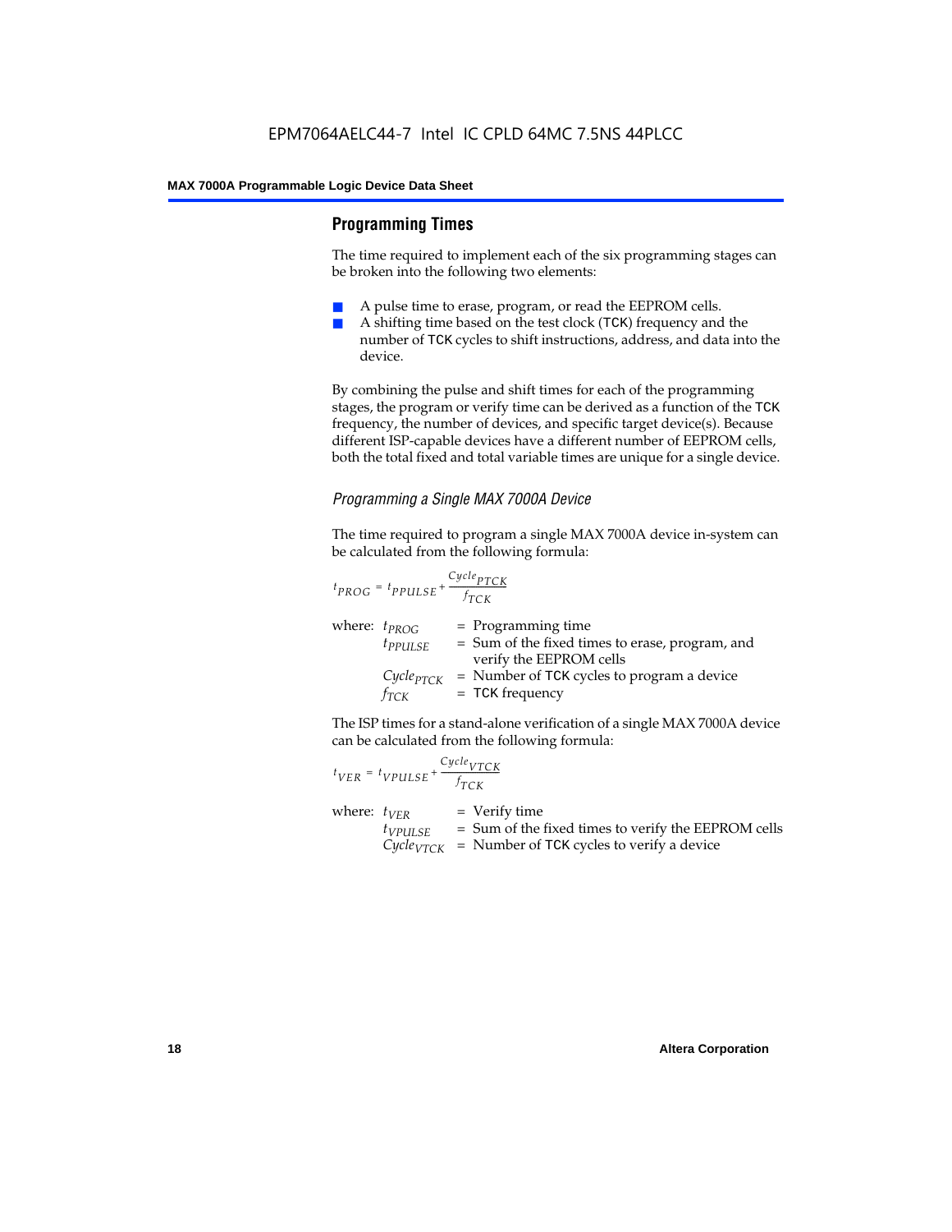## Programming Times

The time required to implement each of the six programming stages can be broken into the following two elements:

- A pulse time to erase, program, or read the EEPROM cells.
- A shifting time based on the test clock (TCK) frequency and the number of TCK cycles to shift instructions, address, and data into the device.

By combining the pulse and shift times for each of the programming stages, the program or verify time can be derived as a function of the TCK frequency, the number of devices, and specific target device(s). Because different ISP-capable devices have a different number of EEPROM cells, both the total fixed and total variable times are unique for a single device.

### *Programming a Single MAX 7000A Device*

The time required to program a single MAX 7000A device in-system can be calculated from the following formula:

$$t_{PROG} = t_{PPULSE} + \frac{Cycle_{PTCK}}{f_{TCK}}$$

where:
- $t_{PROG}$ = Programming time
- $t_{PPULSE}$ = Sum of the fixed times to erase, program, and verify the EEPROM cells
- $Cycle_{PTCK}$ = Number of TCK cycles to program a device
- $f_{TCK}$ = TCK frequency

The ISP times for a stand-alone verification of a single MAX 7000A device can be calculated from the following formula:

$$t_{VER} = t_{VPULSE} + \frac{Cycle_{VTCK}}{f_{TCK}}$$

where:
- $t_{VER}$ = Verify time
- $t_{VPULSE}$ = Sum of the fixed times to verify the EEPROM cells
- $Cycle_{VTCK}$ = Number of TCK cycles to verify a device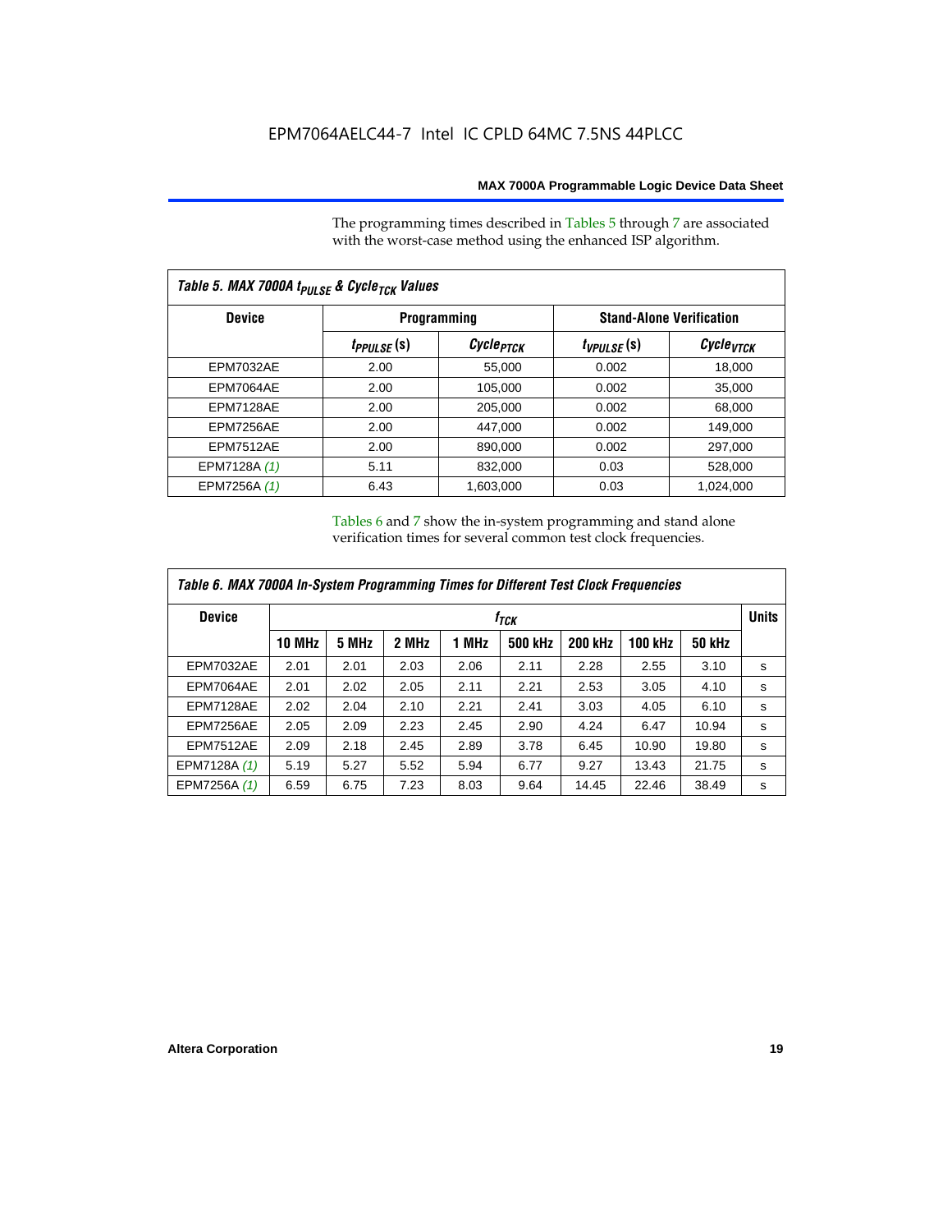The programming times described in Tables 5 through 7 are associated with the worst-case method using the enhanced ISP algorithm.

| Table 5. MAX 7000A $t_{PULSE}$ & $Cycle_{TCK}$ Values | | | | |
|---|---|---|---|---|
| **Device** | **Programming** | | **Stand-Alone Verification** | |
| | $t_{PPULSE}$ (s) | $Cycle_{PTCK}$ | $t_{VPULSE}$ (s) | $Cycle_{VTCK}$ |
| EPM7032AE | 2.00 | 55,000 | 0.002 | 18,000 |
| EPM7064AE | 2.00 | 105,000 | 0.002 | 35,000 |
| EPM7128AE | 2.00 | 205,000 | 0.002 | 68,000 |
| EPM7256AE | 2.00 | 447,000 | 0.002 | 149,000 |
| EPM7512AE | 2.00 | 890,000 | 0.002 | 297,000 |
| EPM7128A *(1)* | 5.11 | 832,000 | 0.03 | 528,000 |
| EPM7256A *(1)* | 6.43 | 1,603,000 | 0.03 | 1,024,000 |

Tables 6 and 7 show the in-system programming and stand alone verification times for several common test clock frequencies.

| Table 6. MAX 7000A In-System Programming Times for Different Test Clock Frequencies | | | | | | | | | |
|---|---|---|---|---|---|---|---|---|---|
| **Device** | $f_{TCK}$ | | | | | | | | **Units** |
| | **10 MHz** | **5 MHz** | **2 MHz** | **1 MHz** | **500 kHz** | **200 kHz** | **100 kHz** | **50 kHz** | |
| EPM7032AE | 2.01 | 2.01 | 2.03 | 2.06 | 2.11 | 2.28 | 2.55 | 3.10 | s |
| EPM7064AE | 2.01 | 2.02 | 2.05 | 2.11 | 2.21 | 2.53 | 3.05 | 4.10 | s |
| EPM7128AE | 2.02 | 2.04 | 2.10 | 2.21 | 2.41 | 3.03 | 4.05 | 6.10 | s |
| EPM7256AE | 2.05 | 2.09 | 2.23 | 2.45 | 2.90 | 4.24 | 6.47 | 10.94 | s |
| EPM7512AE | 2.09 | 2.18 | 2.45 | 2.89 | 3.78 | 6.45 | 10.90 | 19.80 | s |
| EPM7128A *(1)* | 5.19 | 5.27 | 5.52 | 5.94 | 6.77 | 9.27 | 13.43 | 21.75 | s |
| EPM7256A *(1)* | 6.59 | 6.75 | 7.23 | 8.03 | 9.64 | 14.45 | 22.46 | 38.49 | s |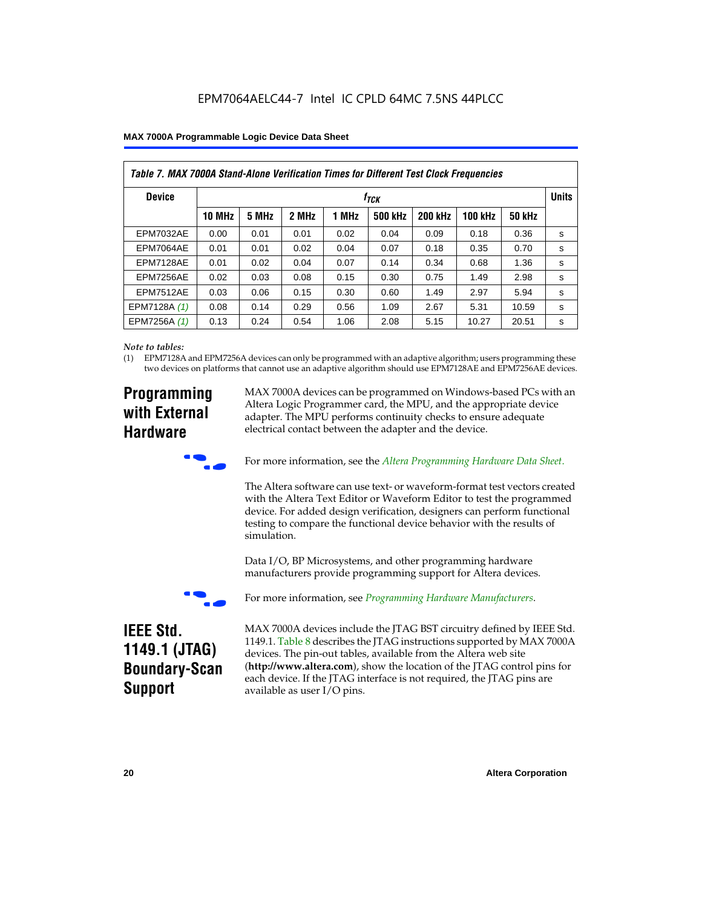**Table 7. MAX 7000A Stand-Alone Verification Times for Different Test Clock Frequencies**

| Device | $f_{TCK}$ | | | | | | | | Units |
|---|---|---|---|---|---|---|---|---|---|
| | 10 MHz | 5 MHz | 2 MHz | 1 MHz | 500 kHz | 200 kHz | 100 kHz | 50 kHz | |
| EPM7032AE | 0.00 | 0.01 | 0.01 | 0.02 | 0.04 | 0.09 | 0.18 | 0.36 | s |
| EPM7064AE | 0.01 | 0.01 | 0.02 | 0.04 | 0.07 | 0.18 | 0.35 | 0.70 | s |
| EPM7128AE | 0.01 | 0.02 | 0.04 | 0.07 | 0.14 | 0.34 | 0.68 | 1.36 | s |
| EPM7256AE | 0.02 | 0.03 | 0.08 | 0.15 | 0.30 | 0.75 | 1.49 | 2.98 | s |
| EPM7512AE | 0.03 | 0.06 | 0.15 | 0.30 | 0.60 | 1.49 | 2.97 | 5.94 | s |
| EPM7128A *(1)* | 0.08 | 0.14 | 0.29 | 0.56 | 1.09 | 2.67 | 5.31 | 10.59 | s |
| EPM7256A *(1)* | 0.13 | 0.24 | 0.54 | 1.06 | 2.08 | 5.15 | 10.27 | 20.51 | s |

*Note to tables:*

(1) EPM7128A and EPM7256A devices can only be programmed with an adaptive algorithm; users programming these two devices on platforms that cannot use an adaptive algorithm should use EPM7128AE and EPM7256AE devices.

## Programming with External Hardware

MAX 7000A devices can be programmed on Windows-based PCs with an Altera Logic Programmer card, the MPU, and the appropriate device adapter. The MPU performs continuity checks to ensure adequate electrical contact between the adapter and the device.

For more information, see the *Altera Programming Hardware Data Sheet*.

The Altera software can use text- or waveform-format test vectors created with the Altera Text Editor or Waveform Editor to test the programmed device. For added design verification, designers can perform functional testing to compare the functional device behavior with the results of simulation.

Data I/O, BP Microsystems, and other programming hardware manufacturers provide programming support for Altera devices.

For more information, see *Programming Hardware Manufacturers*.

## IEEE Std. 1149.1 (JTAG) Boundary-Scan Support

MAX 7000A devices include the JTAG BST circuitry defined by IEEE Std. 1149.1. Table 8 describes the JTAG instructions supported by MAX 7000A devices. The pin-out tables, available from the Altera web site (**http://www.altera.com**), show the location of the JTAG control pins for each device. If the JTAG interface is not required, the JTAG pins are available as user I/O pins.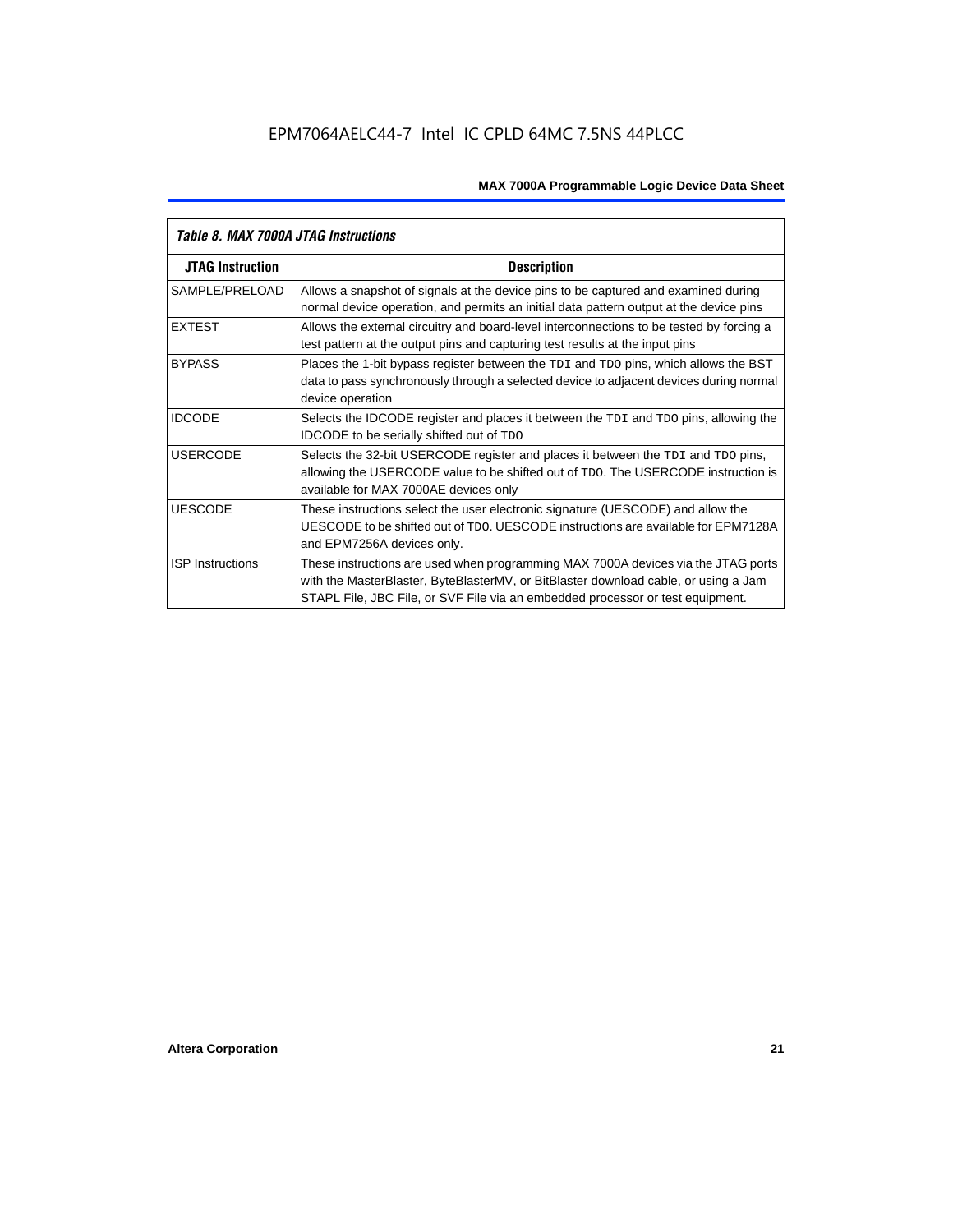*Table 8. MAX 7000A JTAG Instructions*

| JTAG Instruction | Description |
|---|---|
| SAMPLE/PRELOAD | Allows a snapshot of signals at the device pins to be captured and examined during normal device operation, and permits an initial data pattern output at the device pins |
| EXTEST | Allows the external circuitry and board-level interconnections to be tested by forcing a test pattern at the output pins and capturing test results at the input pins |
| BYPASS | Places the 1-bit bypass register between the `TDI` and `TDO` pins, which allows the BST data to pass synchronously through a selected device to adjacent devices during normal device operation |
| IDCODE | Selects the IDCODE register and places it between the `TDI` and `TDO` pins, allowing the IDCODE to be serially shifted out of `TDO` |
| USERCODE | Selects the 32-bit USERCODE register and places it between the `TDI` and `TDO` pins, allowing the USERCODE value to be shifted out of `TDO`. The USERCODE instruction is available for MAX 7000AE devices only |
| UESCODE | These instructions select the user electronic signature (UESCODE) and allow the UESCODE to be shifted out of `TDO`. UESCODE instructions are available for EPM7128A and EPM7256A devices only. |
| ISP Instructions | These instructions are used when programming MAX 7000A devices via the JTAG ports with the MasterBlaster, ByteBlasterMV, or BitBlaster download cable, or using a Jam STAPL File, JBC File, or SVF File via an embedded processor or test equipment. |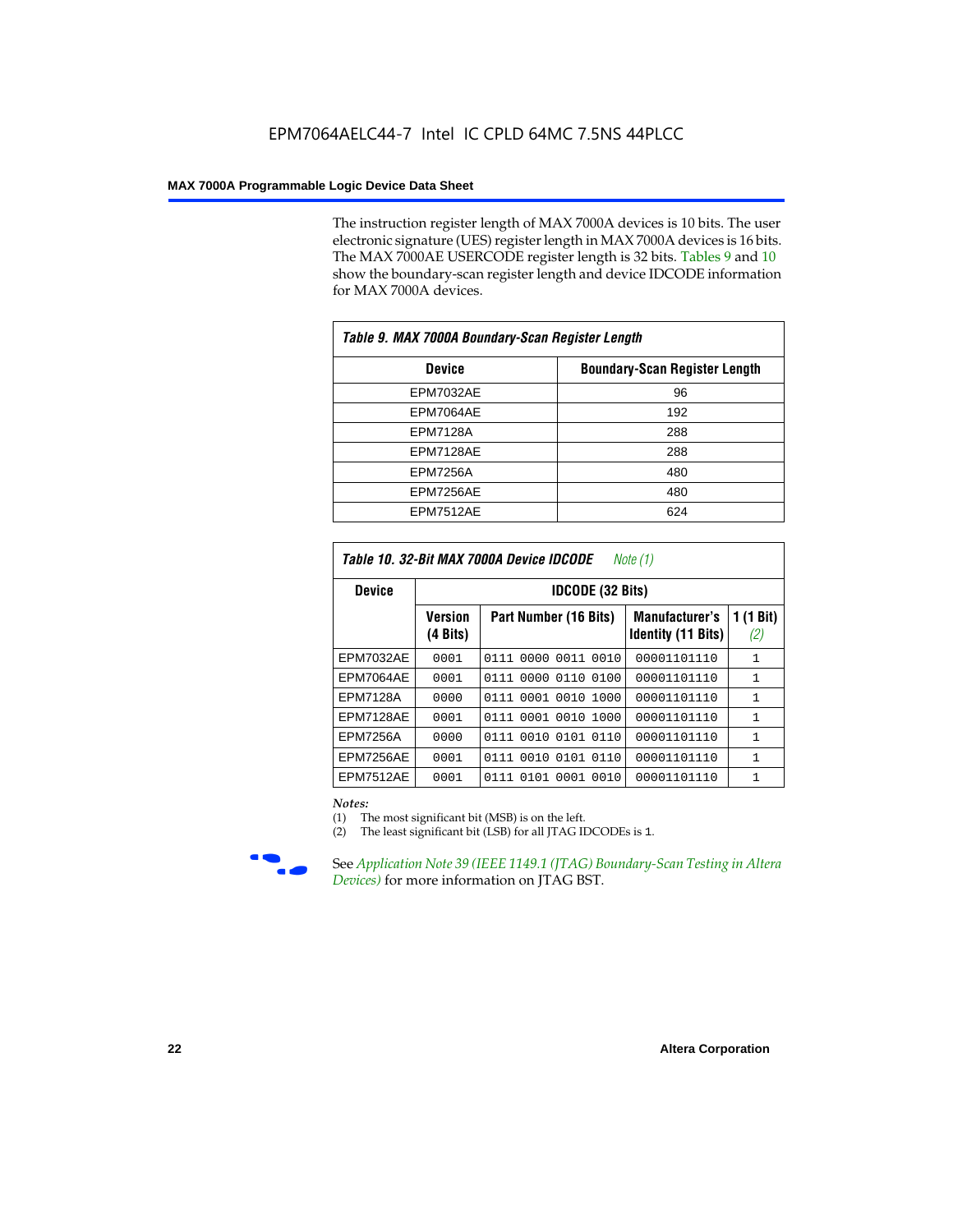The instruction register length of MAX 7000A devices is 10 bits. The user electronic signature (UES) register length in MAX 7000A devices is 16 bits. The MAX 7000AE USERCODE register length is 32 bits. Tables 9 and 10 show the boundary-scan register length and device IDCODE information for MAX 7000A devices.

**Table 9. MAX 7000A Boundary-Scan Register Length**

| Device | Boundary-Scan Register Length |
|---|---|
| EPM7032AE | 96 |
| EPM7064AE | 192 |
| EPM7128A | 288 |
| EPM7128AE | 288 |
| EPM7256A | 480 |
| EPM7256AE | 480 |
| EPM7512AE | 624 |

**Table 10. 32-Bit MAX 7000A Device IDCODE** *Note (1)*

| Device | IDCODE (32 Bits) | | | |
|---|---|---|---|---|
| | Version (4 Bits) | Part Number (16 Bits) | Manufacturer's Identity (11 Bits) | 1 (1 Bit) *(2)* |
| EPM7032AE | 0001 | 0111 0000 0011 0010 | 00001101110 | 1 |
| EPM7064AE | 0001 | 0111 0000 0110 0100 | 00001101110 | 1 |
| EPM7128A | 0000 | 0111 0001 0010 1000 | 00001101110 | 1 |
| EPM7128AE | 0001 | 0111 0001 0010 1000 | 00001101110 | 1 |
| EPM7256A | 0000 | 0111 0010 0101 0110 | 00001101110 | 1 |
| EPM7256AE | 0001 | 0111 0010 0101 0110 | 00001101110 | 1 |
| EPM7512AE | 0001 | 0111 0101 0001 0010 | 00001101110 | 1 |

*Notes:*

(1) The most significant bit (MSB) is on the left.

(2) The least significant bit (LSB) for all JTAG IDCODEs is 1.

See *Application Note 39 (IEEE 1149.1 (JTAG) Boundary-Scan Testing in Altera Devices)* for more information on JTAG BST.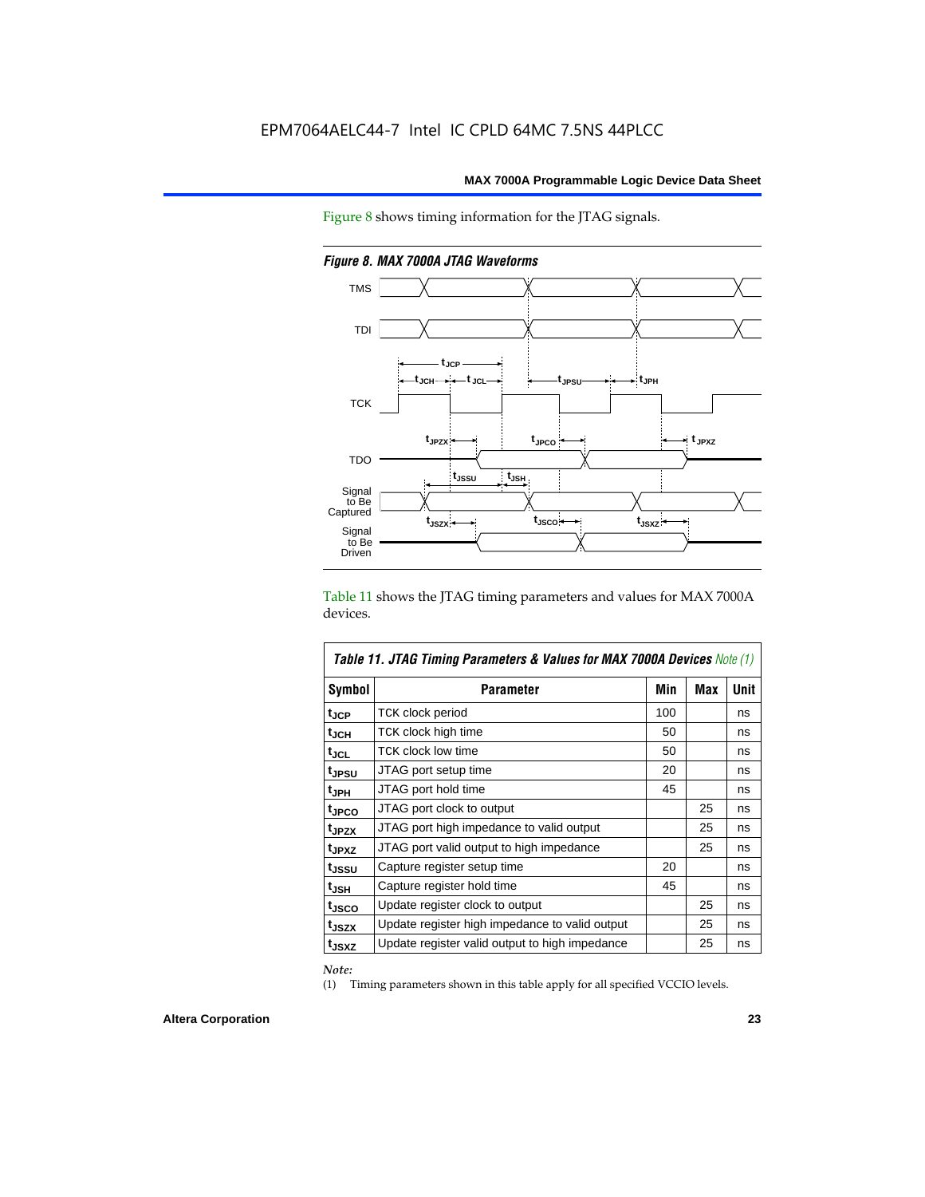Figure 8 shows timing information for the JTAG signals.

*Figure 8. MAX 7000A JTAG Waveforms*

Table 11 shows the JTAG timing parameters and values for MAX 7000A devices.

*Table 11. JTAG Timing Parameters & Values for MAX 7000A Devices Note (1)*

| Symbol | Parameter | Min | Max | Unit |
|---|---|---|---|---|
| $t_{JCP}$ | TCK clock period | 100 | | ns |
| $t_{JCH}$ | TCK clock high time | 50 | | ns |
| $t_{JCL}$ | TCK clock low time | 50 | | ns |
| $t_{JPSU}$ | JTAG port setup time | 20 | | ns |
| $t_{JPH}$ | JTAG port hold time | 45 | | ns |
| $t_{JPCO}$ | JTAG port clock to output | | 25 | ns |
| $t_{JPZX}$ | JTAG port high impedance to valid output | | 25 | ns |
| $t_{JPXZ}$ | JTAG port valid output to high impedance | | 25 | ns |
| $t_{JSSU}$ | Capture register setup time | 20 | | ns |
| $t_{JSH}$ | Capture register hold time | 45 | | ns |
| $t_{JSCO}$ | Update register clock to output | | 25 | ns |
| $t_{JSZX}$ | Update register high impedance to valid output | | 25 | ns |
| $t_{JSXZ}$ | Update register valid output to high impedance | | 25 | ns |

*Note:*

(1) Timing parameters shown in this table apply for all specified VCCIO levels.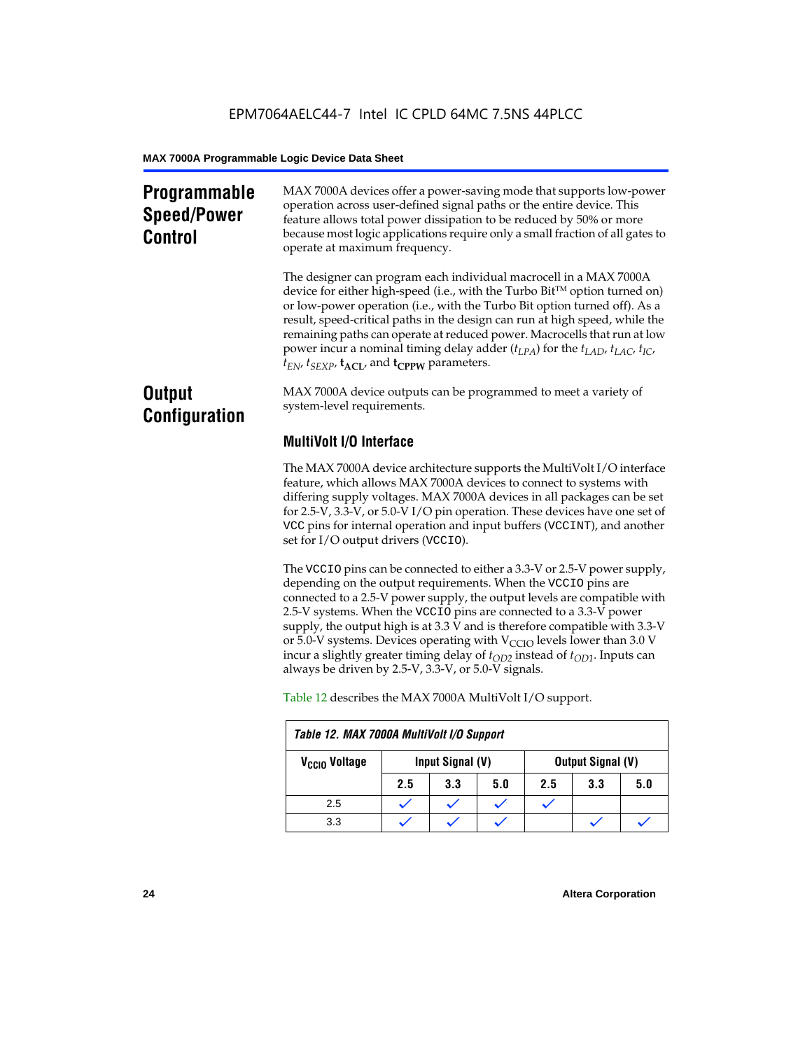## Programmable Speed/Power Control

MAX 7000A devices offer a power-saving mode that supports low-power operation across user-defined signal paths or the entire device. This feature allows total power dissipation to be reduced by 50% or more because most logic applications require only a small fraction of all gates to operate at maximum frequency.

The designer can program each individual macrocell in a MAX 7000A device for either high-speed (i.e., with the Turbo Bit™ option turned on) or low-power operation (i.e., with the Turbo Bit option turned off). As a result, speed-critical paths in the design can run at high speed, while the remaining paths can operate at reduced power. Macrocells that run at low power incur a nominal timing delay adder ($t_{LPA}$) for the $t_{LAD}$, $t_{LAC}$, $t_{IC}$, $t_{EN}$, $t_{SEXP}$, $\mathbf{t_{ACL}}$, and $\mathbf{t_{CPPW}}$ parameters.

## Output Configuration

MAX 7000A device outputs can be programmed to meet a variety of system-level requirements.

### MultiVolt I/O Interface

The MAX 7000A device architecture supports the MultiVolt I/O interface feature, which allows MAX 7000A devices to connect to systems with differing supply voltages. MAX 7000A devices in all packages can be set for 2.5-V, 3.3-V, or 5.0-V I/O pin operation. These devices have one set of VCC pins for internal operation and input buffers (VCCINT), and another set for I/O output drivers (VCCIO).

The VCCIO pins can be connected to either a 3.3-V or 2.5-V power supply, depending on the output requirements. When the VCCIO pins are connected to a 2.5-V power supply, the output levels are compatible with 2.5-V systems. When the VCCIO pins are connected to a 3.3-V power supply, the output high is at 3.3 V and is therefore compatible with 3.3-V or 5.0-V systems. Devices operating with $V_{CCIO}$ levels lower than 3.0 V incur a slightly greater timing delay of $t_{OD2}$ instead of $t_{OD1}$. Inputs can always be driven by 2.5-V, 3.3-V, or 5.0-V signals.

Table 12 describes the MAX 7000A MultiVolt I/O support.

*Table 12. MAX 7000A MultiVolt I/O Support*

| $V_{CCIO}$ Voltage | Input Signal (V) | | | Output Signal (V) | | |
|---|---|---|---|---|---|---|
| | 2.5 | 3.3 | 5.0 | 2.5 | 3.3 | 5.0 |
| 2.5 | ✓ | ✓ | ✓ | ✓ | | |
| 3.3 | ✓ | ✓ | ✓ | | ✓ | ✓ |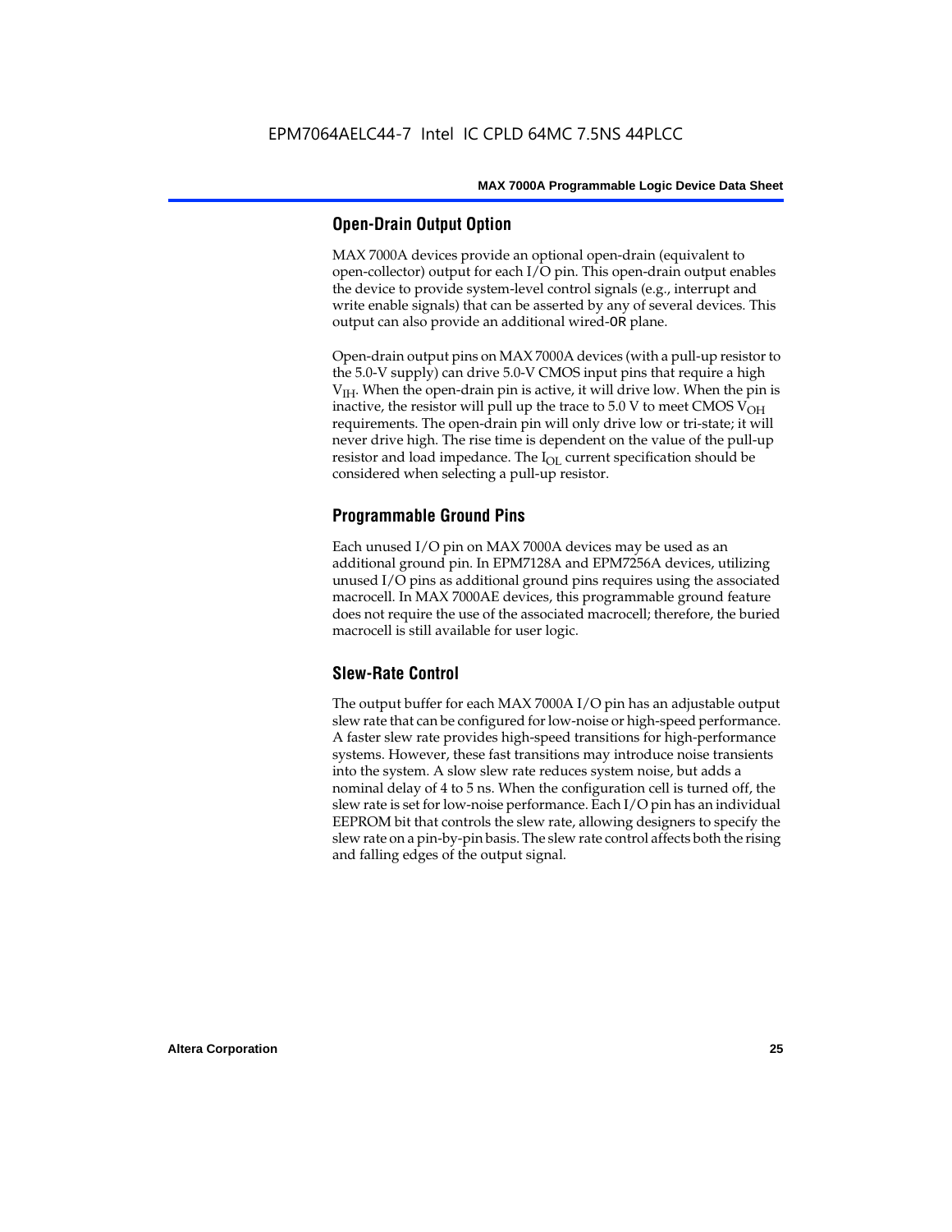## Open-Drain Output Option

MAX 7000A devices provide an optional open-drain (equivalent to open-collector) output for each I/O pin. This open-drain output enables the device to provide system-level control signals (e.g., interrupt and write enable signals) that can be asserted by any of several devices. This output can also provide an additional wired-OR plane.

Open-drain output pins on MAX 7000A devices (with a pull-up resistor to the 5.0-V supply) can drive 5.0-V CMOS input pins that require a high $V_{IH}$. When the open-drain pin is active, it will drive low. When the pin is inactive, the resistor will pull up the trace to 5.0 V to meet CMOS $V_{OH}$ requirements. The open-drain pin will only drive low or tri-state; it will never drive high. The rise time is dependent on the value of the pull-up resistor and load impedance. The $I_{OL}$ current specification should be considered when selecting a pull-up resistor.

## Programmable Ground Pins

Each unused I/O pin on MAX 7000A devices may be used as an additional ground pin. In EPM7128A and EPM7256A devices, utilizing unused I/O pins as additional ground pins requires using the associated macrocell. In MAX 7000AE devices, this programmable ground feature does not require the use of the associated macrocell; therefore, the buried macrocell is still available for user logic.

## Slew-Rate Control

The output buffer for each MAX 7000A I/O pin has an adjustable output slew rate that can be configured for low-noise or high-speed performance. A faster slew rate provides high-speed transitions for high-performance systems. However, these fast transitions may introduce noise transients into the system. A slow slew rate reduces system noise, but adds a nominal delay of 4 to 5 ns. When the configuration cell is turned off, the slew rate is set for low-noise performance. Each I/O pin has an individual EEPROM bit that controls the slew rate, allowing designers to specify the slew rate on a pin-by-pin basis. The slew rate control affects both the rising and falling edges of the output signal.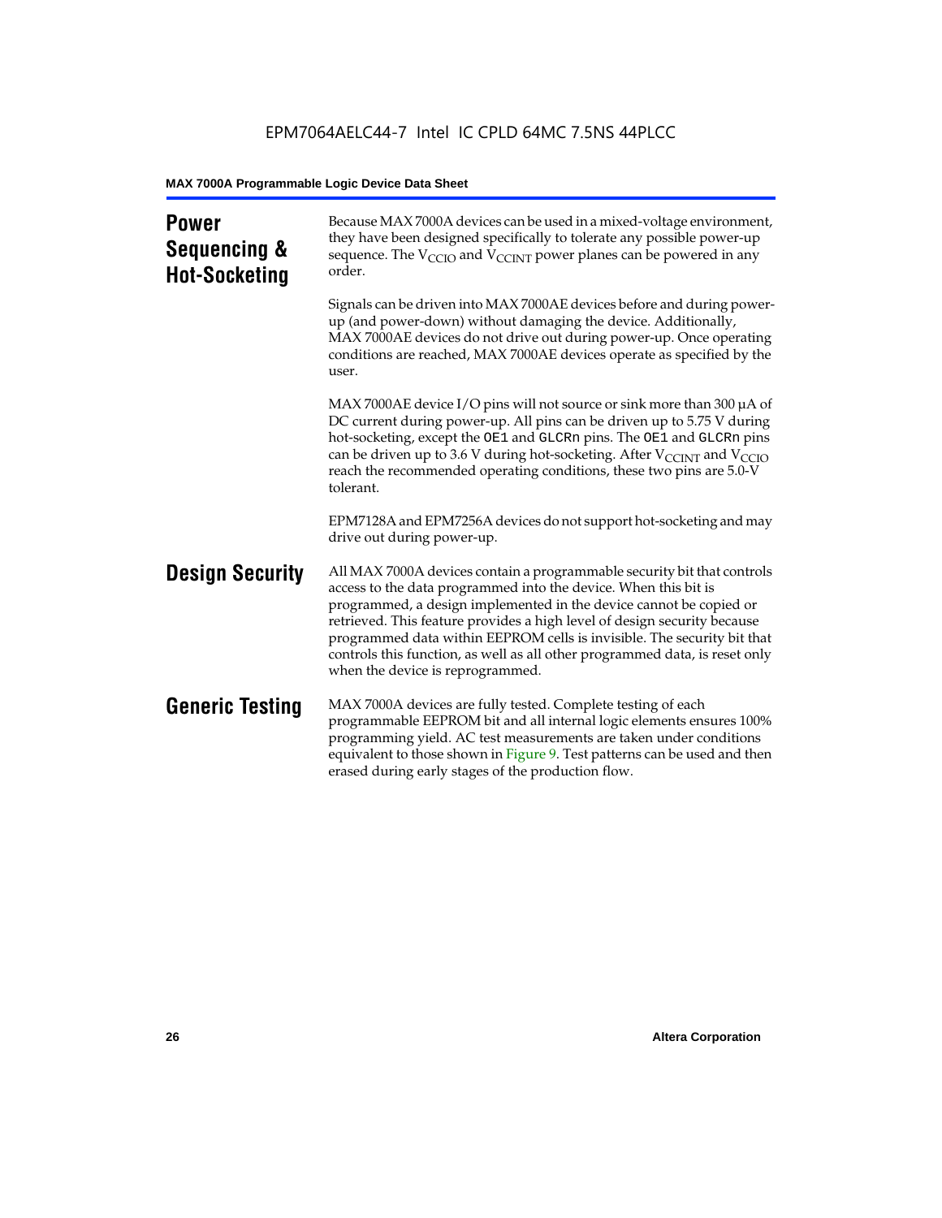## Power Sequencing & Hot-Socketing

Because MAX 7000A devices can be used in a mixed-voltage environment, they have been designed specifically to tolerate any possible power-up sequence. The $V_{CCIO}$ and $V_{CCINT}$ power planes can be powered in any order.

Signals can be driven into MAX 7000AE devices before and during power-up (and power-down) without damaging the device. Additionally, MAX 7000AE devices do not drive out during power-up. Once operating conditions are reached, MAX 7000AE devices operate as specified by the user.

MAX 7000AE device I/O pins will not source or sink more than 300 µA of DC current during power-up. All pins can be driven up to 5.75 V during hot-socketing, except the `OE1` and `GLCRn` pins. The `OE1` and `GLCRn` pins can be driven up to 3.6 V during hot-socketing. After $V_{CCINT}$ and $V_{CCIO}$ reach the recommended operating conditions, these two pins are 5.0-V tolerant.

EPM7128A and EPM7256A devices do not support hot-socketing and may drive out during power-up.

## Design Security

All MAX 7000A devices contain a programmable security bit that controls access to the data programmed into the device. When this bit is programmed, a design implemented in the device cannot be copied or retrieved. This feature provides a high level of design security because programmed data within EEPROM cells is invisible. The security bit that controls this function, as well as all other programmed data, is reset only when the device is reprogrammed.

## Generic Testing

MAX 7000A devices are fully tested. Complete testing of each programmable EEPROM bit and all internal logic elements ensures 100% programming yield. AC test measurements are taken under conditions equivalent to those shown in Figure 9. Test patterns can be used and then erased during early stages of the production flow.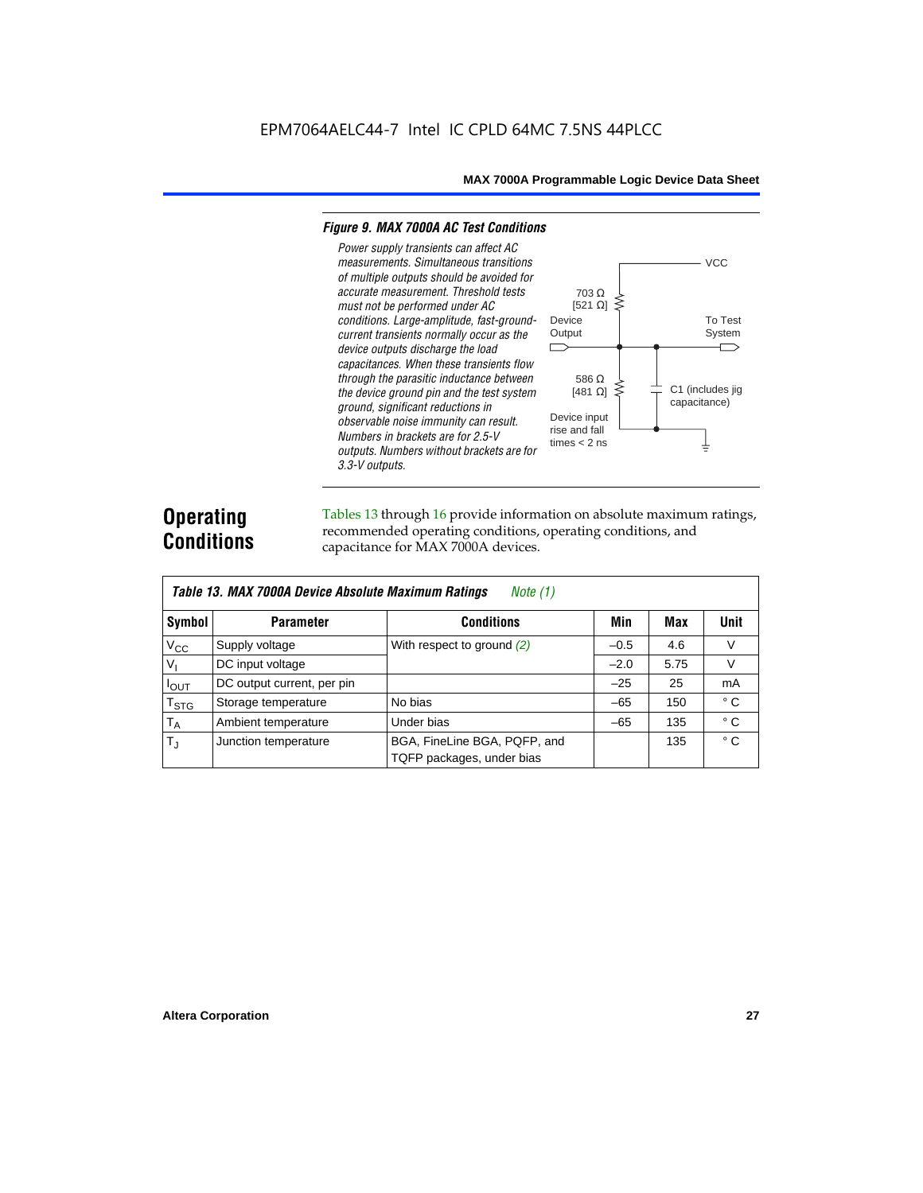*Figure 9. MAX 7000A AC Test Conditions*

*Power supply transients can affect AC measurements. Simultaneous transitions of multiple outputs should be avoided for accurate measurement. Threshold tests must not be performed under AC conditions. Large-amplitude, fast-ground-current transients normally occur as the device outputs discharge the load capacitances. When these transients flow through the parasitic inductance between the device ground pin and the test system ground, significant reductions in observable noise immunity can result. Numbers in brackets are for 2.5-V outputs. Numbers without brackets are for 3.3-V outputs.*

VCC

703 Ω [521 Ω]

Device Output

To Test System

586 Ω [481 Ω]

C1 (includes jig capacitance)

Device input rise and fall times < 2 ns

## Operating Conditions

Tables 13 through 16 provide information on absolute maximum ratings, recommended operating conditions, operating conditions, and capacitance for MAX 7000A devices.

*Table 13. MAX 7000A Device Absolute Maximum Ratings Note (1)*

| Symbol | Parameter | Conditions | Min | Max | Unit |
|---|---|---|---|---|---|
| $V_{CC}$ | Supply voltage | With respect to ground (2) | –0.5 | 4.6 | V |
| $V_I$ | DC input voltage | | –2.0 | 5.75 | V |
| $I_{OUT}$ | DC output current, per pin | | –25 | 25 | mA |
| $T_{STG}$ | Storage temperature | No bias | –65 | 150 | ° C |
| $T_A$ | Ambient temperature | Under bias | –65 | 135 | ° C |
| $T_J$ | Junction temperature | BGA, FineLine BGA, PQFP, and TQFP packages, under bias | | 135 | ° C |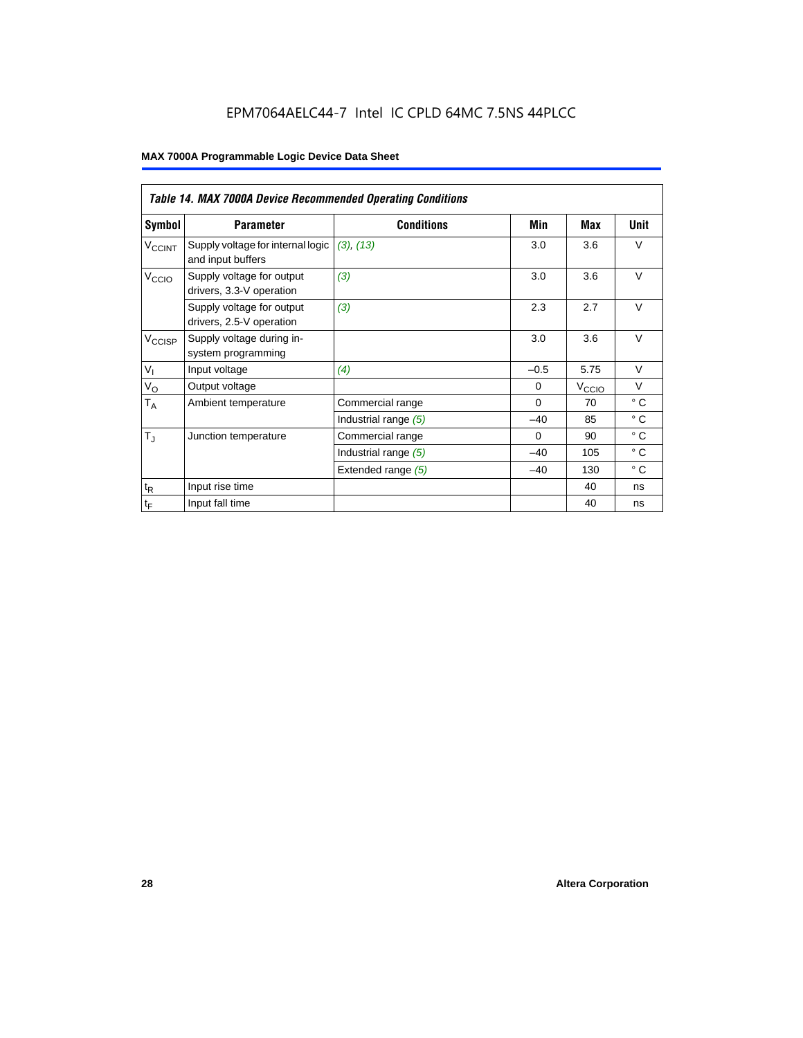EPM7064AELC44-7 Intel IC CPLD 64MC 7.5NS 44PLCC

| *Table 14. MAX 7000A Device Recommended Operating Conditions* | | | | | |
|---|---|---|---|---|---|
| **Symbol** | **Parameter** | **Conditions** | **Min** | **Max** | **Unit** |
| $V_{CCINT}$ | Supply voltage for internal logic and input buffers | *(3), (13)* | 3.0 | 3.6 | V |
| $V_{CCIO}$ | Supply voltage for output drivers, 3.3-V operation | *(3)* | 3.0 | 3.6 | V |
| | Supply voltage for output drivers, 2.5-V operation | *(3)* | 2.3 | 2.7 | V |
| $V_{CCISP}$ | Supply voltage during in-system programming | | 3.0 | 3.6 | V |
| $V_I$ | Input voltage | *(4)* | –0.5 | 5.75 | V |
| $V_O$ | Output voltage | | 0 | $V_{CCIO}$ | V |
| $T_A$ | Ambient temperature | Commercial range | 0 | 70 | ° C |
| | | Industrial range *(5)* | –40 | 85 | ° C |
| $T_J$ | Junction temperature | Commercial range | 0 | 90 | ° C |
| | | Industrial range *(5)* | –40 | 105 | ° C |
| | | Extended range *(5)* | –40 | 130 | ° C |
| $t_R$ | Input rise time | | | 40 | ns |
| $t_F$ | Input fall time | | | 40 | ns |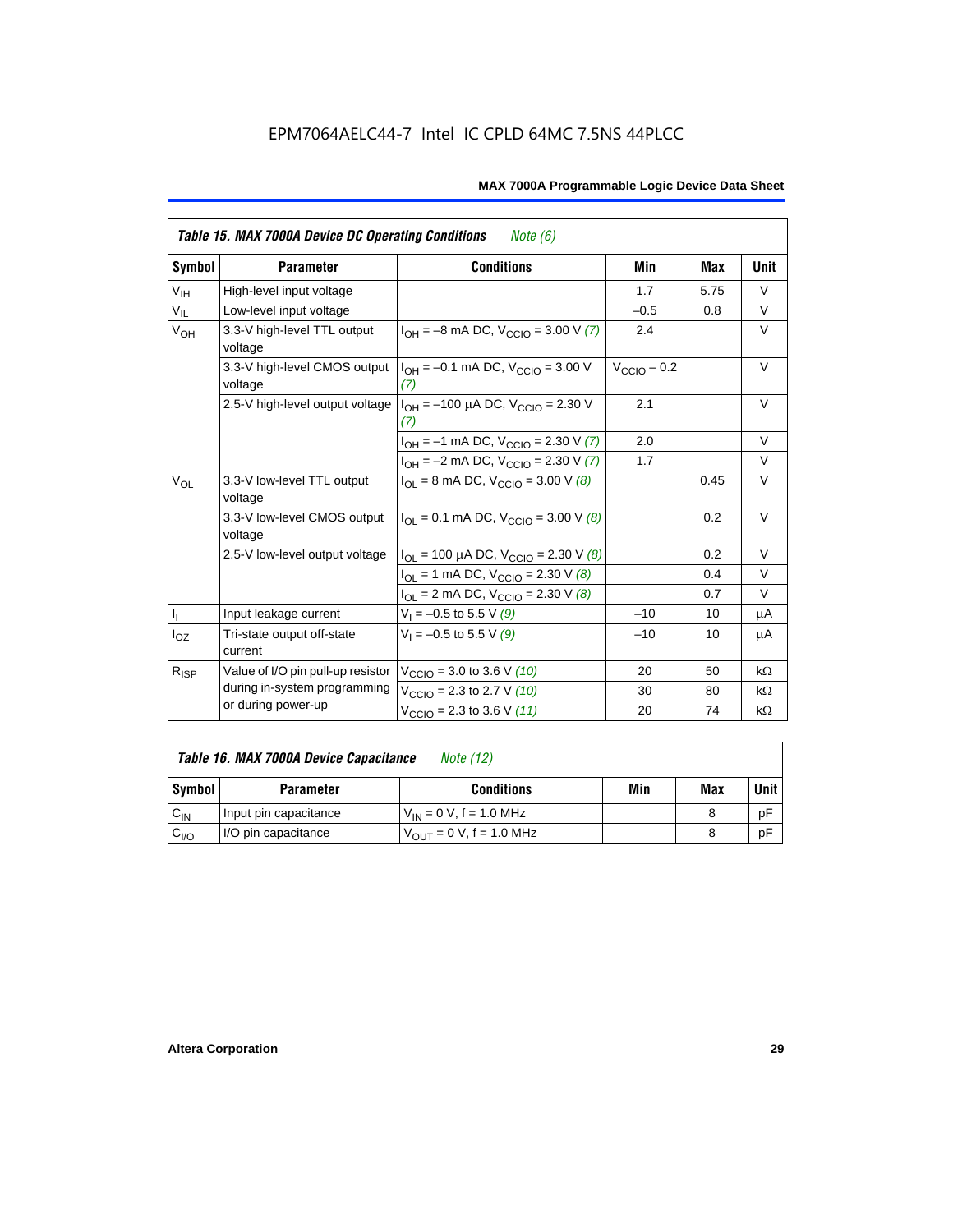EPM7064AELC44-7 Intel IC CPLD 64MC 7.5NS 44PLCC

| Table 15. MAX 7000A Device DC Operating Conditions *Note (6)* | | | | | |
|---|---|---|---|---|---|
| **Symbol** | **Parameter** | **Conditions** | **Min** | **Max** | **Unit** |
| $V_{IH}$ | High-level input voltage | | 1.7 | 5.75 | V |
| $V_{IL}$ | Low-level input voltage | | –0.5 | 0.8 | V |
| $V_{OH}$ | 3.3-V high-level TTL output voltage | $I_{OH}$ = –8 mA DC, $V_{CCIO}$ = 3.00 V *(7)* | 2.4 | | V |
| | 3.3-V high-level CMOS output voltage | $I_{OH}$ = –0.1 mA DC, $V_{CCIO}$ = 3.00 V *(7)* | $V_{CCIO}$ – 0.2 | | V |
| | 2.5-V high-level output voltage | $I_{OH}$ = –100 µA DC, $V_{CCIO}$ = 2.30 V *(7)* | 2.1 | | V |
| | | $I_{OH}$ = –1 mA DC, $V_{CCIO}$ = 2.30 V *(7)* | 2.0 | | V |
| | | $I_{OH}$ = –2 mA DC, $V_{CCIO}$ = 2.30 V *(7)* | 1.7 | | V |
| $V_{OL}$ | 3.3-V low-level TTL output voltage | $I_{OL}$ = 8 mA DC, $V_{CCIO}$ = 3.00 V *(8)* | | 0.45 | V |
| | 3.3-V low-level CMOS output voltage | $I_{OL}$ = 0.1 mA DC, $V_{CCIO}$ = 3.00 V *(8)* | | 0.2 | V |
| | 2.5-V low-level output voltage | $I_{OL}$ = 100 µA DC, $V_{CCIO}$ = 2.30 V *(8)* | | 0.2 | V |
| | | $I_{OL}$ = 1 mA DC, $V_{CCIO}$ = 2.30 V *(8)* | | 0.4 | V |
| | | $I_{OL}$ = 2 mA DC, $V_{CCIO}$ = 2.30 V *(8)* | | 0.7 | V |
| $I_I$ | Input leakage current | $V_I$ = –0.5 to 5.5 V *(9)* | –10 | 10 | µA |
| $I_{OZ}$ | Tri-state output off-state current | $V_I$ = –0.5 to 5.5 V *(9)* | –10 | 10 | µA |
| $R_{ISP}$ | Value of I/O pin pull-up resistor during in-system programming or during power-up | $V_{CCIO}$ = 3.0 to 3.6 V *(10)* | 20 | 50 | kΩ |
| | | $V_{CCIO}$ = 2.3 to 2.7 V *(10)* | 30 | 80 | kΩ |
| | | $V_{CCIO}$ = 2.3 to 3.6 V *(11)* | 20 | 74 | kΩ |

| Table 16. MAX 7000A Device Capacitance *Note (12)* | | | | | |
|---|---|---|---|---|---|
| **Symbol** | **Parameter** | **Conditions** | **Min** | **Max** | **Unit** |
| $C_{IN}$ | Input pin capacitance | $V_{IN}$ = 0 V, f = 1.0 MHz | | 8 | pF |
| $C_{I/O}$ | I/O pin capacitance | $V_{OUT}$ = 0 V, f = 1.0 MHz | | 8 | pF |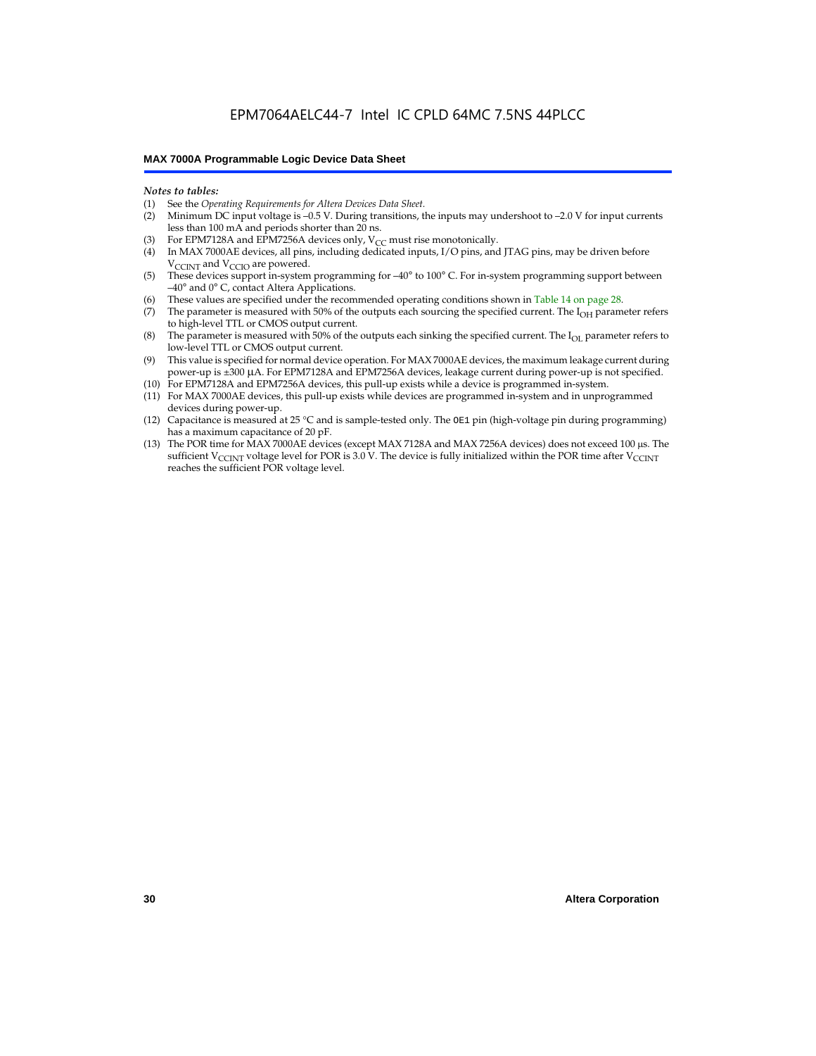*Notes to tables:*

(1) See the *Operating Requirements for Altera Devices Data Sheet*.
(2) Minimum DC input voltage is –0.5 V. During transitions, the inputs may undershoot to –2.0 V for input currents less than 100 mA and periods shorter than 20 ns.
(3) For EPM7128A and EPM7256A devices only, $V_{CC}$ must rise monotonically.
(4) In MAX 7000AE devices, all pins, including dedicated inputs, I/O pins, and JTAG pins, may be driven before $V_{CCINT}$ and $V_{CCIO}$ are powered.
(5) These devices support in-system programming for –40° to 100° C. For in-system programming support between –40° and 0° C, contact Altera Applications.
(6) These values are specified under the recommended operating conditions shown in Table 14 on page 28.
(7) The parameter is measured with 50% of the outputs each sourcing the specified current. The $I_{OH}$ parameter refers to high-level TTL or CMOS output current.
(8) The parameter is measured with 50% of the outputs each sinking the specified current. The $I_{OL}$ parameter refers to low-level TTL or CMOS output current.
(9) This value is specified for normal device operation. For MAX 7000AE devices, the maximum leakage current during power-up is ±300 μA. For EPM7128A and EPM7256A devices, leakage current during power-up is not specified.
(10) For EPM7128A and EPM7256A devices, this pull-up exists while a device is programmed in-system.
(11) For MAX 7000AE devices, this pull-up exists while devices are programmed in-system and in unprogrammed devices during power-up.
(12) Capacitance is measured at 25 °C and is sample-tested only. The `OE1` pin (high-voltage pin during programming) has a maximum capacitance of 20 pF.
(13) The POR time for MAX 7000AE devices (except MAX 7128A and MAX 7256A devices) does not exceed 100 μs. The sufficient $V_{CCINT}$ voltage level for POR is 3.0 V. The device is fully initialized within the POR time after $V_{CCINT}$ reaches the sufficient POR voltage level.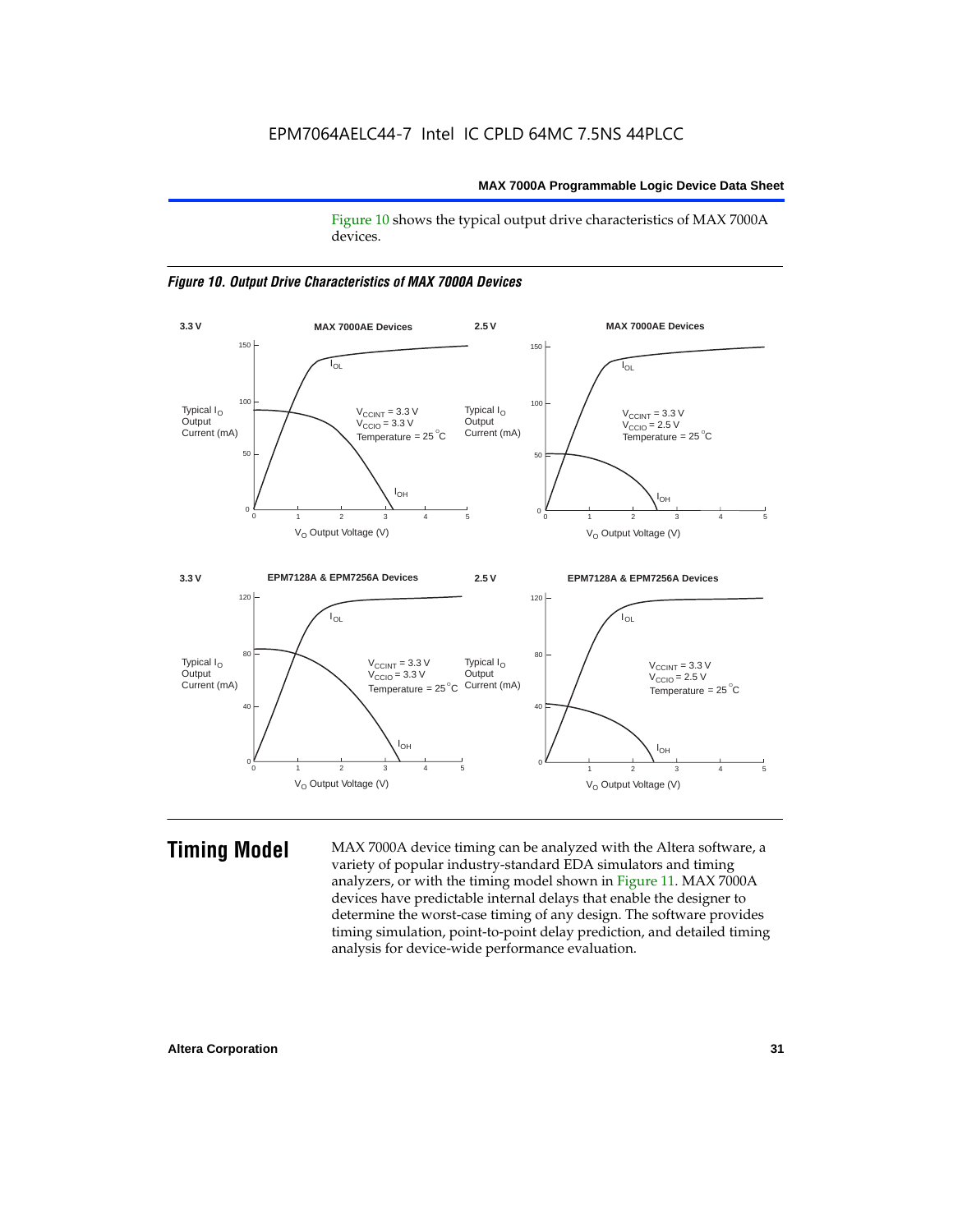Figure 10 shows the typical output drive characteristics of MAX 7000A devices.

*Figure 10. Output Drive Characteristics of MAX 7000A Devices*

## Timing Model

MAX 7000A device timing can be analyzed with the Altera software, a variety of popular industry-standard EDA simulators and timing analyzers, or with the timing model shown in Figure 11. MAX 7000A devices have predictable internal delays that enable the designer to determine the worst-case timing of any design. The software provides timing simulation, point-to-point delay prediction, and detailed timing analysis for device-wide performance evaluation.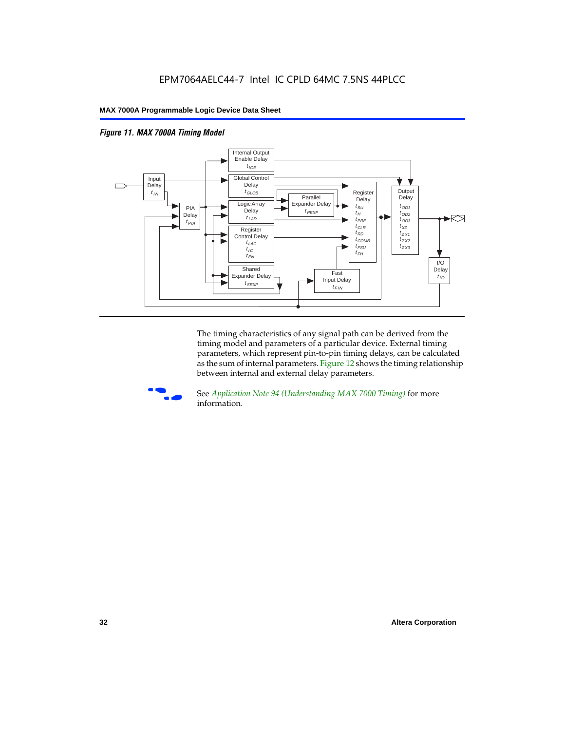*Figure 11. MAX 7000A Timing Model*

The timing characteristics of any signal path can be derived from the timing model and parameters of a particular device. External timing parameters, which represent pin-to-pin timing delays, can be calculated as the sum of internal parameters. Figure 12 shows the timing relationship between internal and external delay parameters.

See *Application Note 94 (Understanding MAX 7000 Timing)* for more information.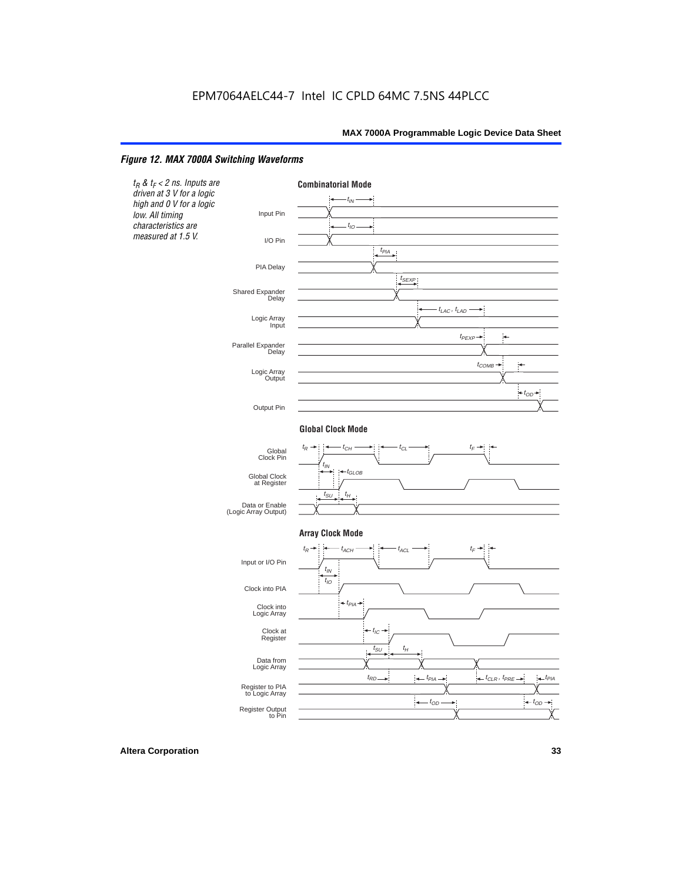EPM7064AELC44-7 Intel IC CPLD 64MC 7.5NS 44PLCC

### *Figure 12. MAX 7000A Switching Waveforms*

*$t_R$ & $t_F$ < 2 ns. Inputs are driven at 3 V for a logic high and 0 V for a logic low. All timing characteristics are measured at 1.5 V.*

**Combinatorial Mode**

Input Pin — $t_{IN}$

I/O Pin — $t_{IO}$

PIA Delay — $t_{PIA}$

Shared Expander Delay — $t_{SEXP}$

Logic Array Input — $t_{LAC}$, $t_{LAD}$

Parallel Expander Delay — $t_{PEXP}$

Logic Array Output — $t_{COMB}$

Output Pin — $t_{OD}$

**Global Clock Mode**

Global Clock Pin — $t_R$, $t_{CH}$, $t_{CL}$, $t_F$

Global Clock at Register — $t_{IN}$, $t_{GLOB}$

Data or Enable (Logic Array Output) — $t_{SU}$, $t_H$

**Array Clock Mode**

Input or I/O Pin — $t_R$, $t_{ACH}$, $t_{ACL}$, $t_F$

Clock into PIA — $t_{IN}$, $t_{IO}$

Clock into Logic Array — $t_{PIA}$

Clock at Register — $t_{IC}$

Data from Logic Array — $t_{SU}$, $t_H$

Register to PIA to Logic Array — $t_{RD}$, $t_{PIA}$, $t_{CLR}$, $t_{PRE}$, $t_{PIA}$

Register Output to Pin — $t_{OD}$, $t_{OD}$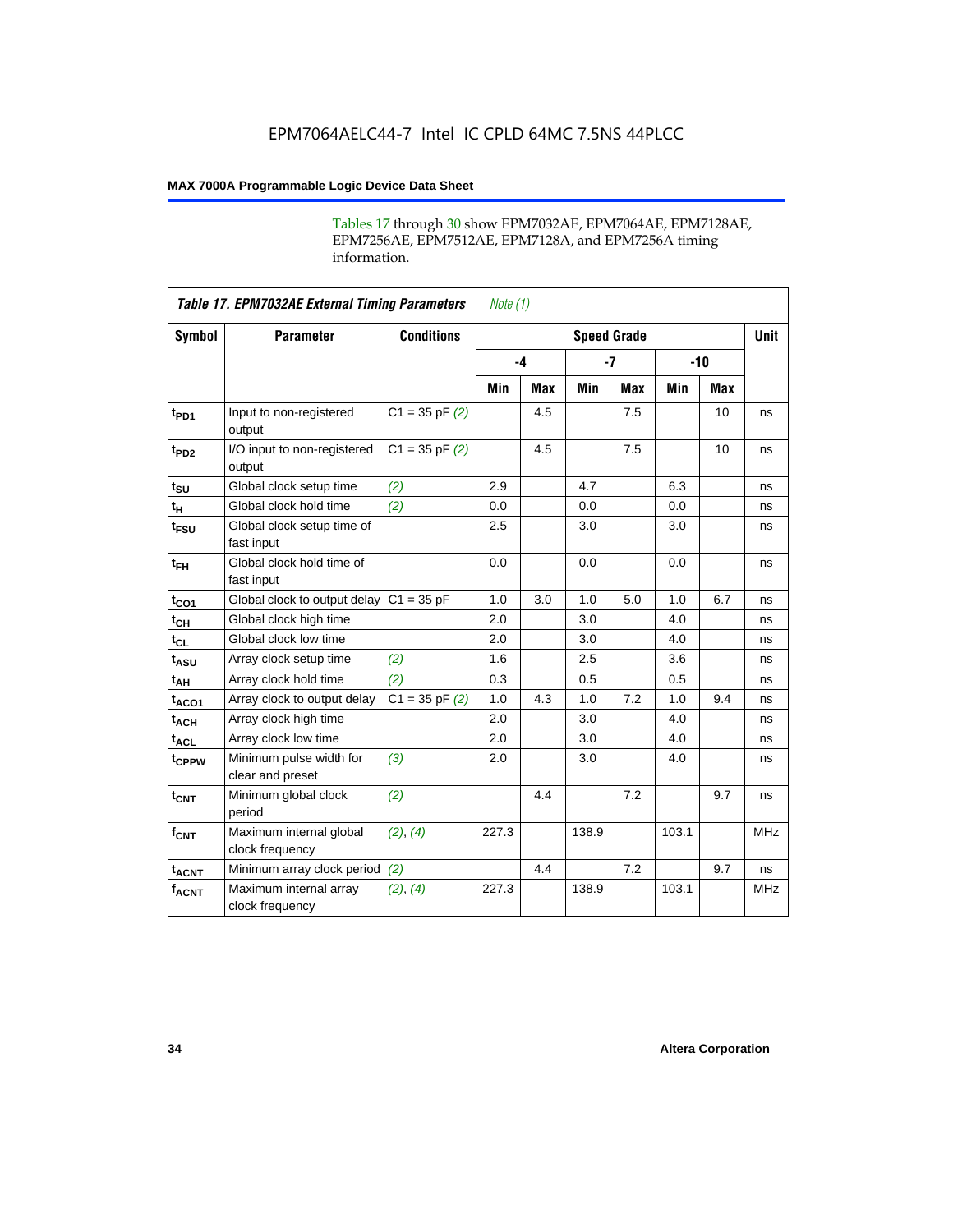Tables 17 through 30 show EPM7032AE, EPM7064AE, EPM7128AE, EPM7256AE, EPM7512AE, EPM7128A, and EPM7256A timing information.

**Table 17. EPM7032AE External Timing Parameters** *Note (1)*

| Symbol | Parameter | Conditions | Speed Grade | | | | | | Unit |
|---|---|---|---|---|---|---|---|---|---|
| | | | -4 | | -7 | | -10 | | |
| | | | Min | Max | Min | Max | Min | Max | |
| $t_{PD1}$ | Input to non-registered output | C1 = 35 pF *(2)* | | 4.5 | | 7.5 | | 10 | ns |
| $t_{PD2}$ | I/O input to non-registered output | C1 = 35 pF *(2)* | | 4.5 | | 7.5 | | 10 | ns |
| $t_{SU}$ | Global clock setup time | *(2)* | 2.9 | | 4.7 | | 6.3 | | ns |
| $t_{H}$ | Global clock hold time | *(2)* | 0.0 | | 0.0 | | 0.0 | | ns |
| $t_{FSU}$ | Global clock setup time of fast input | | 2.5 | | 3.0 | | 3.0 | | ns |
| $t_{FH}$ | Global clock hold time of fast input | | 0.0 | | 0.0 | | 0.0 | | ns |
| $t_{CO1}$ | Global clock to output delay | C1 = 35 pF | 1.0 | 3.0 | 1.0 | 5.0 | 1.0 | 6.7 | ns |
| $t_{CH}$ | Global clock high time | | 2.0 | | 3.0 | | 4.0 | | ns |
| $t_{CL}$ | Global clock low time | | 2.0 | | 3.0 | | 4.0 | | ns |
| $t_{ASU}$ | Array clock setup time | *(2)* | 1.6 | | 2.5 | | 3.6 | | ns |
| $t_{AH}$ | Array clock hold time | *(2)* | 0.3 | | 0.5 | | 0.5 | | ns |
| $t_{ACO1}$ | Array clock to output delay | C1 = 35 pF *(2)* | 1.0 | 4.3 | 1.0 | 7.2 | 1.0 | 9.4 | ns |
| $t_{ACH}$ | Array clock high time | | 2.0 | | 3.0 | | 4.0 | | ns |
| $t_{ACL}$ | Array clock low time | | 2.0 | | 3.0 | | 4.0 | | ns |
| $t_{CPPW}$ | Minimum pulse width for clear and preset | *(3)* | 2.0 | | 3.0 | | 4.0 | | ns |
| $t_{CNT}$ | Minimum global clock period | *(2)* | | 4.4 | | 7.2 | | 9.7 | ns |
| $f_{CNT}$ | Maximum internal global clock frequency | *(2)*, *(4)* | 227.3 | | 138.9 | | 103.1 | | MHz |
| $t_{ACNT}$ | Minimum array clock period | *(2)* | | 4.4 | | 7.2 | | 9.7 | ns |
| $f_{ACNT}$ | Maximum internal array clock frequency | *(2)*, *(4)* | 227.3 | | 138.9 | | 103.1 | | MHz |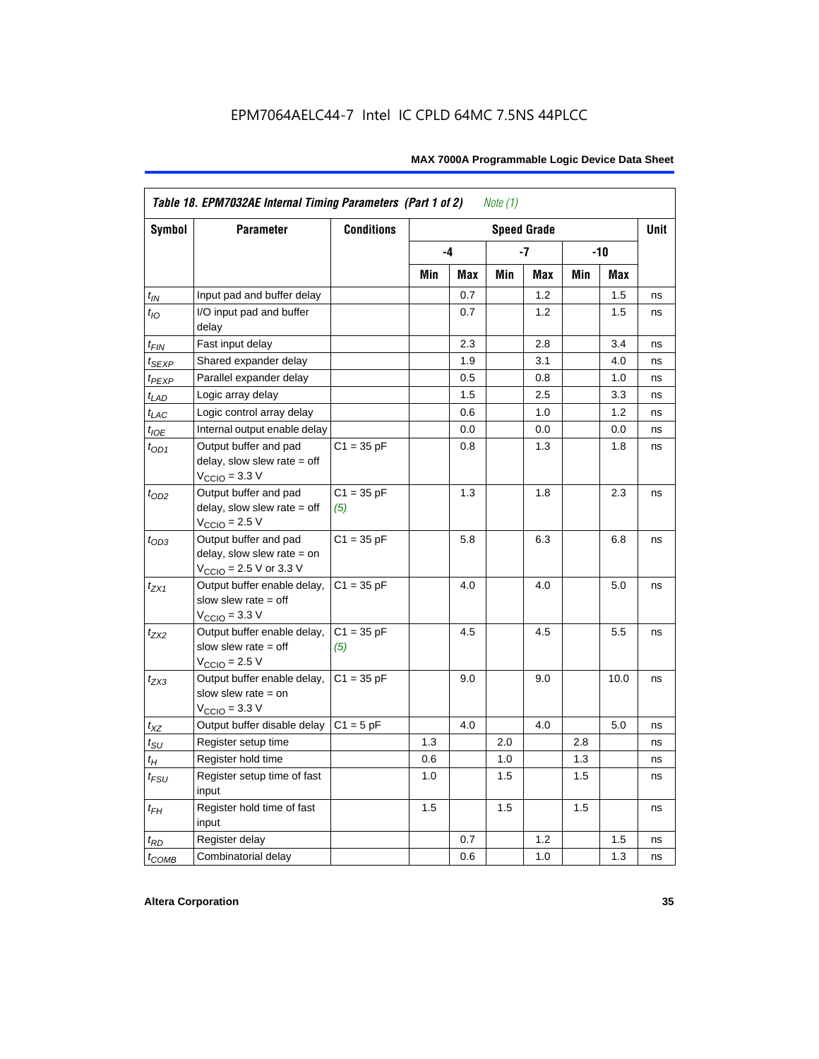**Table 18. EPM7032AE Internal Timing Parameters (Part 1 of 2)** *Note (1)*

| Symbol | Parameter | Conditions | Speed Grade | | | | | | Unit |
|---|---|---|---|---|---|---|---|---|---|
| | | | -4 | | -7 | | -10 | | |
| | | | Min | Max | Min | Max | Min | Max | |
| $t_{IN}$ | Input pad and buffer delay | | | 0.7 | | 1.2 | | 1.5 | ns |
| $t_{IO}$ | I/O input pad and buffer delay | | | 0.7 | | 1.2 | | 1.5 | ns |
| $t_{FIN}$ | Fast input delay | | | 2.3 | | 2.8 | | 3.4 | ns |
| $t_{SEXP}$ | Shared expander delay | | | 1.9 | | 3.1 | | 4.0 | ns |
| $t_{PEXP}$ | Parallel expander delay | | | 0.5 | | 0.8 | | 1.0 | ns |
| $t_{LAD}$ | Logic array delay | | | 1.5 | | 2.5 | | 3.3 | ns |
| $t_{LAC}$ | Logic control array delay | | | 0.6 | | 1.0 | | 1.2 | ns |
| $t_{IOE}$ | Internal output enable delay | | | 0.0 | | 0.0 | | 0.0 | ns |
| $t_{OD1}$ | Output buffer and pad delay, slow slew rate = off $V_{CCIO}$ = 3.3 V | C1 = 35 pF | | 0.8 | | 1.3 | | 1.8 | ns |
| $t_{OD2}$ | Output buffer and pad delay, slow slew rate = off $V_{CCIO}$ = 2.5 V | C1 = 35 pF *(5)* | | 1.3 | | 1.8 | | 2.3 | ns |
| $t_{OD3}$ | Output buffer and pad delay, slow slew rate = on $V_{CCIO}$ = 2.5 V or 3.3 V | C1 = 35 pF | | 5.8 | | 6.3 | | 6.8 | ns |
| $t_{ZX1}$ | Output buffer enable delay, slow slew rate = off $V_{CCIO}$ = 3.3 V | C1 = 35 pF | | 4.0 | | 4.0 | | 5.0 | ns |
| $t_{ZX2}$ | Output buffer enable delay, slow slew rate = off $V_{CCIO}$ = 2.5 V | C1 = 35 pF *(5)* | | 4.5 | | 4.5 | | 5.5 | ns |
| $t_{ZX3}$ | Output buffer enable delay, slow slew rate = on $V_{CCIO}$ = 3.3 V | C1 = 35 pF | | 9.0 | | 9.0 | | 10.0 | ns |
| $t_{XZ}$ | Output buffer disable delay | C1 = 5 pF | | 4.0 | | 4.0 | | 5.0 | ns |
| $t_{SU}$ | Register setup time | | 1.3 | | 2.0 | | 2.8 | | ns |
| $t_{H}$ | Register hold time | | 0.6 | | 1.0 | | 1.3 | | ns |
| $t_{FSU}$ | Register setup time of fast input | | 1.0 | | 1.5 | | 1.5 | | ns |
| $t_{FH}$ | Register hold time of fast input | | 1.5 | | 1.5 | | 1.5 | | ns |
| $t_{RD}$ | Register delay | | | 0.7 | | 1.2 | | 1.5 | ns |
| $t_{COMB}$ | Combinatorial delay | | | 0.6 | | 1.0 | | 1.3 | ns |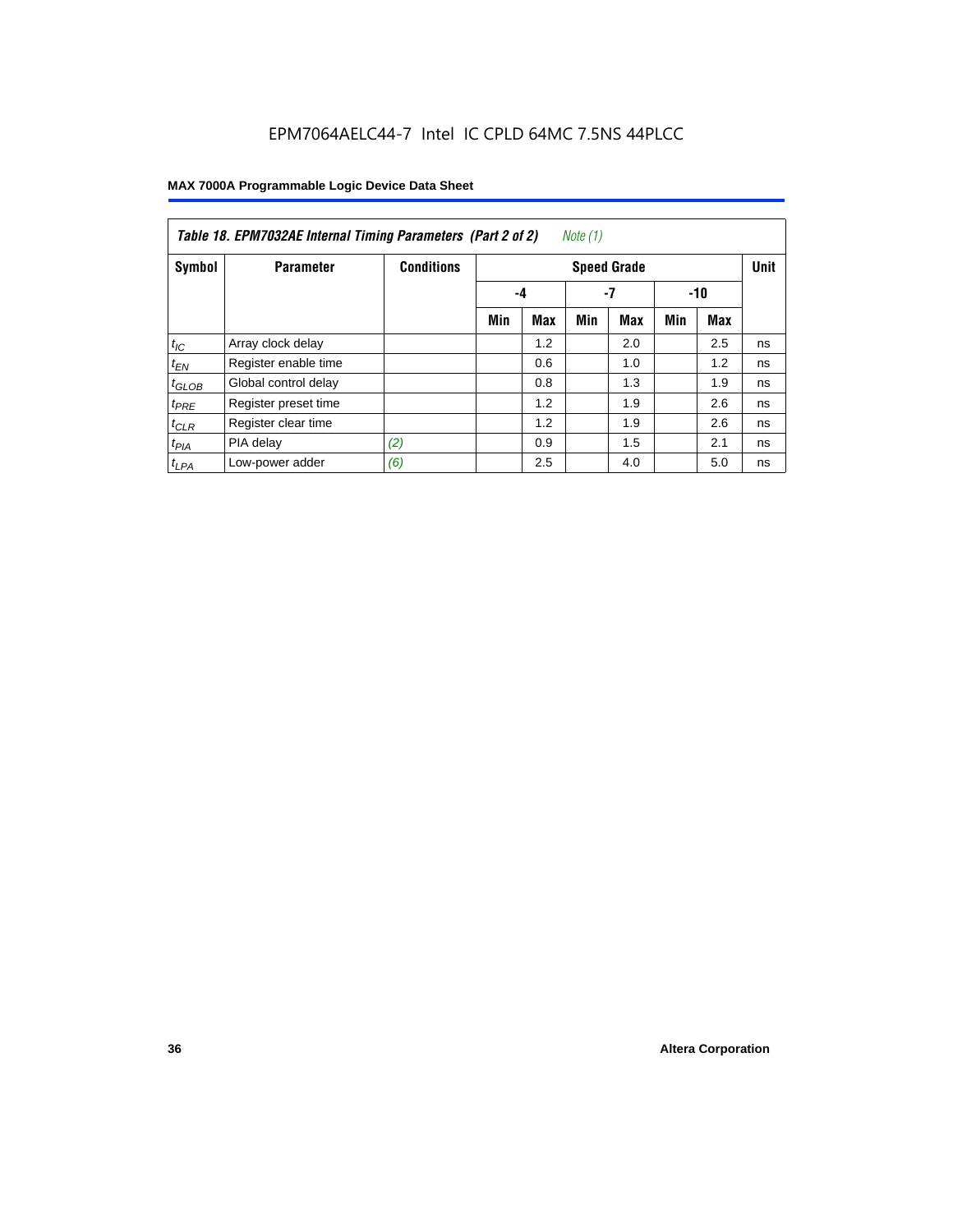EPM7064AELC44-7 Intel IC CPLD 64MC 7.5NS 44PLCC

**Table 18. EPM7032AE Internal Timing Parameters (Part 2 of 2)** *Note (1)*

| Symbol | Parameter | Conditions | Speed Grade | | | | | | Unit |
|---|---|---|---|---|---|---|---|---|---|
| | | | -4 | | -7 | | -10 | | |
| | | | Min | Max | Min | Max | Min | Max | |
| $t_{IC}$ | Array clock delay | | | 1.2 | | 2.0 | | 2.5 | ns |
| $t_{EN}$ | Register enable time | | | 0.6 | | 1.0 | | 1.2 | ns |
| $t_{GLOB}$ | Global control delay | | | 0.8 | | 1.3 | | 1.9 | ns |
| $t_{PRE}$ | Register preset time | | | 1.2 | | 1.9 | | 2.6 | ns |
| $t_{CLR}$ | Register clear time | | | 1.2 | | 1.9 | | 2.6 | ns |
| $t_{PIA}$ | PIA delay | *(2)* | | 0.9 | | 1.5 | | 2.1 | ns |
| $t_{LPA}$ | Low-power adder | *(6)* | | 2.5 | | 4.0 | | 5.0 | ns |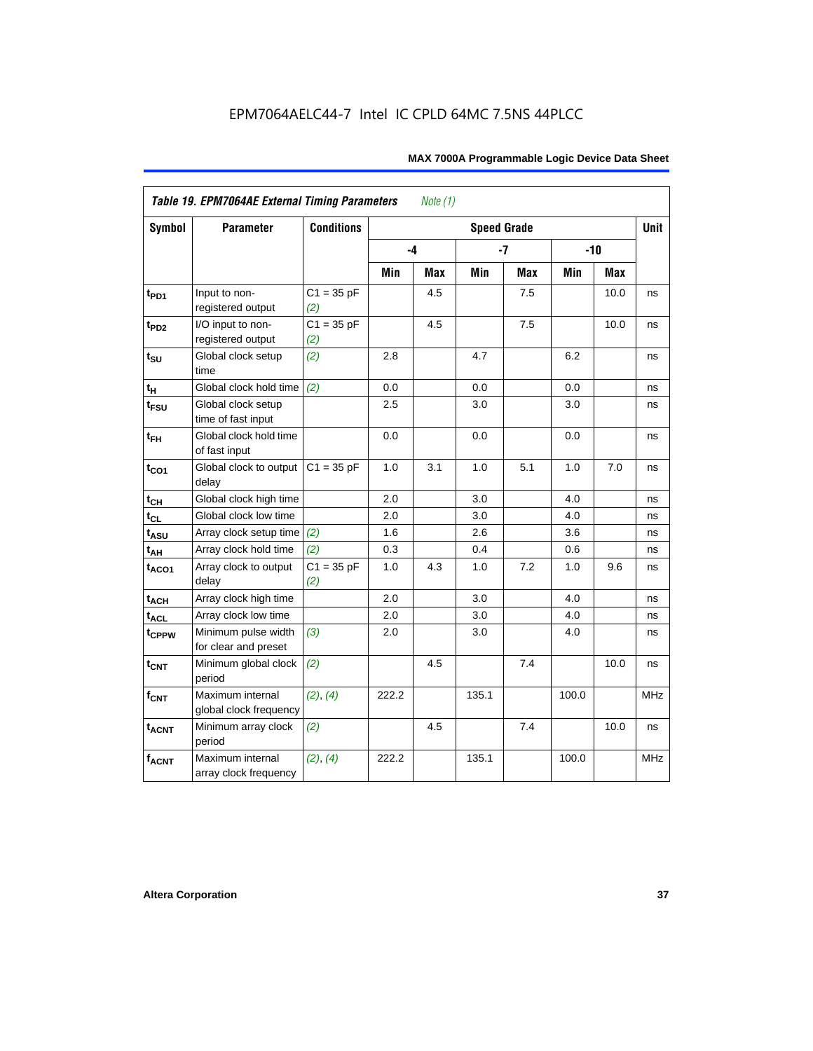EPM7064AELC44-7 Intel IC CPLD 64MC 7.5NS 44PLCC

**Table 19. EPM7064AE External Timing Parameters** *Note (1)*

| Symbol | Parameter | Conditions | Speed Grade | | | | | | Unit |
|---|---|---|---|---|---|---|---|---|---|
| | | | -4 | | -7 | | -10 | | |
| | | | Min | Max | Min | Max | Min | Max | |
| $t_{PD1}$ | Input to non-registered output | C1 = 35 pF *(2)* | | 4.5 | | 7.5 | | 10.0 | ns |
| $t_{PD2}$ | I/O input to non-registered output | C1 = 35 pF *(2)* | | 4.5 | | 7.5 | | 10.0 | ns |
| $t_{SU}$ | Global clock setup time | *(2)* | 2.8 | | 4.7 | | 6.2 | | ns |
| $t_{H}$ | Global clock hold time | *(2)* | 0.0 | | 0.0 | | 0.0 | | ns |
| $t_{FSU}$ | Global clock setup time of fast input | | 2.5 | | 3.0 | | 3.0 | | ns |
| $t_{FH}$ | Global clock hold time of fast input | | 0.0 | | 0.0 | | 0.0 | | ns |
| $t_{CO1}$ | Global clock to output delay | C1 = 35 pF | 1.0 | 3.1 | 1.0 | 5.1 | 1.0 | 7.0 | ns |
| $t_{CH}$ | Global clock high time | | 2.0 | | 3.0 | | 4.0 | | ns |
| $t_{CL}$ | Global clock low time | | 2.0 | | 3.0 | | 4.0 | | ns |
| $t_{ASU}$ | Array clock setup time | *(2)* | 1.6 | | 2.6 | | 3.6 | | ns |
| $t_{AH}$ | Array clock hold time | *(2)* | 0.3 | | 0.4 | | 0.6 | | ns |
| $t_{ACO1}$ | Array clock to output delay | C1 = 35 pF *(2)* | 1.0 | 4.3 | 1.0 | 7.2 | 1.0 | 9.6 | ns |
| $t_{ACH}$ | Array clock high time | | 2.0 | | 3.0 | | 4.0 | | ns |
| $t_{ACL}$ | Array clock low time | | 2.0 | | 3.0 | | 4.0 | | ns |
| $t_{CPPW}$ | Minimum pulse width for clear and preset | *(3)* | 2.0 | | 3.0 | | 4.0 | | ns |
| $t_{CNT}$ | Minimum global clock period | *(2)* | | 4.5 | | 7.4 | | 10.0 | ns |
| $f_{CNT}$ | Maximum internal global clock frequency | *(2)*, *(4)* | 222.2 | | 135.1 | | 100.0 | | MHz |
| $t_{ACNT}$ | Minimum array clock period | *(2)* | | 4.5 | | 7.4 | | 10.0 | ns |
| $f_{ACNT}$ | Maximum internal array clock frequency | *(2)*, *(4)* | 222.2 | | 135.1 | | 100.0 | | MHz |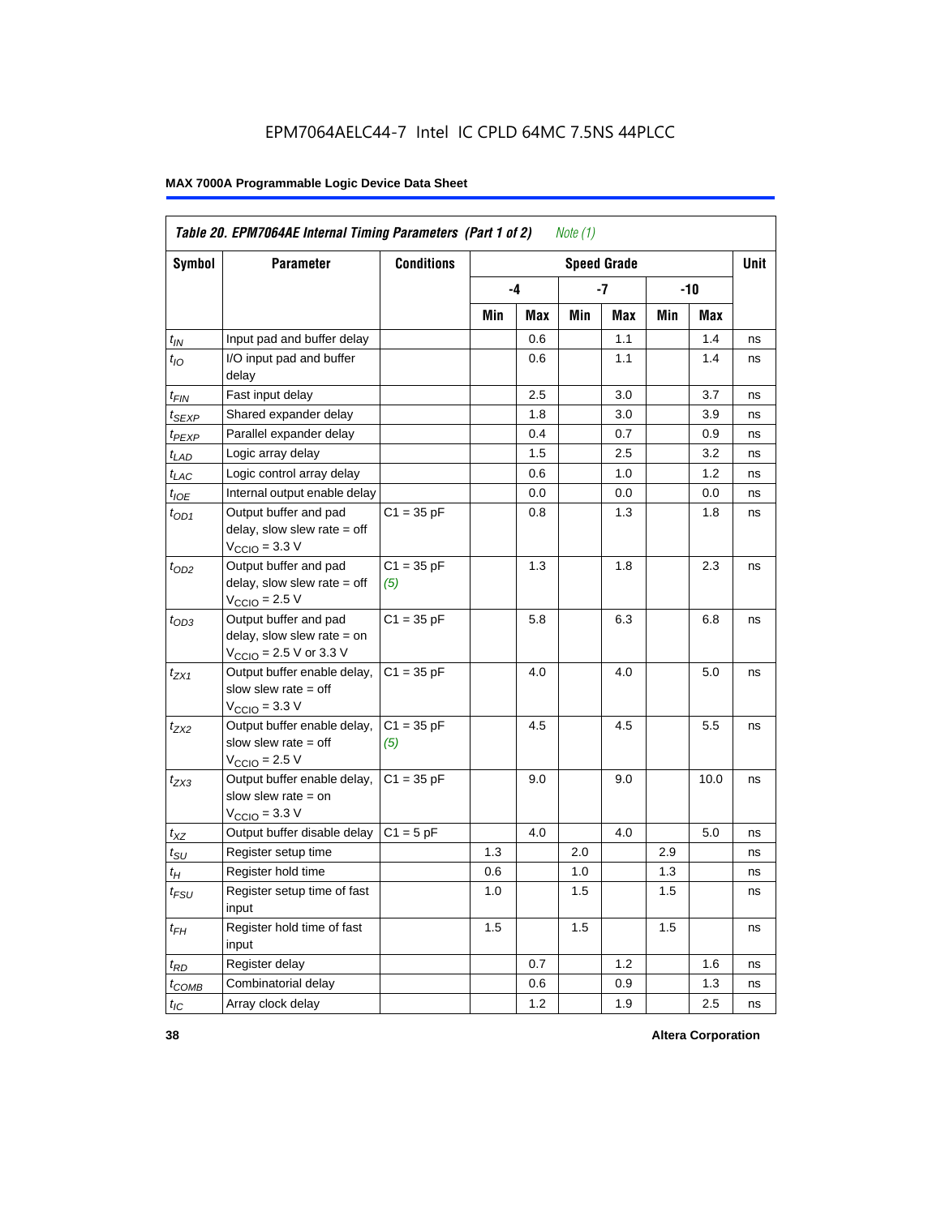EPM7064AELC44-7 Intel IC CPLD 64MC 7.5NS 44PLCC

**MAX 7000A Programmable Logic Device Data Sheet**

| *Table 20. EPM7064AE Internal Timing Parameters (Part 1 of 2) Note (1)* | | | | | | | | | |
|---|---|---|---|---|---|---|---|---|---|
| **Symbol** | **Parameter** | **Conditions** | **Speed Grade** | | | | | | **Unit** |
| | | | **-4** | | **-7** | | **-10** | | |
| | | | **Min** | **Max** | **Min** | **Max** | **Min** | **Max** | |
| $t_{IN}$ | Input pad and buffer delay | | | 0.6 | | 1.1 | | 1.4 | ns |
| $t_{IO}$ | I/O input pad and buffer delay | | | 0.6 | | 1.1 | | 1.4 | ns |
| $t_{FIN}$ | Fast input delay | | | 2.5 | | 3.0 | | 3.7 | ns |
| $t_{SEXP}$ | Shared expander delay | | | 1.8 | | 3.0 | | 3.9 | ns |
| $t_{PEXP}$ | Parallel expander delay | | | 0.4 | | 0.7 | | 0.9 | ns |
| $t_{LAD}$ | Logic array delay | | | 1.5 | | 2.5 | | 3.2 | ns |
| $t_{LAC}$ | Logic control array delay | | | 0.6 | | 1.0 | | 1.2 | ns |
| $t_{IOE}$ | Internal output enable delay | | | 0.0 | | 0.0 | | 0.0 | ns |
| $t_{OD1}$ | Output buffer and pad delay, slow slew rate = off $V_{CCIO}$ = 3.3 V | C1 = 35 pF | | 0.8 | | 1.3 | | 1.8 | ns |
| $t_{OD2}$ | Output buffer and pad delay, slow slew rate = off $V_{CCIO}$ = 2.5 V | C1 = 35 pF *(5)* | | 1.3 | | 1.8 | | 2.3 | ns |
| $t_{OD3}$ | Output buffer and pad delay, slow slew rate = on $V_{CCIO}$ = 2.5 V or 3.3 V | C1 = 35 pF | | 5.8 | | 6.3 | | 6.8 | ns |
| $t_{ZX1}$ | Output buffer enable delay, slow slew rate = off $V_{CCIO}$ = 3.3 V | C1 = 35 pF | | 4.0 | | 4.0 | | 5.0 | ns |
| $t_{ZX2}$ | Output buffer enable delay, slow slew rate = off $V_{CCIO}$ = 2.5 V | C1 = 35 pF *(5)* | | 4.5 | | 4.5 | | 5.5 | ns |
| $t_{ZX3}$ | Output buffer enable delay, slow slew rate = on $V_{CCIO}$ = 3.3 V | C1 = 35 pF | | 9.0 | | 9.0 | | 10.0 | ns |
| $t_{XZ}$ | Output buffer disable delay | C1 = 5 pF | | 4.0 | | 4.0 | | 5.0 | ns |
| $t_{SU}$ | Register setup time | | 1.3 | | 2.0 | | 2.9 | | ns |
| $t_{H}$ | Register hold time | | 0.6 | | 1.0 | | 1.3 | | ns |
| $t_{FSU}$ | Register setup time of fast input | | 1.0 | | 1.5 | | 1.5 | | ns |
| $t_{FH}$ | Register hold time of fast input | | 1.5 | | 1.5 | | 1.5 | | ns |
| $t_{RD}$ | Register delay | | | 0.7 | | 1.2 | | 1.6 | ns |
| $t_{COMB}$ | Combinatorial delay | | | 0.6 | | 0.9 | | 1.3 | ns |
| $t_{IC}$ | Array clock delay | | | 1.2 | | 1.9 | | 2.5 | ns |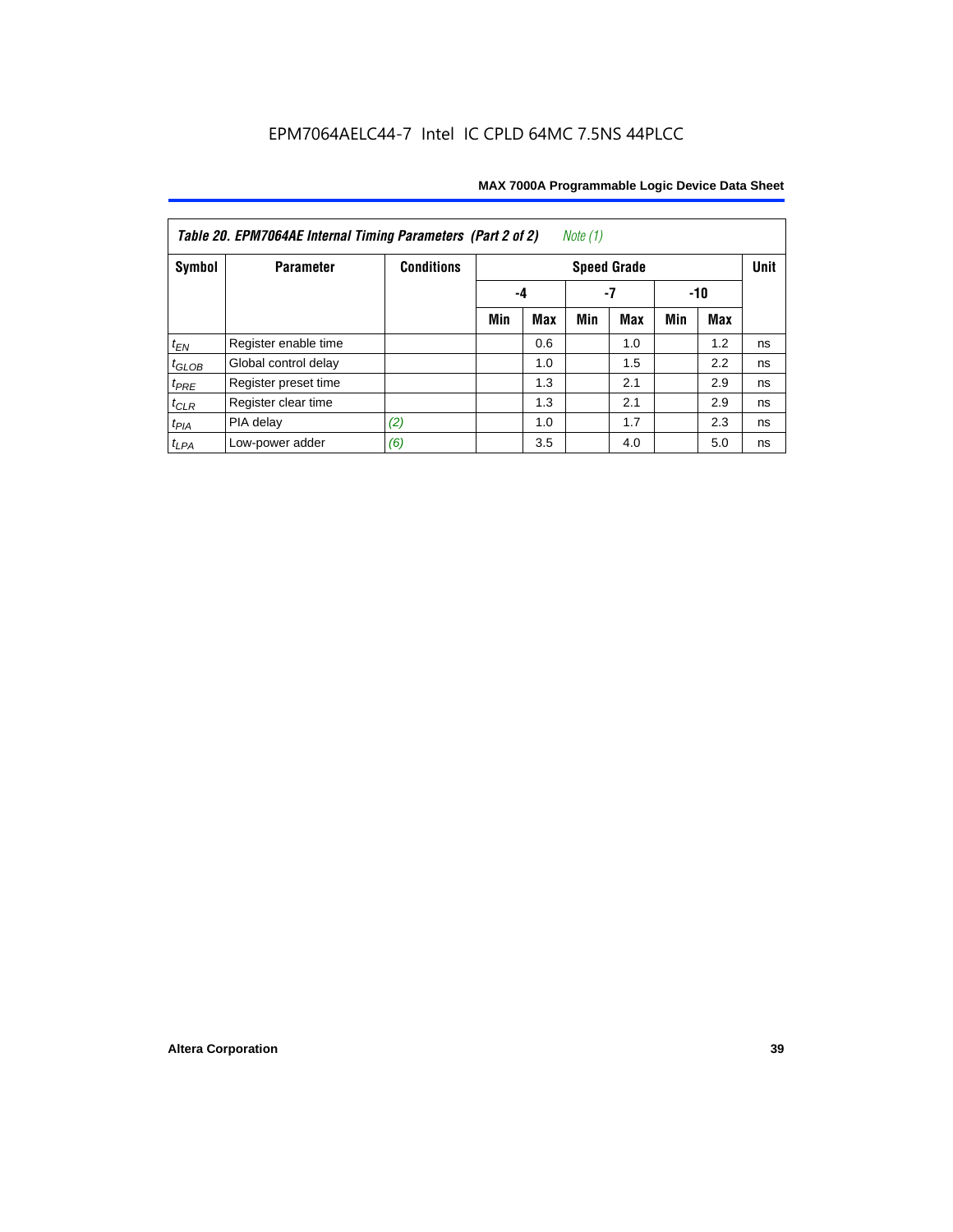EPM7064AELC44-7 Intel IC CPLD 64MC 7.5NS 44PLCC

| *Table 20. EPM7064AE Internal Timing Parameters (Part 2 of 2)* *Note (1)* | | | | | | | | | |
|---|---|---|---|---|---|---|---|---|---|
| **Symbol** | **Parameter** | **Conditions** | **Speed Grade** | | | | | | **Unit** |
| | | | **-4** | | **-7** | | **-10** | | |
| | | | **Min** | **Max** | **Min** | **Max** | **Min** | **Max** | |
| $t_{EN}$ | Register enable time | | | 0.6 | | 1.0 | | 1.2 | ns |
| $t_{GLOB}$ | Global control delay | | | 1.0 | | 1.5 | | 2.2 | ns |
| $t_{PRE}$ | Register preset time | | | 1.3 | | 2.1 | | 2.9 | ns |
| $t_{CLR}$ | Register clear time | | | 1.3 | | 2.1 | | 2.9 | ns |
| $t_{PIA}$ | PIA delay | *(2)* | | 1.0 | | 1.7 | | 2.3 | ns |
| $t_{LPA}$ | Low-power adder | *(6)* | | 3.5 | | 4.0 | | 5.0 | ns |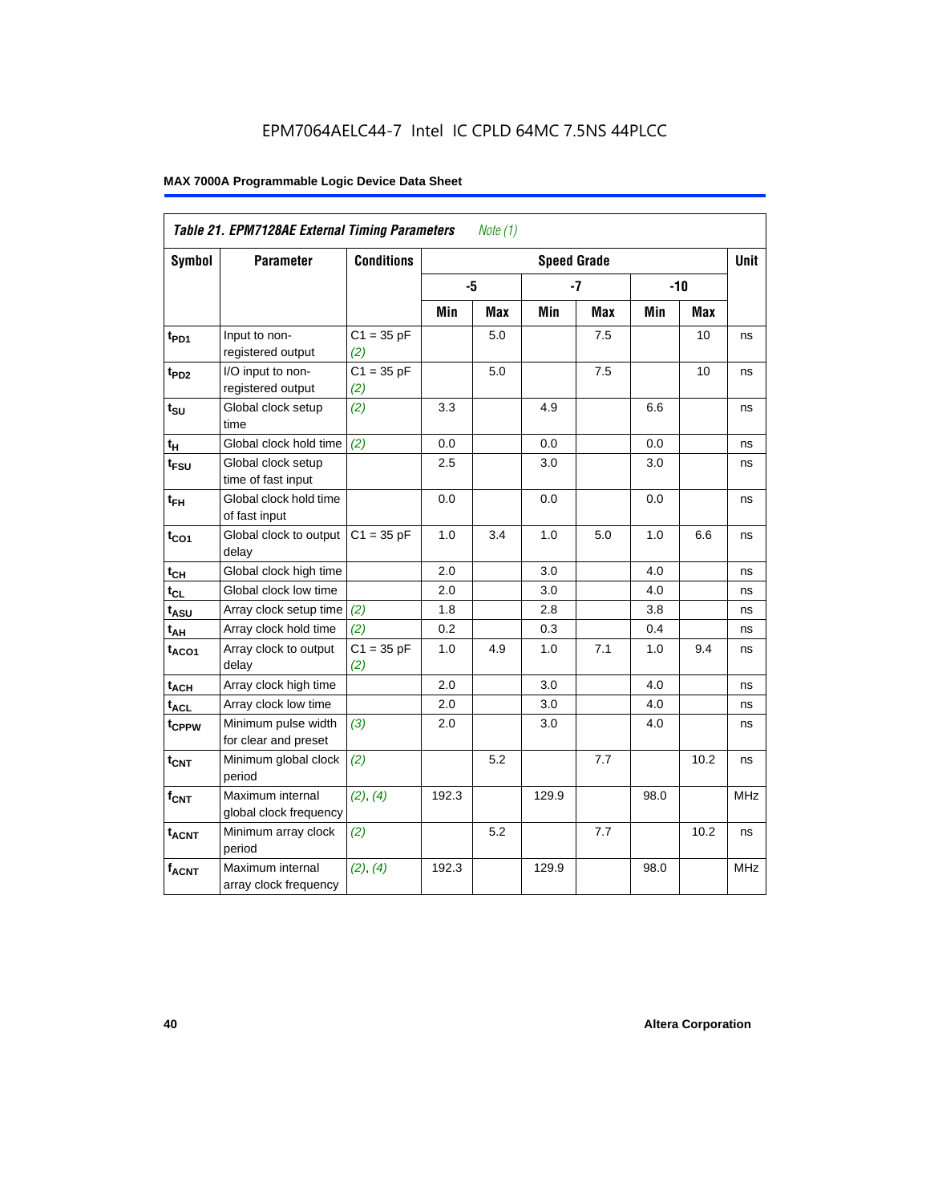EPM7064AELC44-7 Intel IC CPLD 64MC 7.5NS 44PLCC

**MAX 7000A Programmable Logic Device Data Sheet**

| *Table 21. EPM7128AE External Timing Parameters* *Note (1)* | | | | | | | | | |
|---|---|---|---|---|---|---|---|---|---|
| **Symbol** | **Parameter** | **Conditions** | **Speed Grade** | | | | | | **Unit** |
| | | | **-5** | | **-7** | | **-10** | | |
| | | | **Min** | **Max** | **Min** | **Max** | **Min** | **Max** | |
| $t_{PD1}$ | Input to non-registered output | C1 = 35 pF *(2)* | | 5.0 | | 7.5 | | 10 | ns |
| $t_{PD2}$ | I/O input to non-registered output | C1 = 35 pF *(2)* | | 5.0 | | 7.5 | | 10 | ns |
| $t_{SU}$ | Global clock setup time | *(2)* | 3.3 | | 4.9 | | 6.6 | | ns |
| $t_H$ | Global clock hold time | *(2)* | 0.0 | | 0.0 | | 0.0 | | ns |
| $t_{FSU}$ | Global clock setup time of fast input | | 2.5 | | 3.0 | | 3.0 | | ns |
| $t_{FH}$ | Global clock hold time of fast input | | 0.0 | | 0.0 | | 0.0 | | ns |
| $t_{CO1}$ | Global clock to output delay | C1 = 35 pF | 1.0 | 3.4 | 1.0 | 5.0 | 1.0 | 6.6 | ns |
| $t_{CH}$ | Global clock high time | | 2.0 | | 3.0 | | 4.0 | | ns |
| $t_{CL}$ | Global clock low time | | 2.0 | | 3.0 | | 4.0 | | ns |
| $t_{ASU}$ | Array clock setup time | *(2)* | 1.8 | | 2.8 | | 3.8 | | ns |
| $t_{AH}$ | Array clock hold time | *(2)* | 0.2 | | 0.3 | | 0.4 | | ns |
| $t_{ACO1}$ | Array clock to output delay | C1 = 35 pF *(2)* | 1.0 | 4.9 | 1.0 | 7.1 | 1.0 | 9.4 | ns |
| $t_{ACH}$ | Array clock high time | | 2.0 | | 3.0 | | 4.0 | | ns |
| $t_{ACL}$ | Array clock low time | | 2.0 | | 3.0 | | 4.0 | | ns |
| $t_{CPPW}$ | Minimum pulse width for clear and preset | *(3)* | 2.0 | | 3.0 | | 4.0 | | ns |
| $t_{CNT}$ | Minimum global clock period | *(2)* | | 5.2 | | 7.7 | | 10.2 | ns |
| $f_{CNT}$ | Maximum internal global clock frequency | *(2)*, *(4)* | 192.3 | | 129.9 | | 98.0 | | MHz |
| $t_{ACNT}$ | Minimum array clock period | *(2)* | | 5.2 | | 7.7 | | 10.2 | ns |
| $f_{ACNT}$ | Maximum internal array clock frequency | *(2)*, *(4)* | 192.3 | | 129.9 | | 98.0 | | MHz |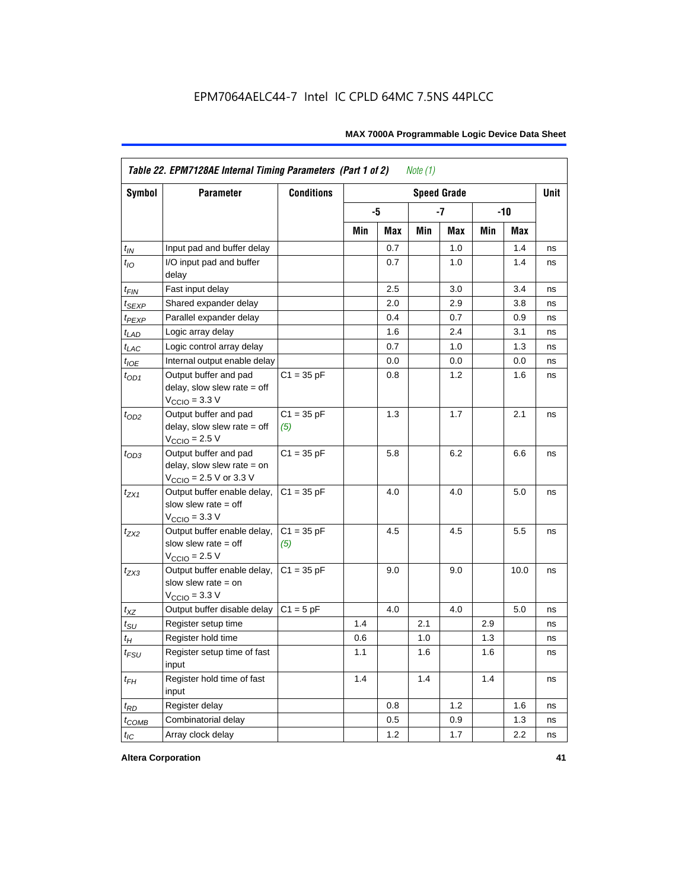EPM7064AELC44-7 Intel IC CPLD 64MC 7.5NS 44PLCC

| Table 22. EPM7128AE Internal Timing Parameters (Part 1 of 2) *Note (1)* | | | | | | | | | |
|---|---|---|---|---|---|---|---|---|---|
| **Symbol** | **Parameter** | **Conditions** | **Speed Grade** | | | | | | **Unit** |
| | | | **-5** | | **-7** | | **-10** | | |
| | | | **Min** | **Max** | **Min** | **Max** | **Min** | **Max** | |
| $t_{IN}$ | Input pad and buffer delay | | | 0.7 | | 1.0 | | 1.4 | ns |
| $t_{IO}$ | I/O input pad and buffer delay | | | 0.7 | | 1.0 | | 1.4 | ns |
| $t_{FIN}$ | Fast input delay | | | 2.5 | | 3.0 | | 3.4 | ns |
| $t_{SEXP}$ | Shared expander delay | | | 2.0 | | 2.9 | | 3.8 | ns |
| $t_{PEXP}$ | Parallel expander delay | | | 0.4 | | 0.7 | | 0.9 | ns |
| $t_{LAD}$ | Logic array delay | | | 1.6 | | 2.4 | | 3.1 | ns |
| $t_{LAC}$ | Logic control array delay | | | 0.7 | | 1.0 | | 1.3 | ns |
| $t_{IOE}$ | Internal output enable delay | | | 0.0 | | 0.0 | | 0.0 | ns |
| $t_{OD1}$ | Output buffer and pad delay, slow slew rate = off $V_{CCIO}$ = 3.3 V | C1 = 35 pF | | 0.8 | | 1.2 | | 1.6 | ns |
| $t_{OD2}$ | Output buffer and pad delay, slow slew rate = off $V_{CCIO}$ = 2.5 V | C1 = 35 pF *(5)* | | 1.3 | | 1.7 | | 2.1 | ns |
| $t_{OD3}$ | Output buffer and pad delay, slow slew rate = on $V_{CCIO}$ = 2.5 V or 3.3 V | C1 = 35 pF | | 5.8 | | 6.2 | | 6.6 | ns |
| $t_{ZX1}$ | Output buffer enable delay, slow slew rate = off $V_{CCIO}$ = 3.3 V | C1 = 35 pF | | 4.0 | | 4.0 | | 5.0 | ns |
| $t_{ZX2}$ | Output buffer enable delay, slow slew rate = off $V_{CCIO}$ = 2.5 V | C1 = 35 pF *(5)* | | 4.5 | | 4.5 | | 5.5 | ns |
| $t_{ZX3}$ | Output buffer enable delay, slow slew rate = on $V_{CCIO}$ = 3.3 V | C1 = 35 pF | | 9.0 | | 9.0 | | 10.0 | ns |
| $t_{XZ}$ | Output buffer disable delay | C1 = 5 pF | | 4.0 | | 4.0 | | 5.0 | ns |
| $t_{SU}$ | Register setup time | | 1.4 | | 2.1 | | 2.9 | | ns |
| $t_{H}$ | Register hold time | | 0.6 | | 1.0 | | 1.3 | | ns |
| $t_{FSU}$ | Register setup time of fast input | | 1.1 | | 1.6 | | 1.6 | | ns |
| $t_{FH}$ | Register hold time of fast input | | 1.4 | | 1.4 | | 1.4 | | ns |
| $t_{RD}$ | Register delay | | | 0.8 | | 1.2 | | 1.6 | ns |
| $t_{COMB}$ | Combinatorial delay | | | 0.5 | | 0.9 | | 1.3 | ns |
| $t_{IC}$ | Array clock delay | | | 1.2 | | 1.7 | | 2.2 | ns |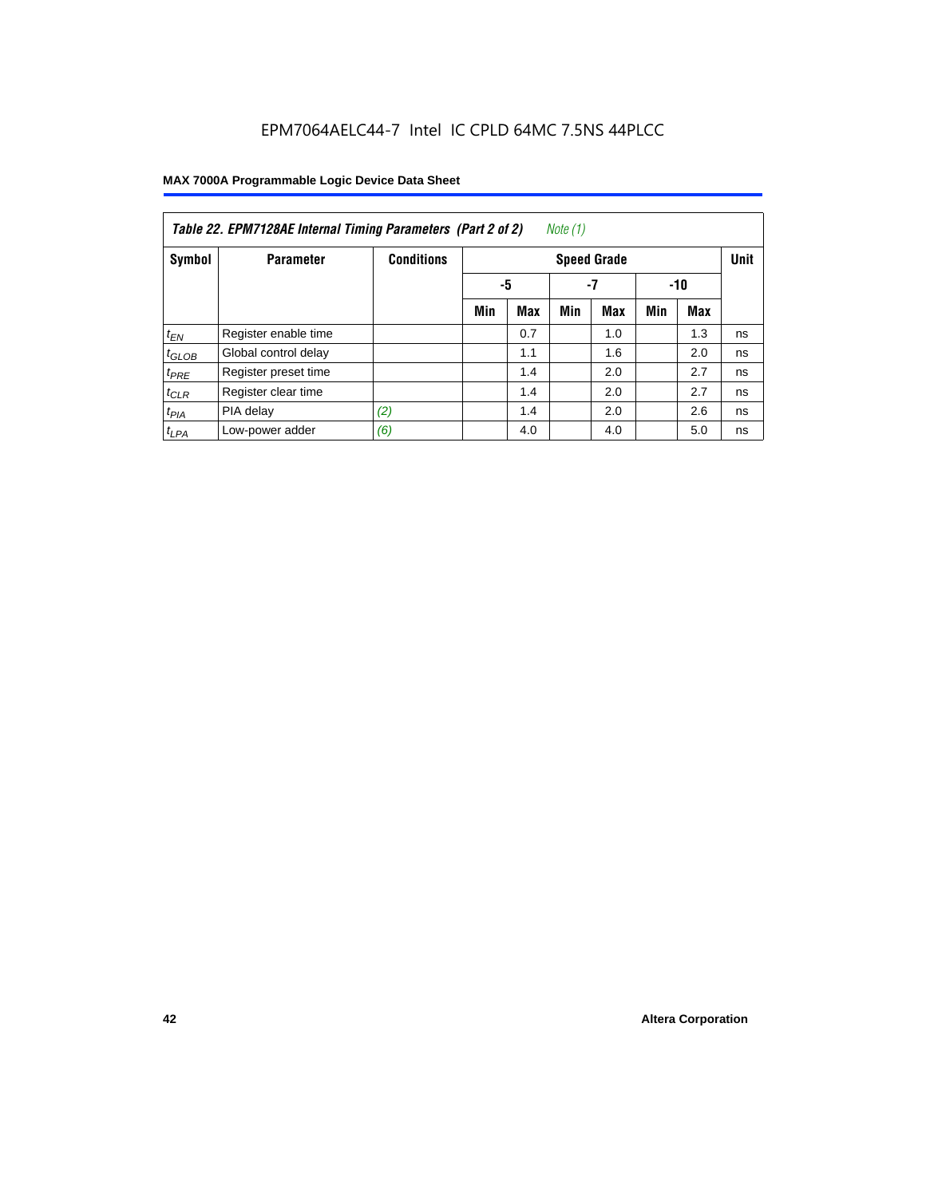EPM7064AELC44-7 Intel IC CPLD 64MC 7.5NS 44PLCC

**Table 22. EPM7128AE Internal Timing Parameters (Part 2 of 2)** *Note (1)*

| Symbol | Parameter | Conditions | Speed Grade | | | | | | Unit |
|---|---|---|---|---|---|---|---|---|---|
| | | | -5 | | -7 | | -10 | | |
| | | | Min | Max | Min | Max | Min | Max | |
| $t_{EN}$ | Register enable time | | | 0.7 | | 1.0 | | 1.3 | ns |
| $t_{GLOB}$ | Global control delay | | | 1.1 | | 1.6 | | 2.0 | ns |
| $t_{PRE}$ | Register preset time | | | 1.4 | | 2.0 | | 2.7 | ns |
| $t_{CLR}$ | Register clear time | | | 1.4 | | 2.0 | | 2.7 | ns |
| $t_{PIA}$ | PIA delay | *(2)* | | 1.4 | | 2.0 | | 2.6 | ns |
| $t_{LPA}$ | Low-power adder | *(6)* | | 4.0 | | 4.0 | | 5.0 | ns |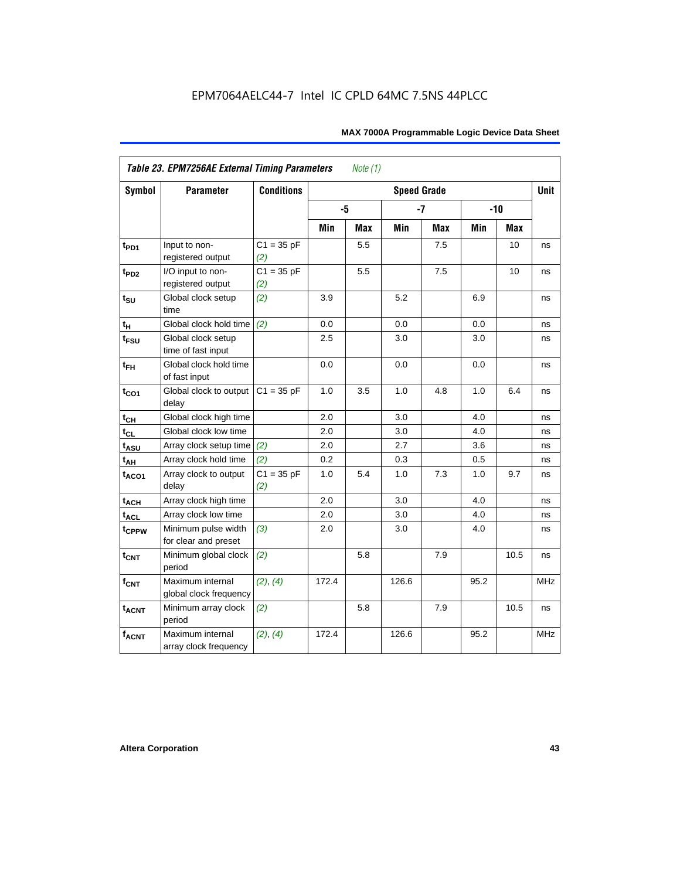EPM7064AELC44-7 Intel IC CPLD 64MC 7.5NS 44PLCC

| *Table 23. EPM7256AE External Timing Parameters* *Note (1)* | | | | | | | | | |
|---|---|---|---|---|---|---|---|---|---|
| **Symbol** | **Parameter** | **Conditions** | **Speed Grade** | | | | | | **Unit** |
| | | | **-5** | | **-7** | | **-10** | | |
| | | | **Min** | **Max** | **Min** | **Max** | **Min** | **Max** | |
| $t_{PD1}$ | Input to non-registered output | C1 = 35 pF *(2)* | | 5.5 | | 7.5 | | 10 | ns |
| $t_{PD2}$ | I/O input to non-registered output | C1 = 35 pF *(2)* | | 5.5 | | 7.5 | | 10 | ns |
| $t_{SU}$ | Global clock setup time | *(2)* | 3.9 | | 5.2 | | 6.9 | | ns |
| $t_{H}$ | Global clock hold time | *(2)* | 0.0 | | 0.0 | | 0.0 | | ns |
| $t_{FSU}$ | Global clock setup time of fast input | | 2.5 | | 3.0 | | 3.0 | | ns |
| $t_{FH}$ | Global clock hold time of fast input | | 0.0 | | 0.0 | | 0.0 | | ns |
| $t_{CO1}$ | Global clock to output delay | C1 = 35 pF | 1.0 | 3.5 | 1.0 | 4.8 | 1.0 | 6.4 | ns |
| $t_{CH}$ | Global clock high time | | 2.0 | | 3.0 | | 4.0 | | ns |
| $t_{CL}$ | Global clock low time | | 2.0 | | 3.0 | | 4.0 | | ns |
| $t_{ASU}$ | Array clock setup time | *(2)* | 2.0 | | 2.7 | | 3.6 | | ns |
| $t_{AH}$ | Array clock hold time | *(2)* | 0.2 | | 0.3 | | 0.5 | | ns |
| $t_{ACO1}$ | Array clock to output delay | C1 = 35 pF *(2)* | 1.0 | 5.4 | 1.0 | 7.3 | 1.0 | 9.7 | ns |
| $t_{ACH}$ | Array clock high time | | 2.0 | | 3.0 | | 4.0 | | ns |
| $t_{ACL}$ | Array clock low time | | 2.0 | | 3.0 | | 4.0 | | ns |
| $t_{CPPW}$ | Minimum pulse width for clear and preset | *(3)* | 2.0 | | 3.0 | | 4.0 | | ns |
| $t_{CNT}$ | Minimum global clock period | *(2)* | | 5.8 | | 7.9 | | 10.5 | ns |
| $f_{CNT}$ | Maximum internal global clock frequency | *(2)*, *(4)* | 172.4 | | 126.6 | | 95.2 | | MHz |
| $t_{ACNT}$ | Minimum array clock period | *(2)* | | 5.8 | | 7.9 | | 10.5 | ns |
| $f_{ACNT}$ | Maximum internal array clock frequency | *(2)*, *(4)* | 172.4 | | 126.6 | | 95.2 | | MHz |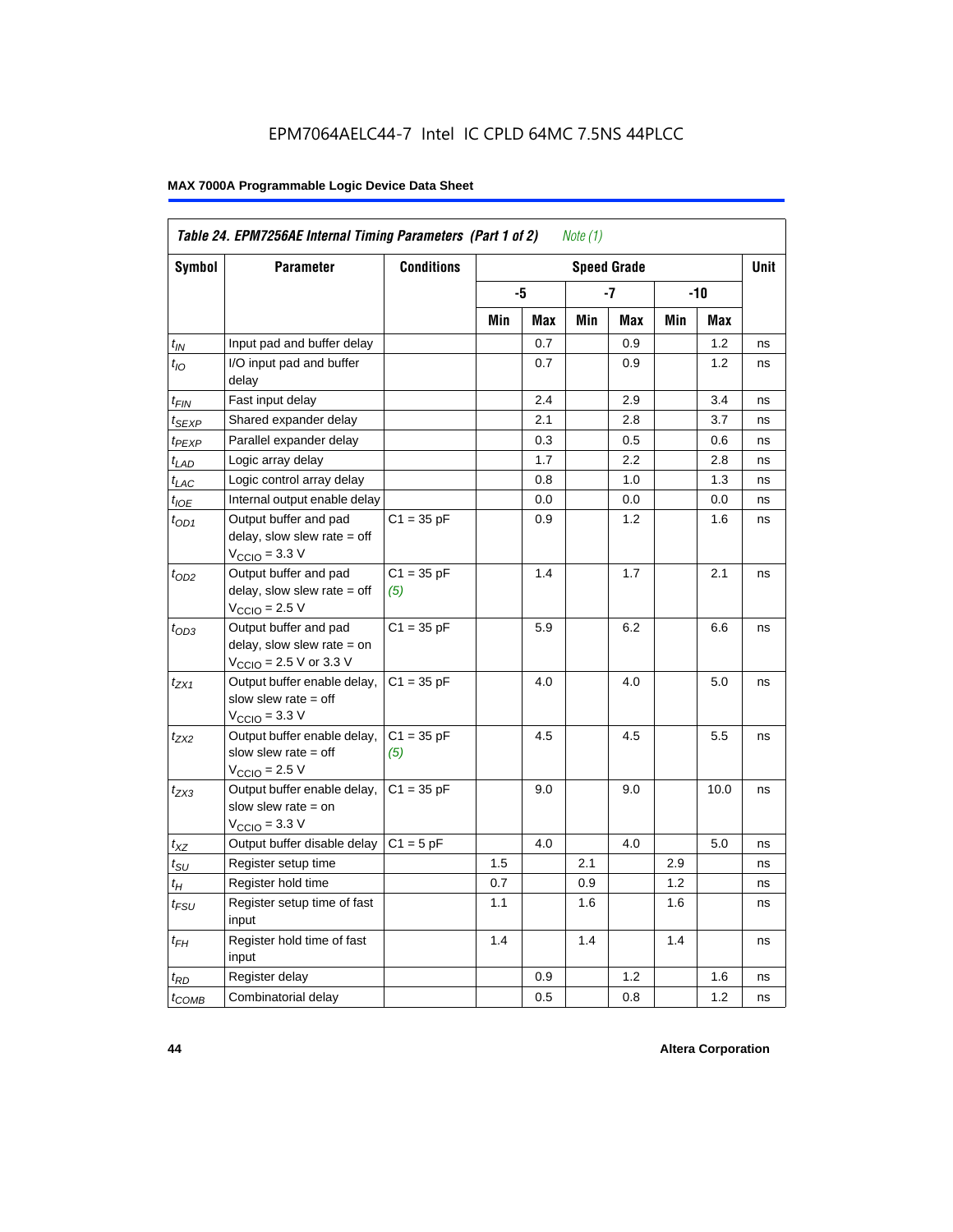**Table 24. EPM7256AE Internal Timing Parameters (Part 1 of 2)** *Note (1)*

| Symbol | Parameter | Conditions | Speed Grade | | | | | | Unit |
|---|---|---|---|---|---|---|---|---|---|
| | | | -5 | | -7 | | -10 | | |
| | | | Min | Max | Min | Max | Min | Max | |
| $t_{IN}$ | Input pad and buffer delay | | | 0.7 | | 0.9 | | 1.2 | ns |
| $t_{IO}$ | I/O input pad and buffer delay | | | 0.7 | | 0.9 | | 1.2 | ns |
| $t_{FIN}$ | Fast input delay | | | 2.4 | | 2.9 | | 3.4 | ns |
| $t_{SEXP}$ | Shared expander delay | | | 2.1 | | 2.8 | | 3.7 | ns |
| $t_{PEXP}$ | Parallel expander delay | | | 0.3 | | 0.5 | | 0.6 | ns |
| $t_{LAD}$ | Logic array delay | | | 1.7 | | 2.2 | | 2.8 | ns |
| $t_{LAC}$ | Logic control array delay | | | 0.8 | | 1.0 | | 1.3 | ns |
| $t_{IOE}$ | Internal output enable delay | | | 0.0 | | 0.0 | | 0.0 | ns |
| $t_{OD1}$ | Output buffer and pad delay, slow slew rate = off $V_{CCIO}$ = 3.3 V | C1 = 35 pF | | 0.9 | | 1.2 | | 1.6 | ns |
| $t_{OD2}$ | Output buffer and pad delay, slow slew rate = off $V_{CCIO}$ = 2.5 V | C1 = 35 pF *(5)* | | 1.4 | | 1.7 | | 2.1 | ns |
| $t_{OD3}$ | Output buffer and pad delay, slow slew rate = on $V_{CCIO}$ = 2.5 V or 3.3 V | C1 = 35 pF | | 5.9 | | 6.2 | | 6.6 | ns |
| $t_{ZX1}$ | Output buffer enable delay, slow slew rate = off $V_{CCIO}$ = 3.3 V | C1 = 35 pF | | 4.0 | | 4.0 | | 5.0 | ns |
| $t_{ZX2}$ | Output buffer enable delay, slow slew rate = off $V_{CCIO}$ = 2.5 V | C1 = 35 pF *(5)* | | 4.5 | | 4.5 | | 5.5 | ns |
| $t_{ZX3}$ | Output buffer enable delay, slow slew rate = on $V_{CCIO}$ = 3.3 V | C1 = 35 pF | | 9.0 | | 9.0 | | 10.0 | ns |
| $t_{XZ}$ | Output buffer disable delay | C1 = 5 pF | | 4.0 | | 4.0 | | 5.0 | ns |
| $t_{SU}$ | Register setup time | | 1.5 | | 2.1 | | 2.9 | | ns |
| $t_{H}$ | Register hold time | | 0.7 | | 0.9 | | 1.2 | | ns |
| $t_{FSU}$ | Register setup time of fast input | | 1.1 | | 1.6 | | 1.6 | | ns |
| $t_{FH}$ | Register hold time of fast input | | 1.4 | | 1.4 | | 1.4 | | ns |
| $t_{RD}$ | Register delay | | | 0.9 | | 1.2 | | 1.6 | ns |
| $t_{COMB}$ | Combinatorial delay | | | 0.5 | | 0.8 | | 1.2 | ns |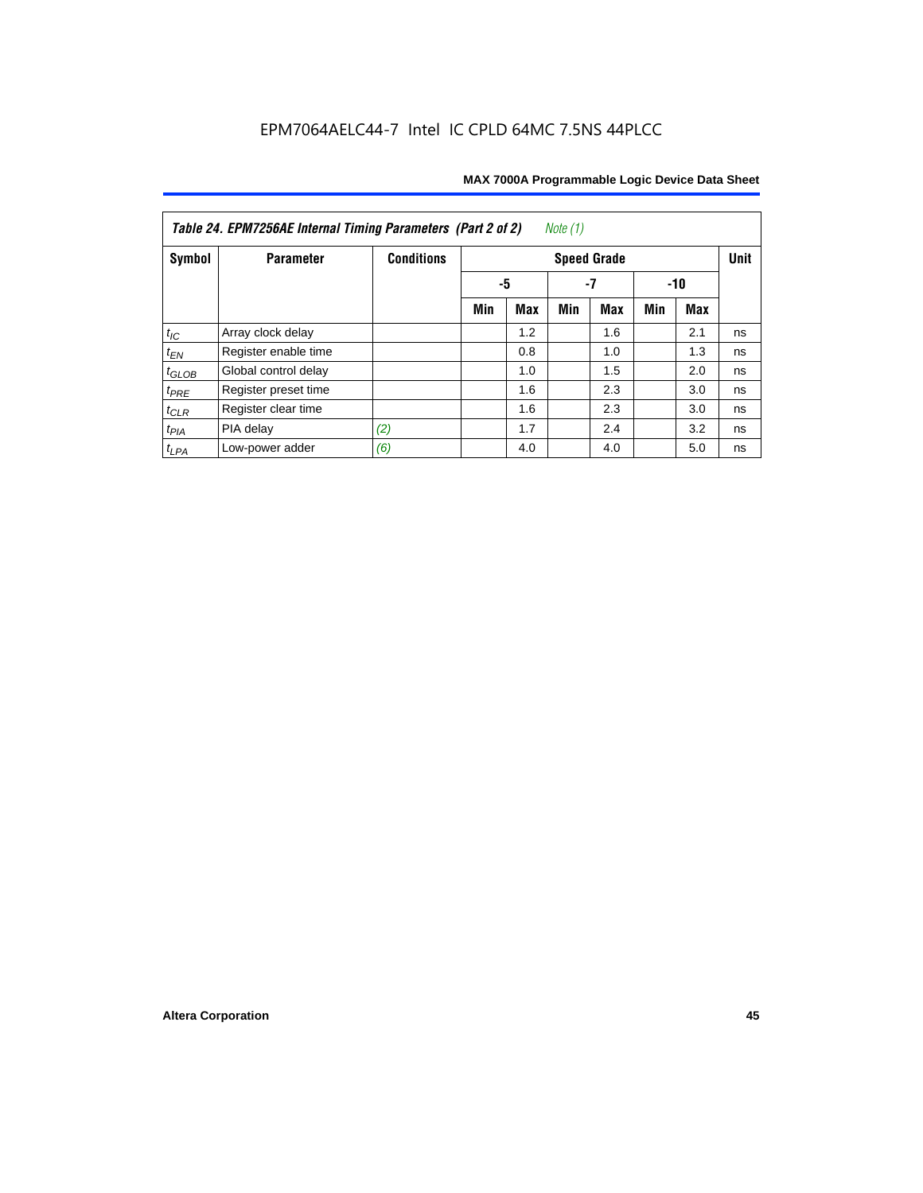EPM7064AELC44-7 Intel IC CPLD 64MC 7.5NS 44PLCC

| Table 24. EPM7256AE Internal Timing Parameters (Part 2 of 2) *Note (1)* | | | | | | | | | |
|---|---|---|---|---|---|---|---|---|---|
| Symbol | Parameter | Conditions | Speed Grade | | | | | | Unit |
| | | | -5 | | -7 | | -10 | | |
| | | | Min | Max | Min | Max | Min | Max | |
| $t_{IC}$ | Array clock delay | | | 1.2 | | 1.6 | | 2.1 | ns |
| $t_{EN}$ | Register enable time | | | 0.8 | | 1.0 | | 1.3 | ns |
| $t_{GLOB}$ | Global control delay | | | 1.0 | | 1.5 | | 2.0 | ns |
| $t_{PRE}$ | Register preset time | | | 1.6 | | 2.3 | | 3.0 | ns |
| $t_{CLR}$ | Register clear time | | | 1.6 | | 2.3 | | 3.0 | ns |
| $t_{PIA}$ | PIA delay | *(2)* | | 1.7 | | 2.4 | | 3.2 | ns |
| $t_{LPA}$ | Low-power adder | *(6)* | | 4.0 | | 4.0 | | 5.0 | ns |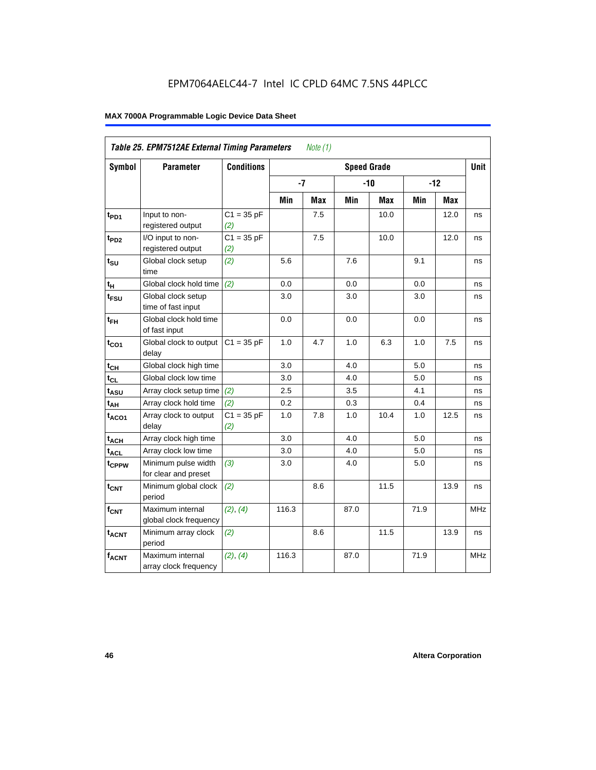**Table 25. EPM7512AE External Timing Parameters** *Note (1)*

| Symbol | Parameter | Conditions | Speed Grade | | | | | | Unit |
|---|---|---|---|---|---|---|---|---|---|
| | | | -7 | | -10 | | -12 | | |
| | | | Min | Max | Min | Max | Min | Max | |
| $t_{PD1}$ | Input to non-registered output | C1 = 35 pF *(2)* | | 7.5 | | 10.0 | | 12.0 | ns |
| $t_{PD2}$ | I/O input to non-registered output | C1 = 35 pF *(2)* | | 7.5 | | 10.0 | | 12.0 | ns |
| $t_{SU}$ | Global clock setup time | *(2)* | 5.6 | | 7.6 | | 9.1 | | ns |
| $t_H$ | Global clock hold time | *(2)* | 0.0 | | 0.0 | | 0.0 | | ns |
| $t_{FSU}$ | Global clock setup time of fast input | | 3.0 | | 3.0 | | 3.0 | | ns |
| $t_{FH}$ | Global clock hold time of fast input | | 0.0 | | 0.0 | | 0.0 | | ns |
| $t_{CO1}$ | Global clock to output delay | C1 = 35 pF | 1.0 | 4.7 | 1.0 | 6.3 | 1.0 | 7.5 | ns |
| $t_{CH}$ | Global clock high time | | 3.0 | | 4.0 | | 5.0 | | ns |
| $t_{CL}$ | Global clock low time | | 3.0 | | 4.0 | | 5.0 | | ns |
| $t_{ASU}$ | Array clock setup time | *(2)* | 2.5 | | 3.5 | | 4.1 | | ns |
| $t_{AH}$ | Array clock hold time | *(2)* | 0.2 | | 0.3 | | 0.4 | | ns |
| $t_{ACO1}$ | Array clock to output delay | C1 = 35 pF *(2)* | 1.0 | 7.8 | 1.0 | 10.4 | 1.0 | 12.5 | ns |
| $t_{ACH}$ | Array clock high time | | 3.0 | | 4.0 | | 5.0 | | ns |
| $t_{ACL}$ | Array clock low time | | 3.0 | | 4.0 | | 5.0 | | ns |
| $t_{CPPW}$ | Minimum pulse width for clear and preset | *(3)* | 3.0 | | 4.0 | | 5.0 | | ns |
| $t_{CNT}$ | Minimum global clock period | *(2)* | | 8.6 | | 11.5 | | 13.9 | ns |
| $f_{CNT}$ | Maximum internal global clock frequency | *(2)*, *(4)* | 116.3 | | 87.0 | | 71.9 | | MHz |
| $t_{ACNT}$ | Minimum array clock period | *(2)* | | 8.6 | | 11.5 | | 13.9 | ns |
| $f_{ACNT}$ | Maximum internal array clock frequency | *(2)*, *(4)* | 116.3 | | 87.0 | | 71.9 | | MHz |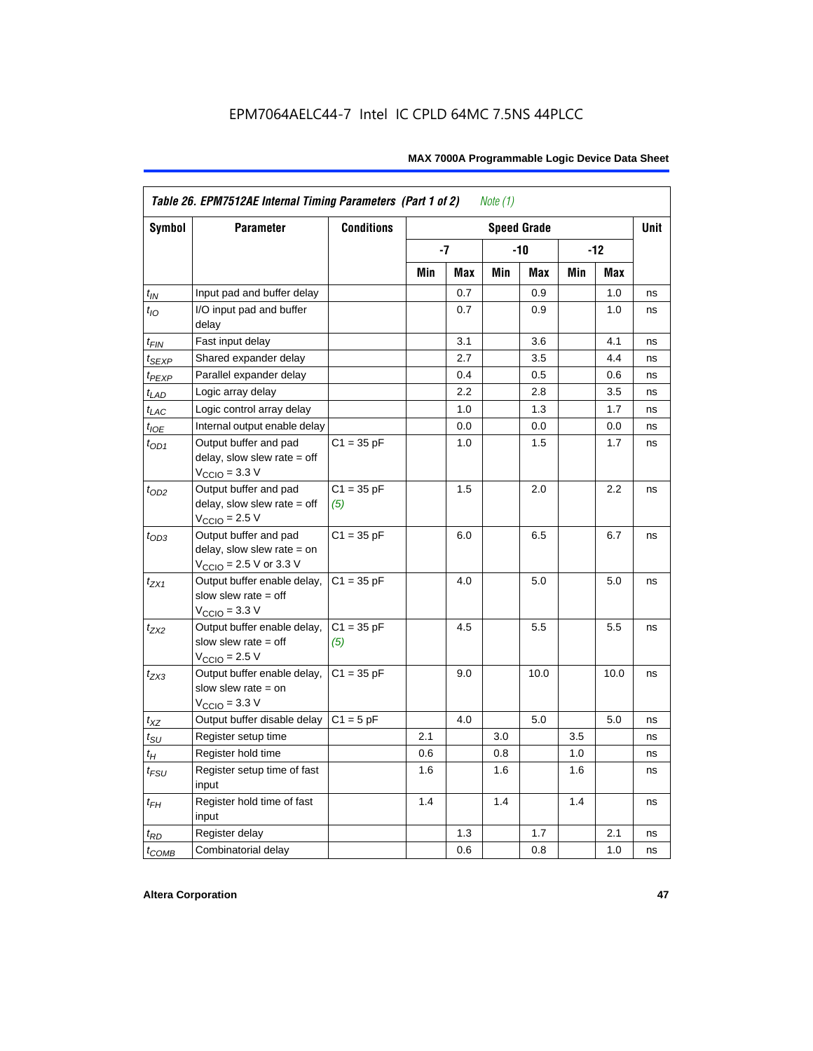**Table 26. EPM7512AE Internal Timing Parameters (Part 1 of 2)** *Note (1)*

| Symbol | Parameter | Conditions | Speed Grade | | | | | | Unit |
|---|---|---|---|---|---|---|---|---|---|
| | | | -7 | | -10 | | -12 | | |
| | | | Min | Max | Min | Max | Min | Max | |
| $t_{IN}$ | Input pad and buffer delay | | | 0.7 | | 0.9 | | 1.0 | ns |
| $t_{IO}$ | I/O input pad and buffer delay | | | 0.7 | | 0.9 | | 1.0 | ns |
| $t_{FIN}$ | Fast input delay | | | 3.1 | | 3.6 | | 4.1 | ns |
| $t_{SEXP}$ | Shared expander delay | | | 2.7 | | 3.5 | | 4.4 | ns |
| $t_{PEXP}$ | Parallel expander delay | | | 0.4 | | 0.5 | | 0.6 | ns |
| $t_{LAD}$ | Logic array delay | | | 2.2 | | 2.8 | | 3.5 | ns |
| $t_{LAC}$ | Logic control array delay | | | 1.0 | | 1.3 | | 1.7 | ns |
| $t_{IOE}$ | Internal output enable delay | | | 0.0 | | 0.0 | | 0.0 | ns |
| $t_{OD1}$ | Output buffer and pad delay, slow slew rate = off $V_{CCIO}$ = 3.3 V | C1 = 35 pF | | 1.0 | | 1.5 | | 1.7 | ns |
| $t_{OD2}$ | Output buffer and pad delay, slow slew rate = off $V_{CCIO}$ = 2.5 V | C1 = 35 pF *(5)* | | 1.5 | | 2.0 | | 2.2 | ns |
| $t_{OD3}$ | Output buffer and pad delay, slow slew rate = on $V_{CCIO}$ = 2.5 V or 3.3 V | C1 = 35 pF | | 6.0 | | 6.5 | | 6.7 | ns |
| $t_{ZX1}$ | Output buffer enable delay, slow slew rate = off $V_{CCIO}$ = 3.3 V | C1 = 35 pF | | 4.0 | | 5.0 | | 5.0 | ns |
| $t_{ZX2}$ | Output buffer enable delay, slow slew rate = off $V_{CCIO}$ = 2.5 V | C1 = 35 pF *(5)* | | 4.5 | | 5.5 | | 5.5 | ns |
| $t_{ZX3}$ | Output buffer enable delay, slow slew rate = on $V_{CCIO}$ = 3.3 V | C1 = 35 pF | | 9.0 | | 10.0 | | 10.0 | ns |
| $t_{XZ}$ | Output buffer disable delay | C1 = 5 pF | | 4.0 | | 5.0 | | 5.0 | ns |
| $t_{SU}$ | Register setup time | | 2.1 | | 3.0 | | 3.5 | | ns |
| $t_{H}$ | Register hold time | | 0.6 | | 0.8 | | 1.0 | | ns |
| $t_{FSU}$ | Register setup time of fast input | | 1.6 | | 1.6 | | 1.6 | | ns |
| $t_{FH}$ | Register hold time of fast input | | 1.4 | | 1.4 | | 1.4 | | ns |
| $t_{RD}$ | Register delay | | | 1.3 | | 1.7 | | 2.1 | ns |
| $t_{COMB}$ | Combinatorial delay | | | 0.6 | | 0.8 | | 1.0 | ns |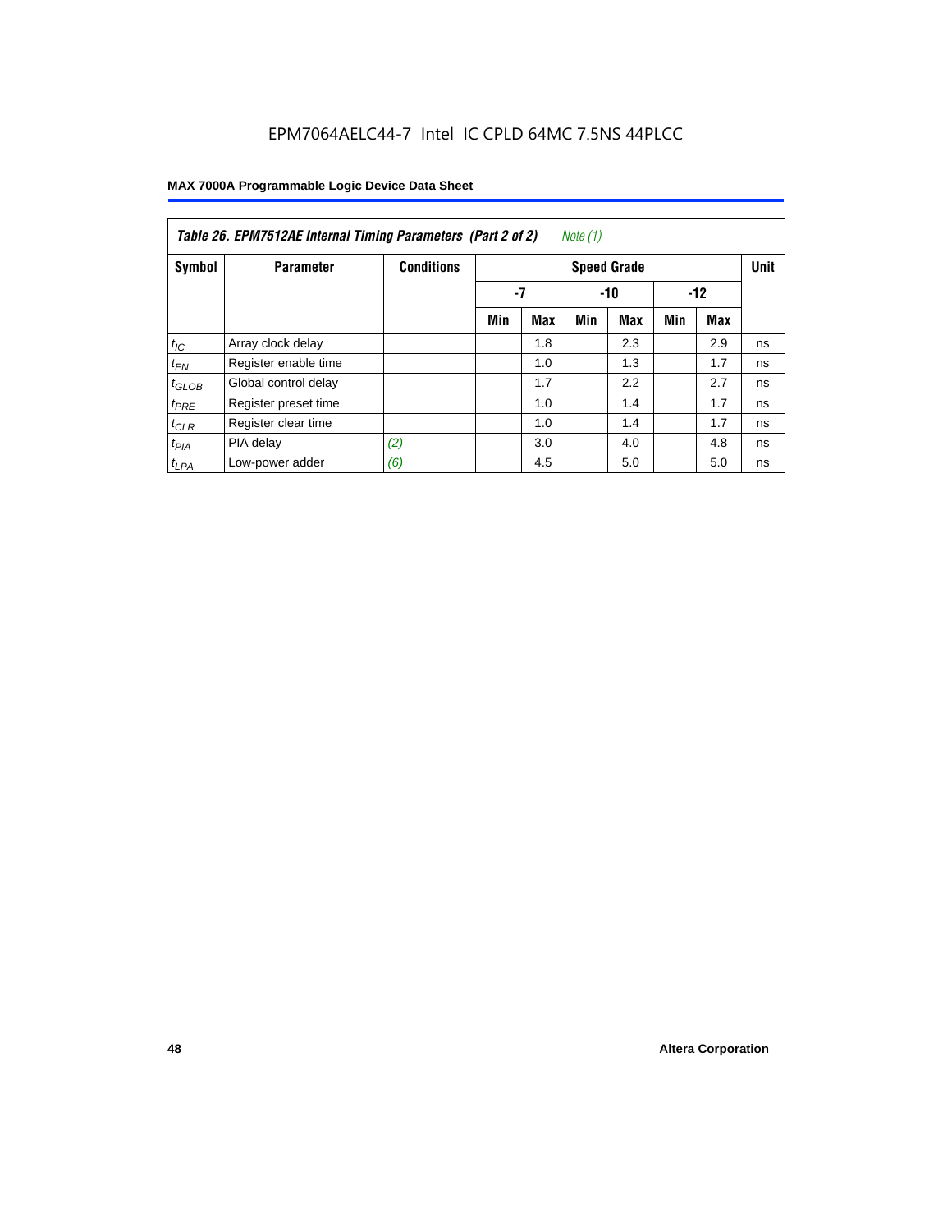EPM7064AELC44-7 Intel IC CPLD 64MC 7.5NS 44PLCC

| Table 26. EPM7512AE Internal Timing Parameters (Part 2 of 2) *Note (1)* | | | | | | | | | |
|---|---|---|---|---|---|---|---|---|---|
| Symbol | Parameter | Conditions | Speed Grade | | | | | | Unit |
| | | | -7 | | -10 | | -12 | | |
| | | | Min | Max | Min | Max | Min | Max | |
| $t_{IC}$ | Array clock delay | | | 1.8 | | 2.3 | | 2.9 | ns |
| $t_{EN}$ | Register enable time | | | 1.0 | | 1.3 | | 1.7 | ns |
| $t_{GLOB}$ | Global control delay | | | 1.7 | | 2.2 | | 2.7 | ns |
| $t_{PRE}$ | Register preset time | | | 1.0 | | 1.4 | | 1.7 | ns |
| $t_{CLR}$ | Register clear time | | | 1.0 | | 1.4 | | 1.7 | ns |
| $t_{PIA}$ | PIA delay | *(2)* | | 3.0 | | 4.0 | | 4.8 | ns |
| $t_{LPA}$ | Low-power adder | *(6)* | | 4.5 | | 5.0 | | 5.0 | ns |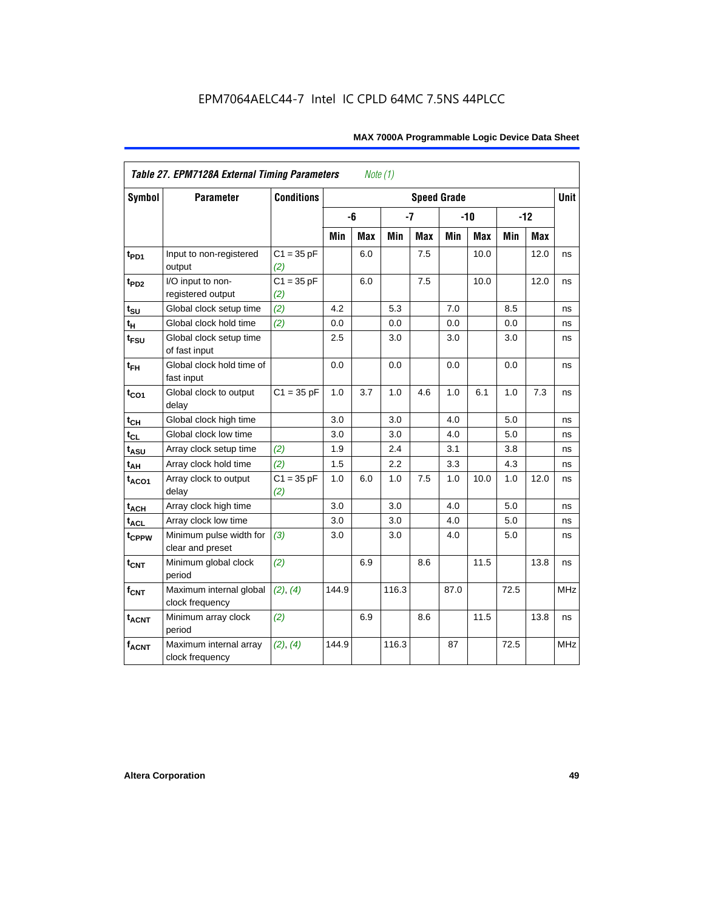EPM7064AELC44-7 Intel IC CPLD 64MC 7.5NS 44PLCC

| *Table 27. EPM7128A External Timing Parameters* *Note (1)* | | | | | | | | | | | |
|---|---|---|---|---|---|---|---|---|---|---|---|
| **Symbol** | **Parameter** | **Conditions** | **Speed Grade** | | | | | | | | **Unit** |
| | | | **-6** | | **-7** | | **-10** | | **-12** | | |
| | | | **Min** | **Max** | **Min** | **Max** | **Min** | **Max** | **Min** | **Max** | |
| $t_{PD1}$ | Input to non-registered output | C1 = 35 pF *(2)* | | 6.0 | | 7.5 | | 10.0 | | 12.0 | ns |
| $t_{PD2}$ | I/O input to non-registered output | C1 = 35 pF *(2)* | | 6.0 | | 7.5 | | 10.0 | | 12.0 | ns |
| $t_{SU}$ | Global clock setup time | *(2)* | 4.2 | | 5.3 | | 7.0 | | 8.5 | | ns |
| $t_{H}$ | Global clock hold time | *(2)* | 0.0 | | 0.0 | | 0.0 | | 0.0 | | ns |
| $t_{FSU}$ | Global clock setup time of fast input | | 2.5 | | 3.0 | | 3.0 | | 3.0 | | ns |
| $t_{FH}$ | Global clock hold time of fast input | | 0.0 | | 0.0 | | 0.0 | | 0.0 | | ns |
| $t_{CO1}$ | Global clock to output delay | C1 = 35 pF | 1.0 | 3.7 | 1.0 | 4.6 | 1.0 | 6.1 | 1.0 | 7.3 | ns |
| $t_{CH}$ | Global clock high time | | 3.0 | | 3.0 | | 4.0 | | 5.0 | | ns |
| $t_{CL}$ | Global clock low time | | 3.0 | | 3.0 | | 4.0 | | 5.0 | | ns |
| $t_{ASU}$ | Array clock setup time | *(2)* | 1.9 | | 2.4 | | 3.1 | | 3.8 | | ns |
| $t_{AH}$ | Array clock hold time | *(2)* | 1.5 | | 2.2 | | 3.3 | | 4.3 | | ns |
| $t_{ACO1}$ | Array clock to output delay | C1 = 35 pF *(2)* | 1.0 | 6.0 | 1.0 | 7.5 | 1.0 | 10.0 | 1.0 | 12.0 | ns |
| $t_{ACH}$ | Array clock high time | | 3.0 | | 3.0 | | 4.0 | | 5.0 | | ns |
| $t_{ACL}$ | Array clock low time | | 3.0 | | 3.0 | | 4.0 | | 5.0 | | ns |
| $t_{CPPW}$ | Minimum pulse width for clear and preset | *(3)* | 3.0 | | 3.0 | | 4.0 | | 5.0 | | ns |
| $t_{CNT}$ | Minimum global clock period | *(2)* | | 6.9 | | 8.6 | | 11.5 | | 13.8 | ns |
| $f_{CNT}$ | Maximum internal global clock frequency | *(2)*, *(4)* | 144.9 | | 116.3 | | 87.0 | | 72.5 | | MHz |
| $t_{ACNT}$ | Minimum array clock period | *(2)* | | 6.9 | | 8.6 | | 11.5 | | 13.8 | ns |
| $f_{ACNT}$ | Maximum internal array clock frequency | *(2)*, *(4)* | 144.9 | | 116.3 | | 87 | | 72.5 | | MHz |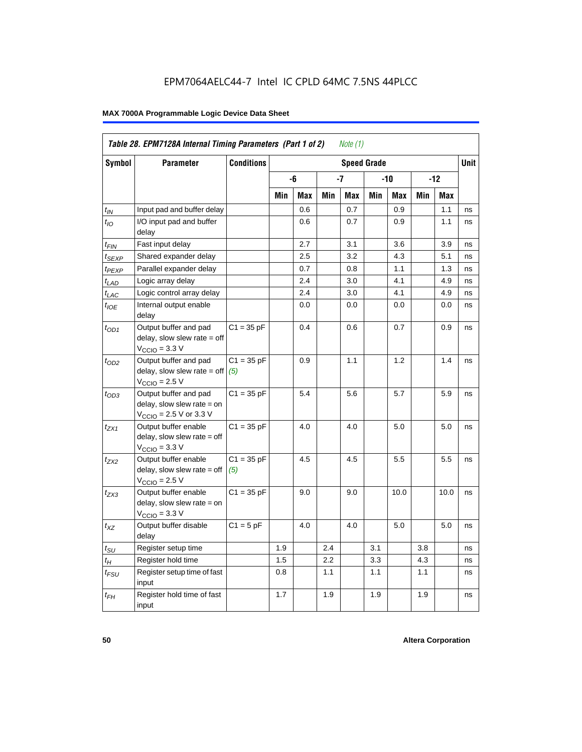**Table 28. EPM7128A Internal Timing Parameters (Part 1 of 2)** *Note (1)*

| Symbol | Parameter | Conditions | Speed Grade | | | | | | | | Unit |
|---|---|---|---|---|---|---|---|---|---|---|---|
| | | | -6 | | -7 | | -10 | | -12 | | |
| | | | Min | Max | Min | Max | Min | Max | Min | Max | |
| $t_{IN}$ | Input pad and buffer delay | | | 0.6 | | 0.7 | | 0.9 | | 1.1 | ns |
| $t_{IO}$ | I/O input pad and buffer delay | | | 0.6 | | 0.7 | | 0.9 | | 1.1 | ns |
| $t_{FIN}$ | Fast input delay | | | 2.7 | | 3.1 | | 3.6 | | 3.9 | ns |
| $t_{SEXP}$ | Shared expander delay | | | 2.5 | | 3.2 | | 4.3 | | 5.1 | ns |
| $t_{PEXP}$ | Parallel expander delay | | | 0.7 | | 0.8 | | 1.1 | | 1.3 | ns |
| $t_{LAD}$ | Logic array delay | | | 2.4 | | 3.0 | | 4.1 | | 4.9 | ns |
| $t_{LAC}$ | Logic control array delay | | | 2.4 | | 3.0 | | 4.1 | | 4.9 | ns |
| $t_{IOE}$ | Internal output enable delay | | | 0.0 | | 0.0 | | 0.0 | | 0.0 | ns |
| $t_{OD1}$ | Output buffer and pad delay, slow slew rate = off $V_{CCIO}$ = 3.3 V | C1 = 35 pF | | 0.4 | | 0.6 | | 0.7 | | 0.9 | ns |
| $t_{OD2}$ | Output buffer and pad delay, slow slew rate = off $V_{CCIO}$ = 2.5 V | C1 = 35 pF *(5)* | | 0.9 | | 1.1 | | 1.2 | | 1.4 | ns |
| $t_{OD3}$ | Output buffer and pad delay, slow slew rate = on $V_{CCIO}$ = 2.5 V or 3.3 V | C1 = 35 pF | | 5.4 | | 5.6 | | 5.7 | | 5.9 | ns |
| $t_{ZX1}$ | Output buffer enable delay, slow slew rate = off $V_{CCIO}$ = 3.3 V | C1 = 35 pF | | 4.0 | | 4.0 | | 5.0 | | 5.0 | ns |
| $t_{ZX2}$ | Output buffer enable delay, slow slew rate = off $V_{CCIO}$ = 2.5 V | C1 = 35 pF *(5)* | | 4.5 | | 4.5 | | 5.5 | | 5.5 | ns |
| $t_{ZX3}$ | Output buffer enable delay, slow slew rate = on $V_{CCIO}$ = 3.3 V | C1 = 35 pF | | 9.0 | | 9.0 | | 10.0 | | 10.0 | ns |
| $t_{XZ}$ | Output buffer disable delay | C1 = 5 pF | | 4.0 | | 4.0 | | 5.0 | | 5.0 | ns |
| $t_{SU}$ | Register setup time | | 1.9 | | 2.4 | | 3.1 | | 3.8 | | ns |
| $t_{H}$ | Register hold time | | 1.5 | | 2.2 | | 3.3 | | 4.3 | | ns |
| $t_{FSU}$ | Register setup time of fast input | | 0.8 | | 1.1 | | 1.1 | | 1.1 | | ns |
| $t_{FH}$ | Register hold time of fast input | | 1.7 | | 1.9 | | 1.9 | | 1.9 | | ns |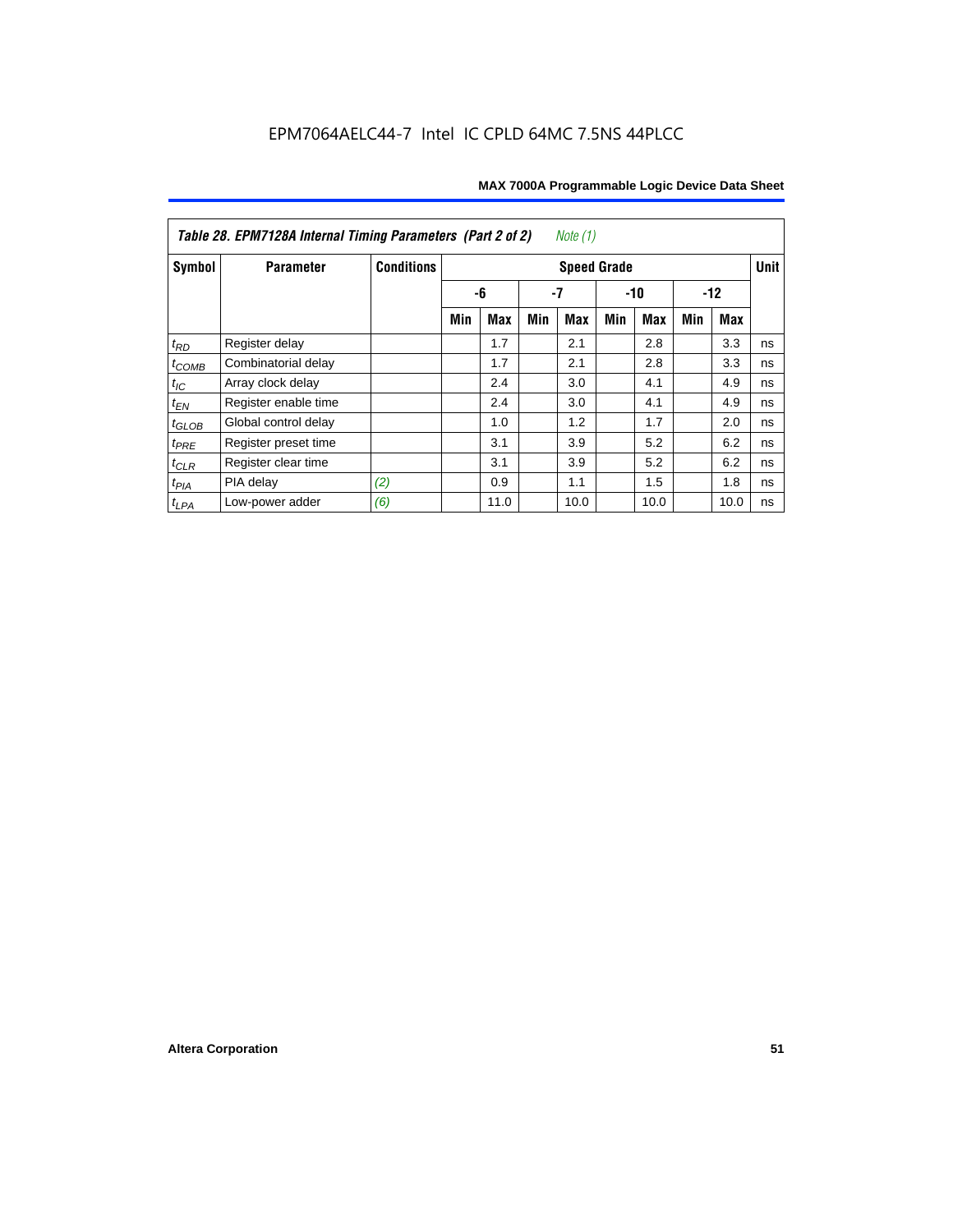EPM7064AELC44-7 Intel IC CPLD 64MC 7.5NS 44PLCC

**Table 28. EPM7128A Internal Timing Parameters (Part 2 of 2)** *Note (1)*

| Symbol | Parameter | Conditions | Speed Grade | | | | | | | | Unit |
|---|---|---|---|---|---|---|---|---|---|---|---|
| | | | -6 | | -7 | | -10 | | -12 | | |
| | | | Min | Max | Min | Max | Min | Max | Min | Max | |
| $t_{RD}$ | Register delay | | | 1.7 | | 2.1 | | 2.8 | | 3.3 | ns |
| $t_{COMB}$ | Combinatorial delay | | | 1.7 | | 2.1 | | 2.8 | | 3.3 | ns |
| $t_{IC}$ | Array clock delay | | | 2.4 | | 3.0 | | 4.1 | | 4.9 | ns |
| $t_{EN}$ | Register enable time | | | 2.4 | | 3.0 | | 4.1 | | 4.9 | ns |
| $t_{GLOB}$ | Global control delay | | | 1.0 | | 1.2 | | 1.7 | | 2.0 | ns |
| $t_{PRE}$ | Register preset time | | | 3.1 | | 3.9 | | 5.2 | | 6.2 | ns |
| $t_{CLR}$ | Register clear time | | | 3.1 | | 3.9 | | 5.2 | | 6.2 | ns |
| $t_{PIA}$ | PIA delay | *(2)* | | 0.9 | | 1.1 | | 1.5 | | 1.8 | ns |
| $t_{LPA}$ | Low-power adder | *(6)* | | 11.0 | | 10.0 | | 10.0 | | 10.0 | ns |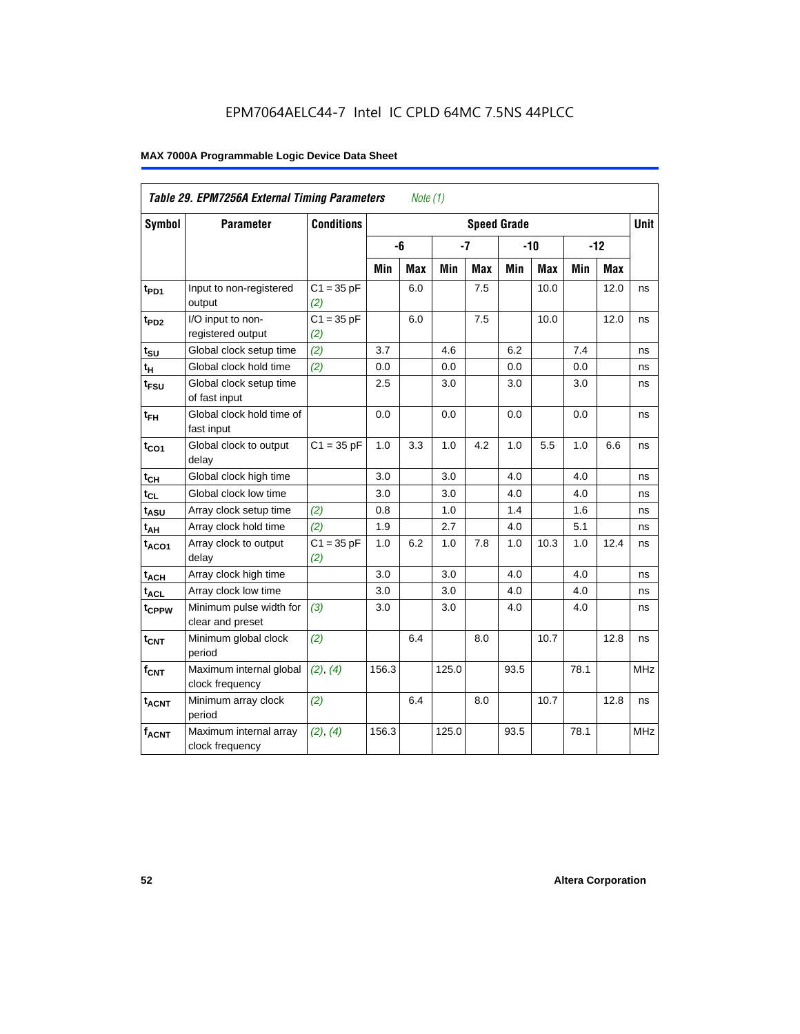EPM7064AELC44-7 Intel IC CPLD 64MC 7.5NS 44PLCC

**MAX 7000A Programmable Logic Device Data Sheet**

| *Table 29. EPM7256A External Timing Parameters* *Note (1)* | | | | | | | | | | | |
|---|---|---|---|---|---|---|---|---|---|---|---|
| **Symbol** | **Parameter** | **Conditions** | **Speed Grade** | | | | | | | | **Unit** |
| | | | **-6** | | **-7** | | **-10** | | **-12** | | |
| | | | **Min** | **Max** | **Min** | **Max** | **Min** | **Max** | **Min** | **Max** | |
| $t_{PD1}$ | Input to non-registered output | C1 = 35 pF *(2)* | | 6.0 | | 7.5 | | 10.0 | | 12.0 | ns |
| $t_{PD2}$ | I/O input to non-registered output | C1 = 35 pF *(2)* | | 6.0 | | 7.5 | | 10.0 | | 12.0 | ns |
| $t_{SU}$ | Global clock setup time | *(2)* | 3.7 | | 4.6 | | 6.2 | | 7.4 | | ns |
| $t_H$ | Global clock hold time | *(2)* | 0.0 | | 0.0 | | 0.0 | | 0.0 | | ns |
| $t_{FSU}$ | Global clock setup time of fast input | | 2.5 | | 3.0 | | 3.0 | | 3.0 | | ns |
| $t_{FH}$ | Global clock hold time of fast input | | 0.0 | | 0.0 | | 0.0 | | 0.0 | | ns |
| $t_{CO1}$ | Global clock to output delay | C1 = 35 pF | 1.0 | 3.3 | 1.0 | 4.2 | 1.0 | 5.5 | 1.0 | 6.6 | ns |
| $t_{CH}$ | Global clock high time | | 3.0 | | 3.0 | | 4.0 | | 4.0 | | ns |
| $t_{CL}$ | Global clock low time | | 3.0 | | 3.0 | | 4.0 | | 4.0 | | ns |
| $t_{ASU}$ | Array clock setup time | *(2)* | 0.8 | | 1.0 | | 1.4 | | 1.6 | | ns |
| $t_{AH}$ | Array clock hold time | *(2)* | 1.9 | | 2.7 | | 4.0 | | 5.1 | | ns |
| $t_{ACO1}$ | Array clock to output delay | C1 = 35 pF *(2)* | 1.0 | 6.2 | 1.0 | 7.8 | 1.0 | 10.3 | 1.0 | 12.4 | ns |
| $t_{ACH}$ | Array clock high time | | 3.0 | | 3.0 | | 4.0 | | 4.0 | | ns |
| $t_{ACL}$ | Array clock low time | | 3.0 | | 3.0 | | 4.0 | | 4.0 | | ns |
| $t_{CPPW}$ | Minimum pulse width for clear and preset | *(3)* | 3.0 | | 3.0 | | 4.0 | | 4.0 | | ns |
| $t_{CNT}$ | Minimum global clock period | *(2)* | | 6.4 | | 8.0 | | 10.7 | | 12.8 | ns |
| $f_{CNT}$ | Maximum internal global clock frequency | *(2)*, *(4)* | 156.3 | | 125.0 | | 93.5 | | 78.1 | | MHz |
| $t_{ACNT}$ | Minimum array clock period | *(2)* | | 6.4 | | 8.0 | | 10.7 | | 12.8 | ns |
| $f_{ACNT}$ | Maximum internal array clock frequency | *(2)*, *(4)* | 156.3 | | 125.0 | | 93.5 | | 78.1 | | MHz |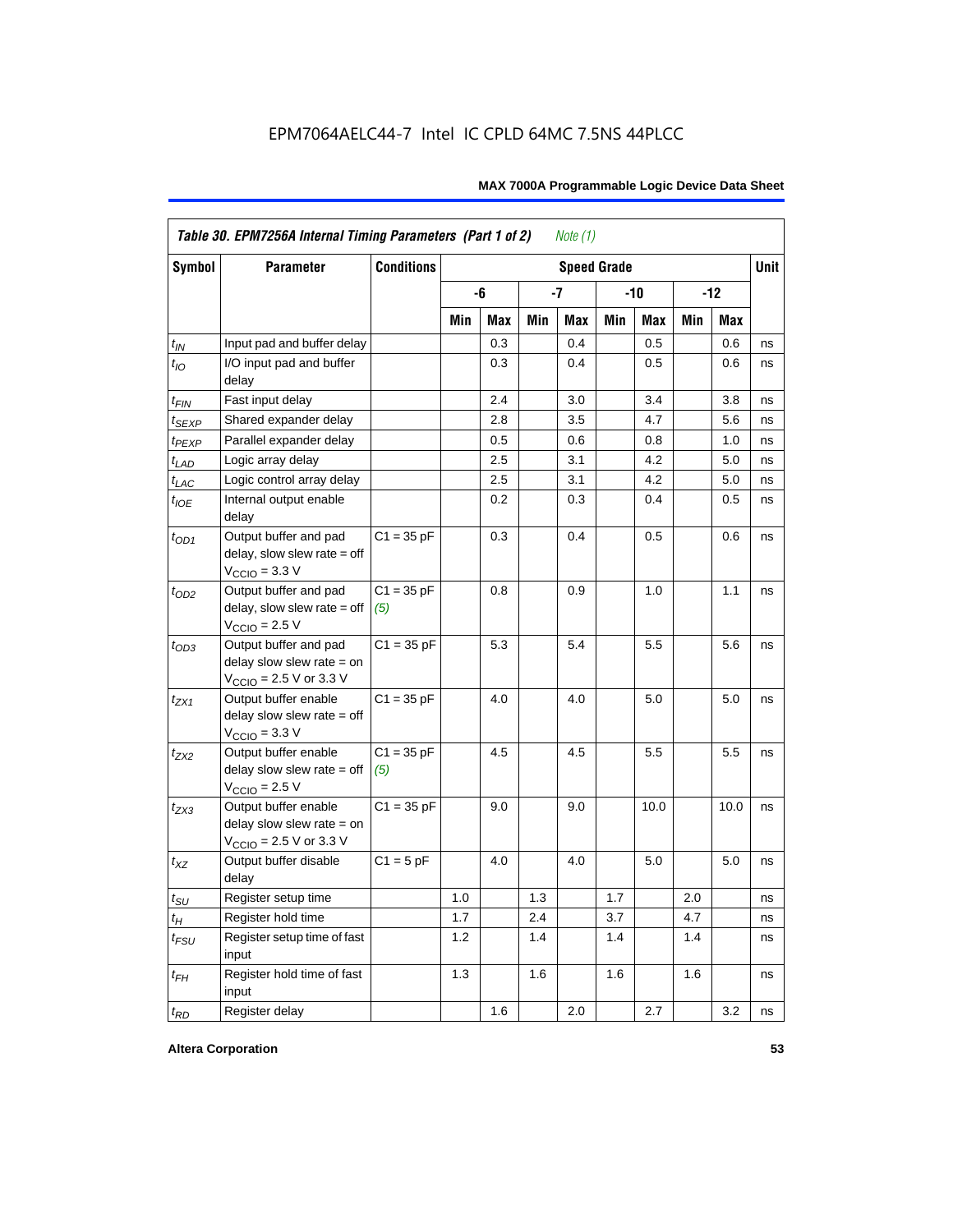EPM7064AELC44-7 Intel IC CPLD 64MC 7.5NS 44PLCC

**Table 30. EPM7256A Internal Timing Parameters (Part 1 of 2)** *Note (1)*

| Symbol | Parameter | Conditions | Speed Grade | | | | | | | | Unit |
|---|---|---|---|---|---|---|---|---|---|---|---|
| | | | -6 | | -7 | | -10 | | -12 | | |
| | | | Min | Max | Min | Max | Min | Max | Min | Max | |
| $t_{IN}$ | Input pad and buffer delay | | | 0.3 | | 0.4 | | 0.5 | | 0.6 | ns |
| $t_{IO}$ | I/O input pad and buffer delay | | | 0.3 | | 0.4 | | 0.5 | | 0.6 | ns |
| $t_{FIN}$ | Fast input delay | | | 2.4 | | 3.0 | | 3.4 | | 3.8 | ns |
| $t_{SEXP}$ | Shared expander delay | | | 2.8 | | 3.5 | | 4.7 | | 5.6 | ns |
| $t_{PEXP}$ | Parallel expander delay | | | 0.5 | | 0.6 | | 0.8 | | 1.0 | ns |
| $t_{LAD}$ | Logic array delay | | | 2.5 | | 3.1 | | 4.2 | | 5.0 | ns |
| $t_{LAC}$ | Logic control array delay | | | 2.5 | | 3.1 | | 4.2 | | 5.0 | ns |
| $t_{IOE}$ | Internal output enable delay | | | 0.2 | | 0.3 | | 0.4 | | 0.5 | ns |
| $t_{OD1}$ | Output buffer and pad delay, slow slew rate = off $V_{CCIO}$ = 3.3 V | C1 = 35 pF | | 0.3 | | 0.4 | | 0.5 | | 0.6 | ns |
| $t_{OD2}$ | Output buffer and pad delay, slow slew rate = off $V_{CCIO}$ = 2.5 V | C1 = 35 pF *(5)* | | 0.8 | | 0.9 | | 1.0 | | 1.1 | ns |
| $t_{OD3}$ | Output buffer and pad delay slow slew rate = on $V_{CCIO}$ = 2.5 V or 3.3 V | C1 = 35 pF | | 5.3 | | 5.4 | | 5.5 | | 5.6 | ns |
| $t_{ZX1}$ | Output buffer enable delay slow slew rate = off $V_{CCIO}$ = 3.3 V | C1 = 35 pF | | 4.0 | | 4.0 | | 5.0 | | 5.0 | ns |
| $t_{ZX2}$ | Output buffer enable delay slow slew rate = off $V_{CCIO}$ = 2.5 V | C1 = 35 pF *(5)* | | 4.5 | | 4.5 | | 5.5 | | 5.5 | ns |
| $t_{ZX3}$ | Output buffer enable delay slow slew rate = on $V_{CCIO}$ = 2.5 V or 3.3 V | C1 = 35 pF | | 9.0 | | 9.0 | | 10.0 | | 10.0 | ns |
| $t_{XZ}$ | Output buffer disable delay | C1 = 5 pF | | 4.0 | | 4.0 | | 5.0 | | 5.0 | ns |
| $t_{SU}$ | Register setup time | | 1.0 | | 1.3 | | 1.7 | | 2.0 | | ns |
| $t_{H}$ | Register hold time | | 1.7 | | 2.4 | | 3.7 | | 4.7 | | ns |
| $t_{FSU}$ | Register setup time of fast input | | 1.2 | | 1.4 | | 1.4 | | 1.4 | | ns |
| $t_{FH}$ | Register hold time of fast input | | 1.3 | | 1.6 | | 1.6 | | 1.6 | | ns |
| $t_{RD}$ | Register delay | | | 1.6 | | 2.0 | | 2.7 | | 3.2 | ns |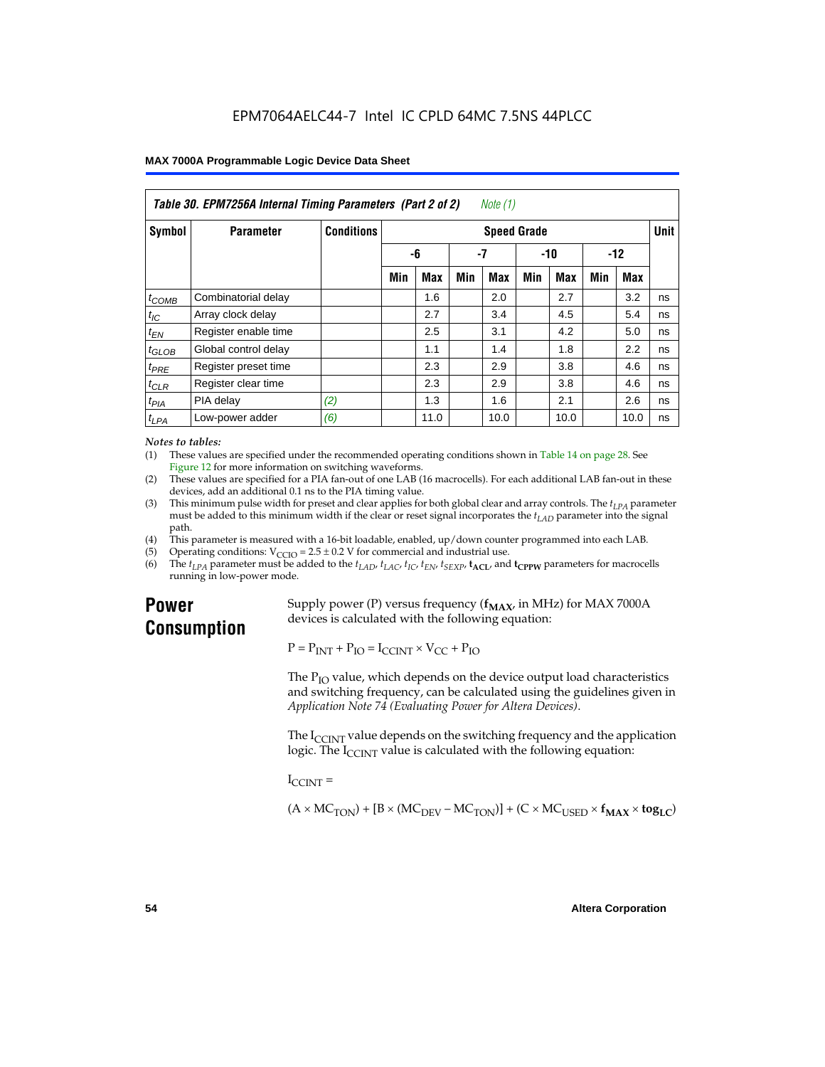**Table 30. EPM7256A Internal Timing Parameters (Part 2 of 2)** *Note (1)*

| Symbol | Parameter | Conditions | Speed Grade | | | | | | | | Unit |
|---|---|---|---|---|---|---|---|---|---|---|---|
| | | | -6 | | -7 | | -10 | | -12 | | |
| | | | Min | Max | Min | Max | Min | Max | Min | Max | |
| $t_{COMB}$ | Combinatorial delay | | | 1.6 | | 2.0 | | 2.7 | | 3.2 | ns |
| $t_{IC}$ | Array clock delay | | | 2.7 | | 3.4 | | 4.5 | | 5.4 | ns |
| $t_{EN}$ | Register enable time | | | 2.5 | | 3.1 | | 4.2 | | 5.0 | ns |
| $t_{GLOB}$ | Global control delay | | | 1.1 | | 1.4 | | 1.8 | | 2.2 | ns |
| $t_{PRE}$ | Register preset time | | | 2.3 | | 2.9 | | 3.8 | | 4.6 | ns |
| $t_{CLR}$ | Register clear time | | | 2.3 | | 2.9 | | 3.8 | | 4.6 | ns |
| $t_{PIA}$ | PIA delay | *(2)* | | 1.3 | | 1.6 | | 2.1 | | 2.6 | ns |
| $t_{LPA}$ | Low-power adder | *(6)* | | 11.0 | | 10.0 | | 10.0 | | 10.0 | ns |

*Notes to tables:*

(1) These values are specified under the recommended operating conditions shown in Table 14 on page 28. See Figure 12 for more information on switching waveforms.

(2) These values are specified for a PIA fan-out of one LAB (16 macrocells). For each additional LAB fan-out in these devices, add an additional 0.1 ns to the PIA timing value.

(3) This minimum pulse width for preset and clear applies for both global clear and array controls. The $t_{LPA}$ parameter must be added to this minimum width if the clear or reset signal incorporates the $t_{LAD}$ parameter into the signal path.

(4) This parameter is measured with a 16-bit loadable, enabled, up/down counter programmed into each LAB.

(5) Operating conditions: $V_{CCIO} = 2.5 \pm 0.2$ V for commercial and industrial use.

(6) The $t_{LPA}$ parameter must be added to the $t_{LAD}$, $t_{LAC}$, $t_{IC}$, $t_{EN}$, $t_{SEXP}$, $\mathbf{t_{ACL}}$, and $\mathbf{t_{CPPW}}$ parameters for macrocells running in low-power mode.

## Power Consumption

Supply power (P) versus frequency ($\mathbf{f_{MAX}}$, in MHz) for MAX 7000A devices is calculated with the following equation:

$$P = P_{INT} + P_{IO} = I_{CCINT} \times V_{CC} + P_{IO}$$

The $P_{IO}$ value, which depends on the device output load characteristics and switching frequency, can be calculated using the guidelines given in *Application Note 74 (Evaluating Power for Altera Devices)*.

The $I_{CCINT}$ value depends on the switching frequency and the application logic. The $I_{CCINT}$ value is calculated with the following equation:

$I_{CCINT}$ =

$$(A \times MC_{TON}) + [B \times (MC_{DEV} - MC_{TON})] + (C \times MC_{USED} \times \mathbf{f_{MAX}} \times \mathbf{tog_{LC}})$$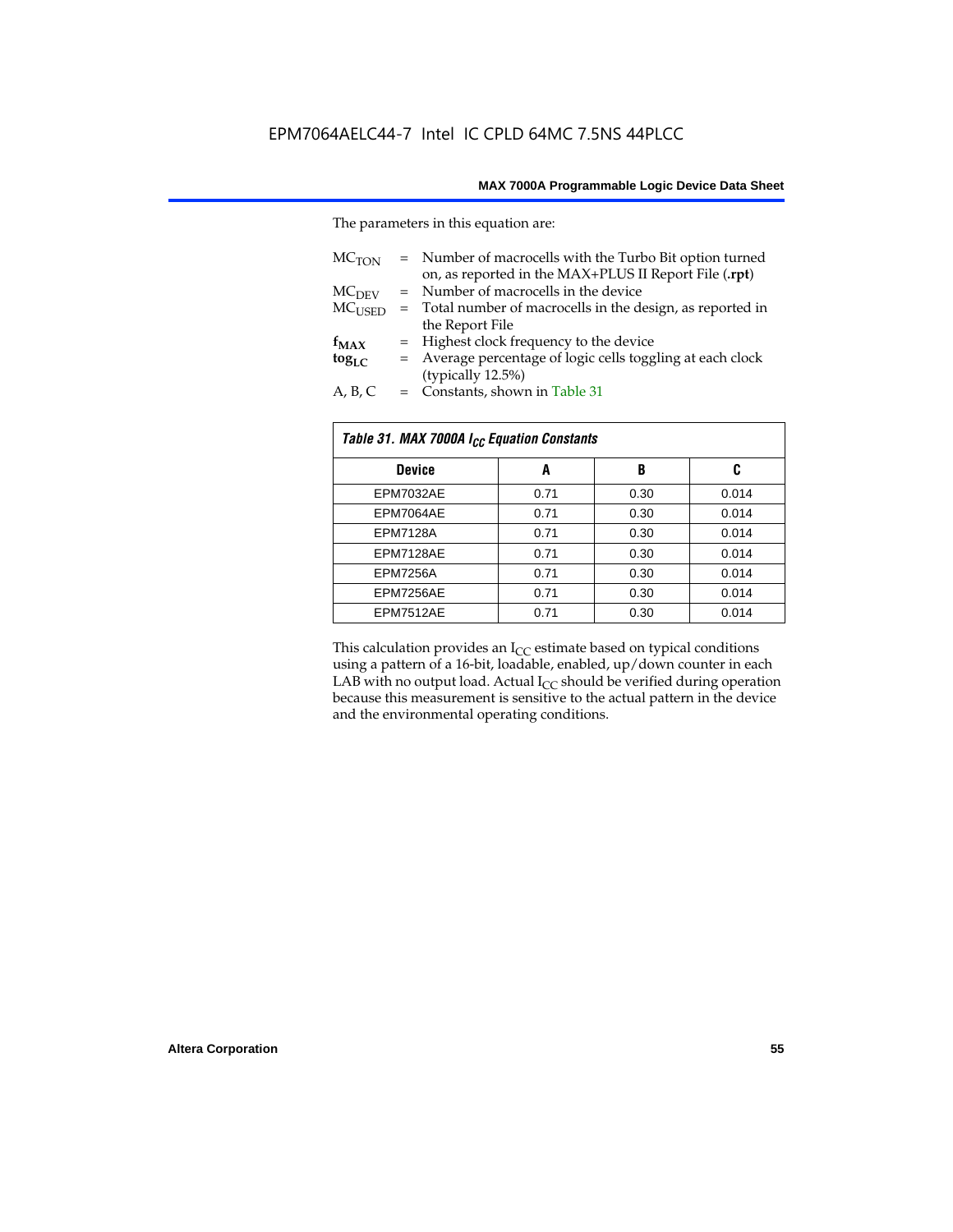The parameters in this equation are:

$MC_{TON}$ = Number of macrocells with the Turbo Bit option turned on, as reported in the MAX+PLUS II Report File (**.rpt**)

$MC_{DEV}$ = Number of macrocells in the device

$MC_{USED}$ = Total number of macrocells in the design, as reported in the Report File

$f_{MAX}$ = Highest clock frequency to the device

$tog_{LC}$ = Average percentage of logic cells toggling at each clock (typically 12.5%)

A, B, C = Constants, shown in Table 31

| *Table 31. MAX 7000A $I_{CC}$ Equation Constants* | | | |
|---|---|---|---|
| **Device** | **A** | **B** | **C** |
| EPM7032AE | 0.71 | 0.30 | 0.014 |
| EPM7064AE | 0.71 | 0.30 | 0.014 |
| EPM7128A | 0.71 | 0.30 | 0.014 |
| EPM7128AE | 0.71 | 0.30 | 0.014 |
| EPM7256A | 0.71 | 0.30 | 0.014 |
| EPM7256AE | 0.71 | 0.30 | 0.014 |
| EPM7512AE | 0.71 | 0.30 | 0.014 |

This calculation provides an $I_{CC}$ estimate based on typical conditions using a pattern of a 16-bit, loadable, enabled, up/down counter in each LAB with no output load. Actual $I_{CC}$ should be verified during operation because this measurement is sensitive to the actual pattern in the device and the environmental operating conditions.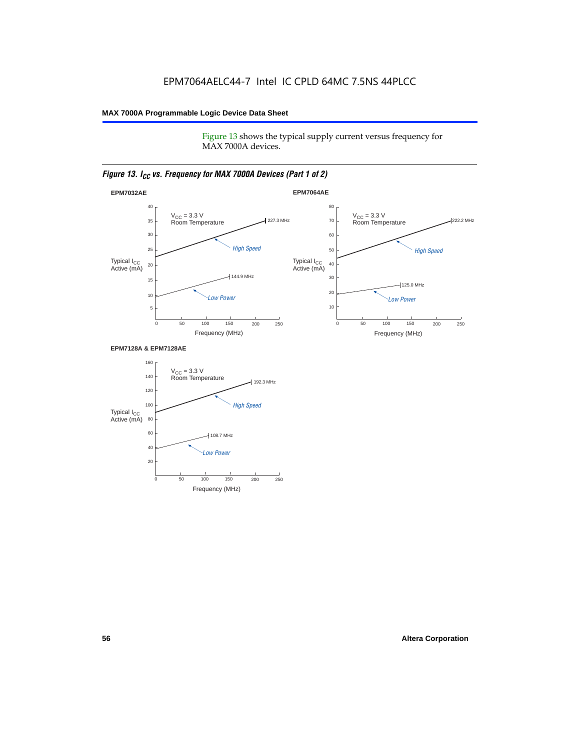Figure 13 shows the typical supply current versus frequency for MAX 7000A devices.

*Figure 13. $I_{CC}$ vs. Frequency for MAX 7000A Devices (Part 1 of 2)*

**EPM7032AE**

$V_{CC}$ = 3.3 V
Room Temperature

Typical $I_{CC}$ Active (mA)

High Speed — 227.3 MHz

Low Power — 144.9 MHz

Frequency (MHz)

**EPM7064AE**

$V_{CC}$ = 3.3 V
Room Temperature

Typical $I_{CC}$ Active (mA)

High Speed — 222.2 MHz

Low Power — 125.0 MHz

Frequency (MHz)

**EPM7128A & EPM7128AE**

$V_{CC}$ = 3.3 V
Room Temperature

Typical $I_{CC}$ Active (mA)

High Speed — 192.3 MHz

Low Power — 108.7 MHz

Frequency (MHz)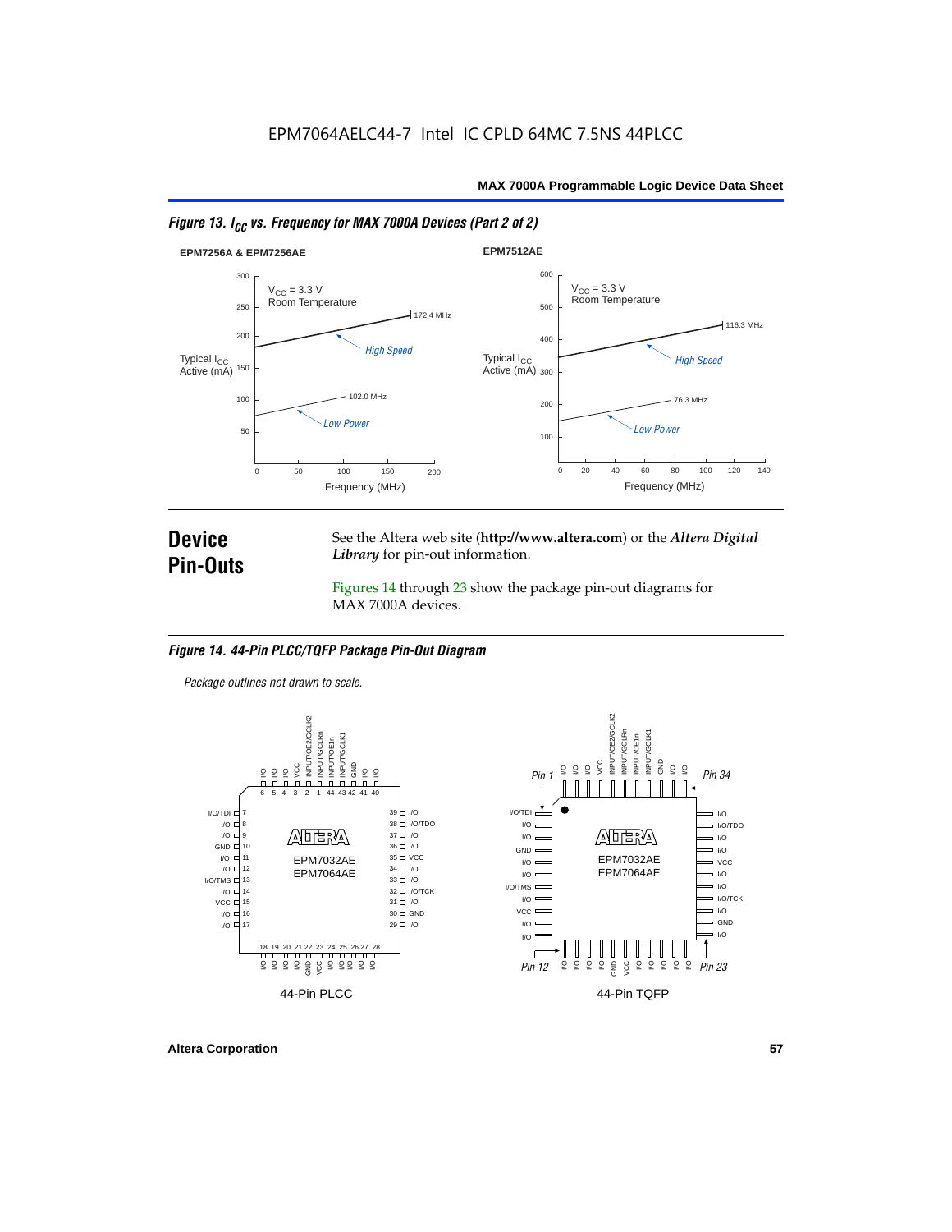EPM7064AELC44-7 Intel IC CPLD 64MC 7.5NS 44PLCC

*Figure 13. $I_{CC}$ vs. Frequency for MAX 7000A Devices (Part 2 of 2)*

# Device Pin-Outs

See the Altera web site (**http://www.altera.com**) or the ***Altera Digital Library*** for pin-out information.

Figures 14 through 23 show the package pin-out diagrams for MAX 7000A devices.

*Figure 14. 44-Pin PLCC/TQFP Package Pin-Out Diagram*

*Package outlines not drawn to scale.*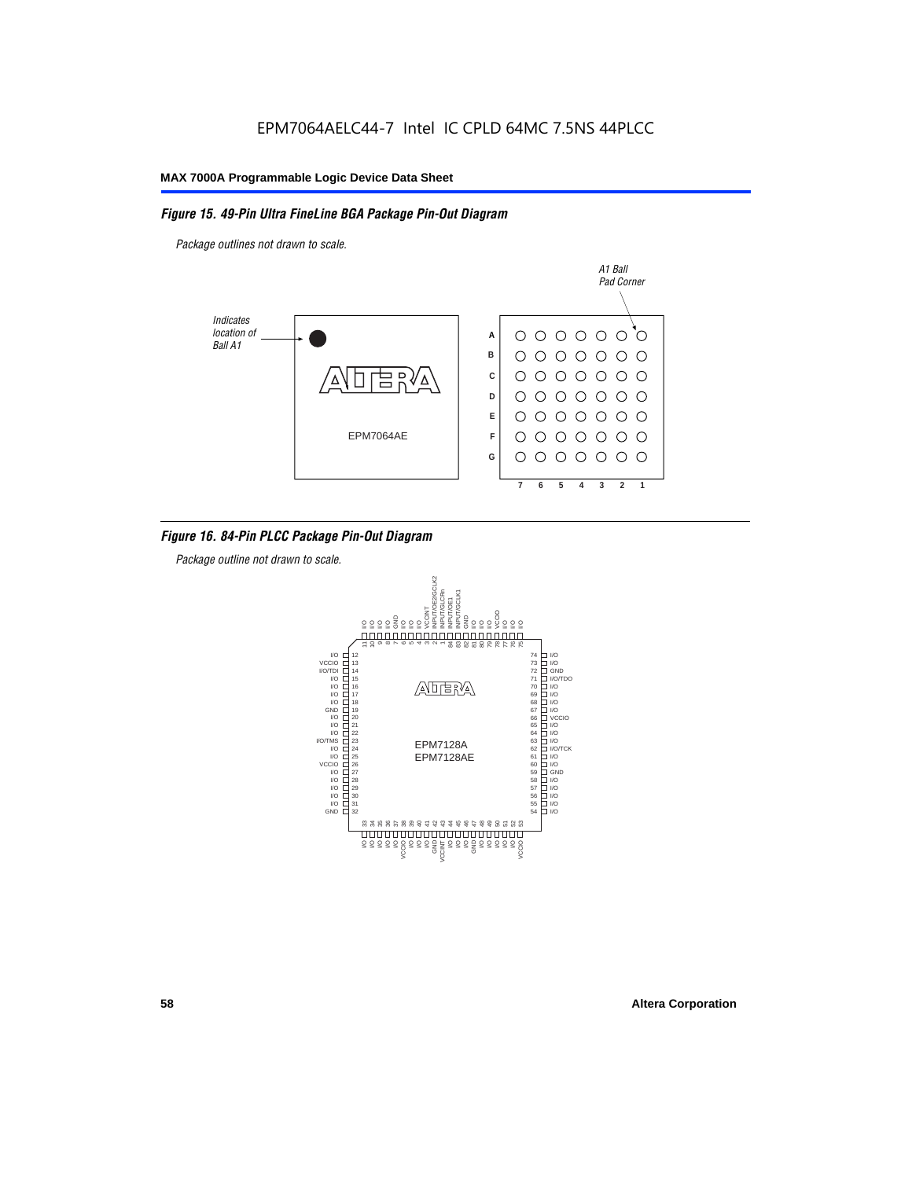EPM7064AELC44-7 Intel IC CPLD 64MC 7.5NS 44PLCC

**MAX 7000A Programmable Logic Device Data Sheet**

***Figure 15. 49-Pin Ultra FineLine BGA Package Pin-Out Diagram***

*Package outlines not drawn to scale.*

*A1 Ball Pad Corner*

*Indicates location of Ball A1*

EPM7064AE

A B C D E F G

7 6 5 4 3 2 1

***Figure 16. 84-Pin PLCC Package Pin-Out Diagram***

*Package outline not drawn to scale.*

EPM7128A
EPM7128AE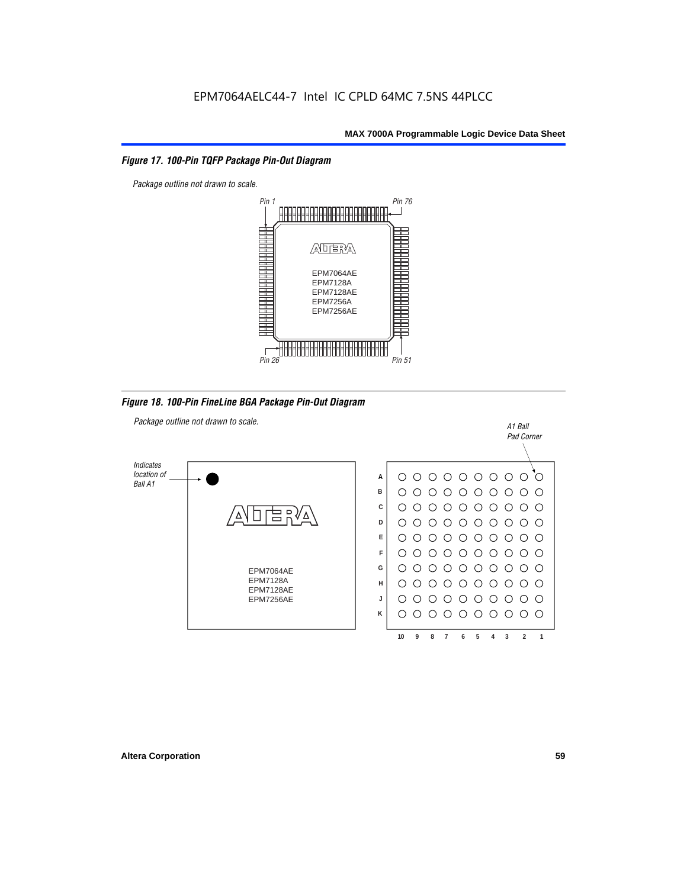### *Figure 17. 100-Pin TQFP Package Pin-Out Diagram*

*Package outline not drawn to scale.*

*Pin 1* *Pin 76*

EPM7064AE
EPM7128A
EPM7128AE
EPM7256A
EPM7256AE

*Pin 26* *Pin 51*

### *Figure 18. 100-Pin FineLine BGA Package Pin-Out Diagram*

*Package outline not drawn to scale.*

*Indicates location of Ball A1*

EPM7064AE
EPM7128A
EPM7128AE
EPM7256AE

*A1 Ball Pad Corner*

Rows: A B C D E F G H J K

Columns: 10 9 8 7 6 5 4 3 2 1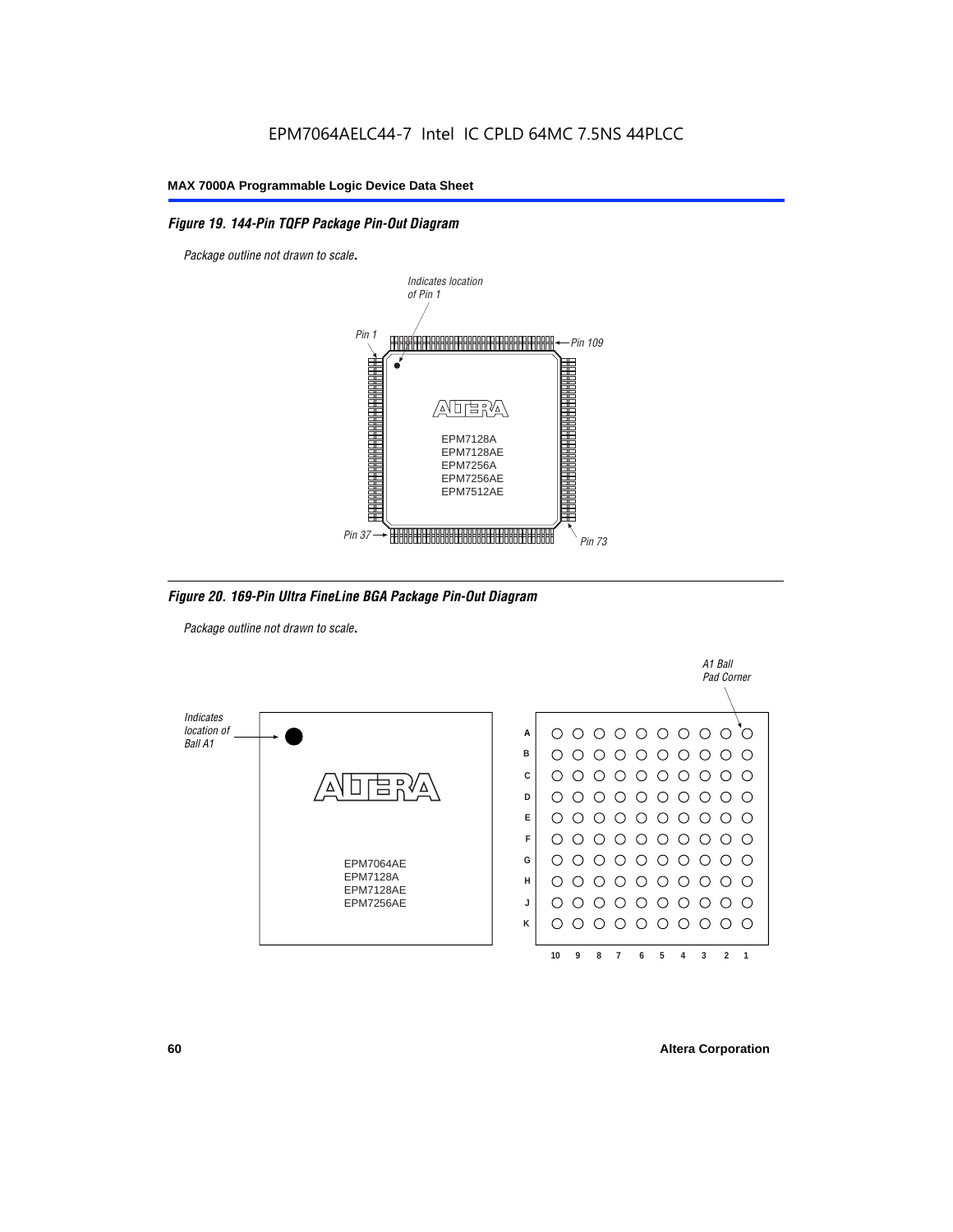EPM7064AELC44-7 Intel IC CPLD 64MC 7.5NS 44PLCC

### Figure 19. 144-Pin TQFP Package Pin-Out Diagram

*Package outline not drawn to scale.*

*Indicates location of Pin 1*

*Pin 1* *Pin 109*

EPM7128A
EPM7128AE
EPM7256A
EPM7256AE
EPM7512AE

*Pin 37* *Pin 73*

### Figure 20. 169-Pin Ultra FineLine BGA Package Pin-Out Diagram

*Package outline not drawn to scale.*

*Indicates location of Ball A1*

*A1 Ball Pad Corner*

EPM7064AE
EPM7128A
EPM7128AE
EPM7256AE

Rows: A B C D E F G H J K

Columns: 10 9 8 7 6 5 4 3 2 1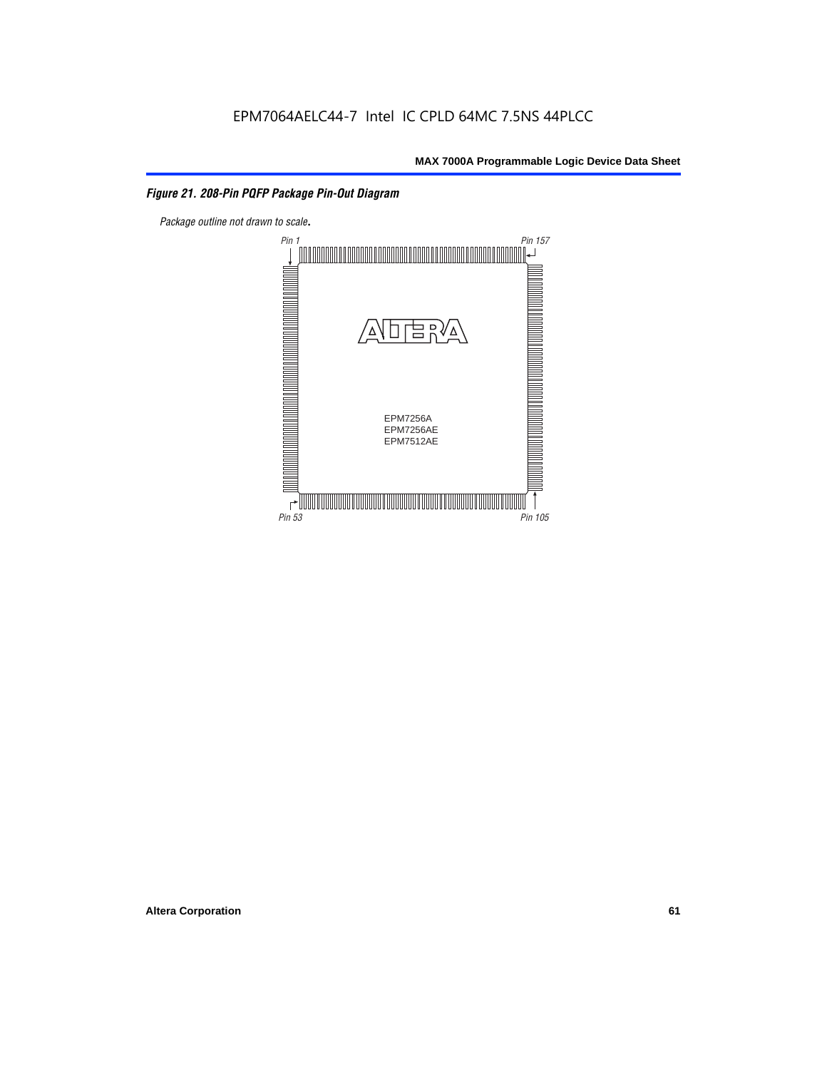*Figure 21. 208-Pin PQFP Package Pin-Out Diagram*

*Package outline not drawn to scale.*

Pin 1

Pin 157

EPM7256A
EPM7256AE
EPM7512AE

Pin 53

Pin 105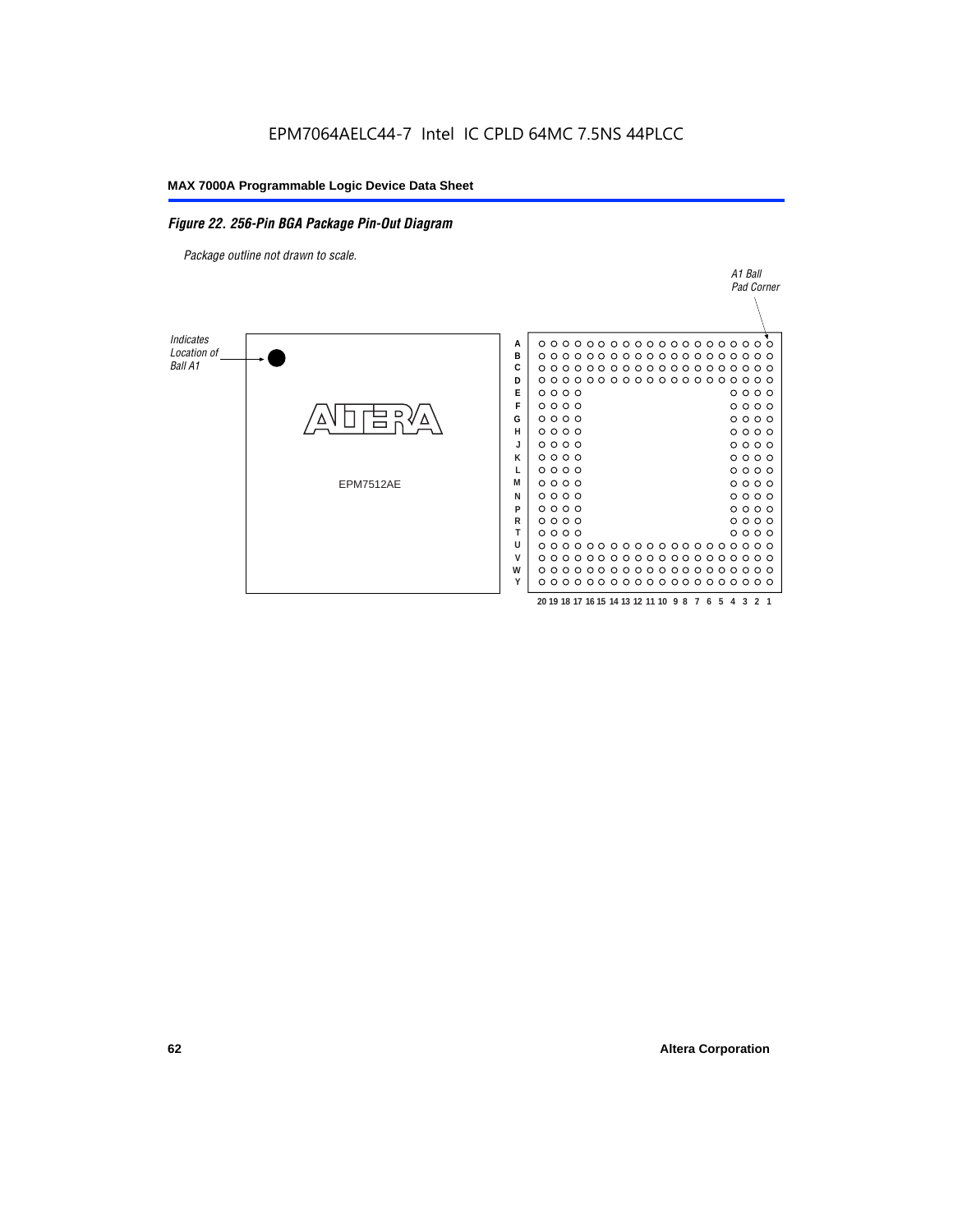EPM7064AELC44-7 Intel IC CPLD 64MC 7.5NS 44PLCC

*Figure 22. 256-Pin BGA Package Pin-Out Diagram*

*Package outline not drawn to scale.*

*A1 Ball Pad Corner*

*Indicates Location of Ball A1*

EPM7512AE

A B C D E F G H J K L M N P R T U V W Y

20 19 18 17 16 15 14 13 12 11 10 9 8 7 6 5 4 3 2 1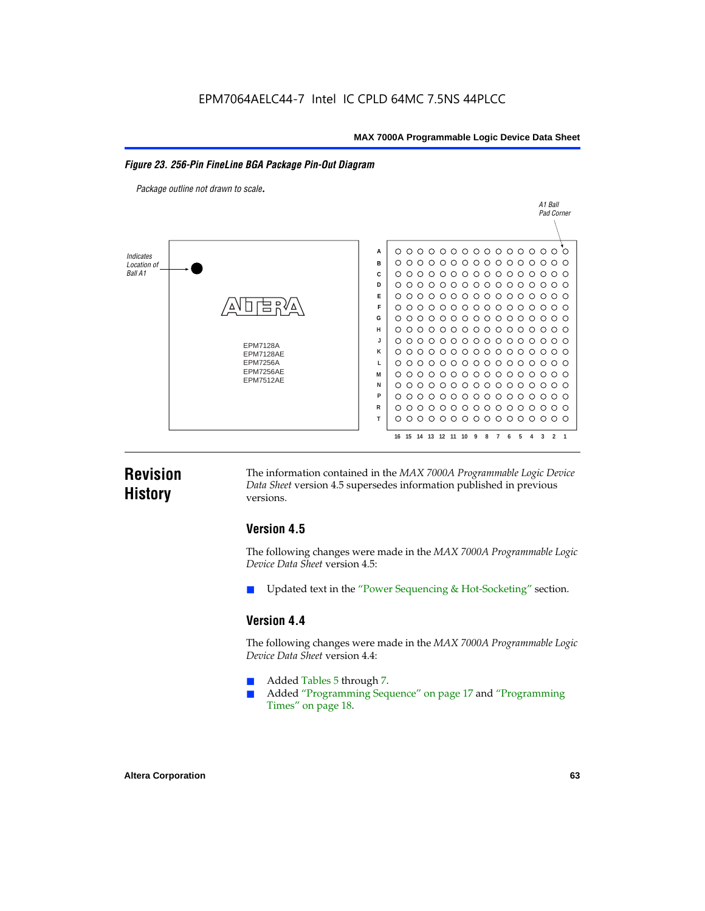**Figure 23. 256-Pin FineLine BGA Package Pin-Out Diagram**

*Package outline not drawn to scale.*

## Revision History

The information contained in the *MAX 7000A Programmable Logic Device Data Sheet* version 4.5 supersedes information published in previous versions.

### Version 4.5

The following changes were made in the *MAX 7000A Programmable Logic Device Data Sheet* version 4.5:

- Updated text in the "Power Sequencing & Hot-Socketing" section.

### Version 4.4

The following changes were made in the *MAX 7000A Programmable Logic Device Data Sheet* version 4.4:

- Added Tables 5 through 7.
- Added "Programming Sequence" on page 17 and "Programming Times" on page 18.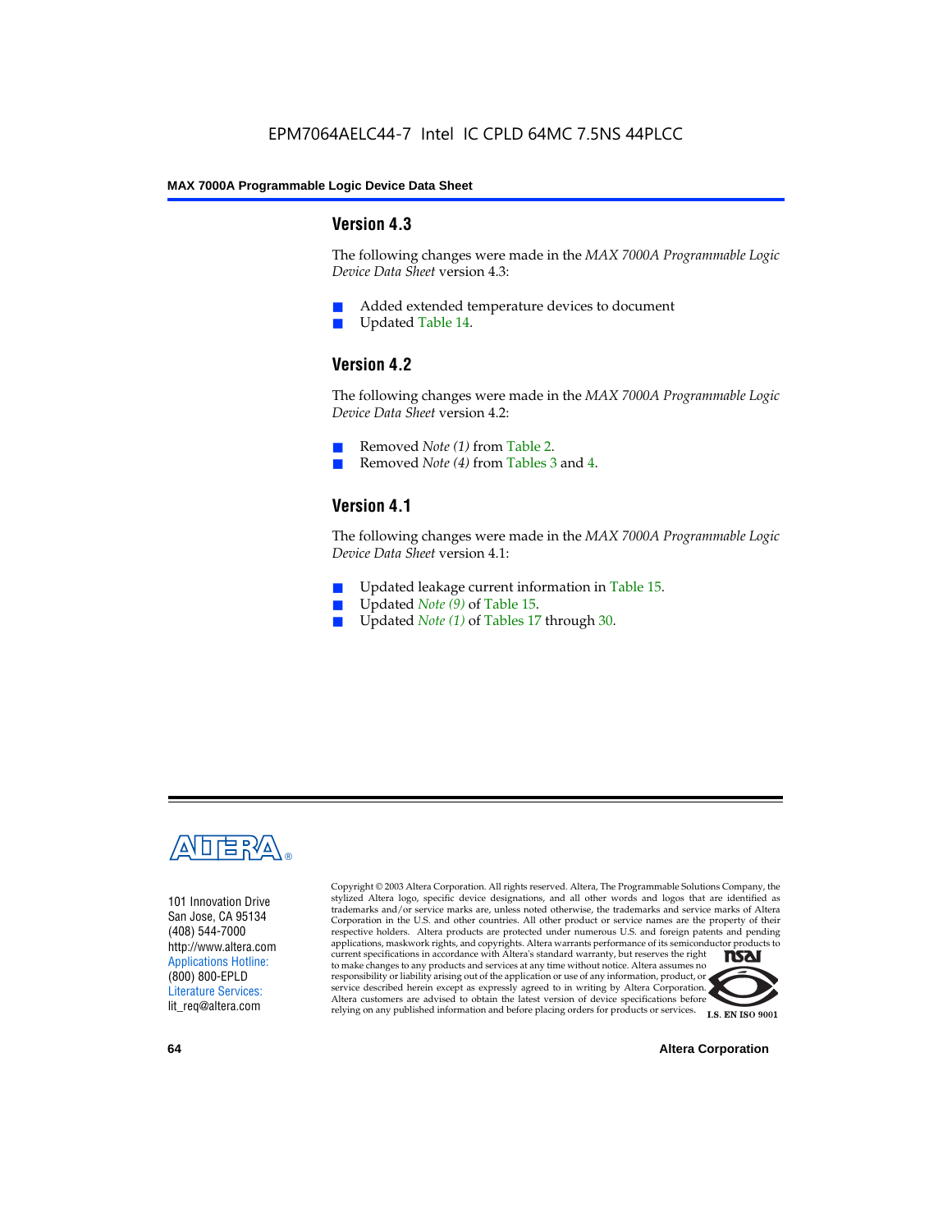## Version 4.3

The following changes were made in the *MAX 7000A Programmable Logic Device Data Sheet* version 4.3:

- Added extended temperature devices to document
- Updated Table 14.

## Version 4.2

The following changes were made in the *MAX 7000A Programmable Logic Device Data Sheet* version 4.2:

- Removed *Note (1)* from Table 2.
- Removed *Note (4)* from Tables 3 and 4.

## Version 4.1

The following changes were made in the *MAX 7000A Programmable Logic Device Data Sheet* version 4.1:

- Updated leakage current information in Table 15.
- Updated *Note (9)* of Table 15.
- Updated *Note (1)* of Tables 17 through 30.

101 Innovation Drive
San Jose, CA 95134
(408) 544-7000
http://www.altera.com
Applications Hotline:
(800) 800-EPLD
Literature Services:
lit_req@altera.com

Copyright © 2003 Altera Corporation. All rights reserved. Altera, The Programmable Solutions Company, the stylized Altera logo, specific device designations, and all other words and logos that are identified as trademarks and/or service marks are, unless noted otherwise, the trademarks and service marks of Altera Corporation in the U.S. and other countries. All other product or service names are the property of their respective holders. Altera products are protected under numerous U.S. and foreign patents and pending applications, maskwork rights, and copyrights. Altera warrants performance of its semiconductor products to current specifications in accordance with Altera's standard warranty, but reserves the right to make changes to any products and services at any time without notice. Altera assumes no responsibility or liability arising out of the application or use of any information, product, or service described herein except as expressly agreed to in writing by Altera Corporation. Altera customers are advised to obtain the latest version of device specifications before relying on any published information and before placing orders for products or services.

I.S. EN ISO 9001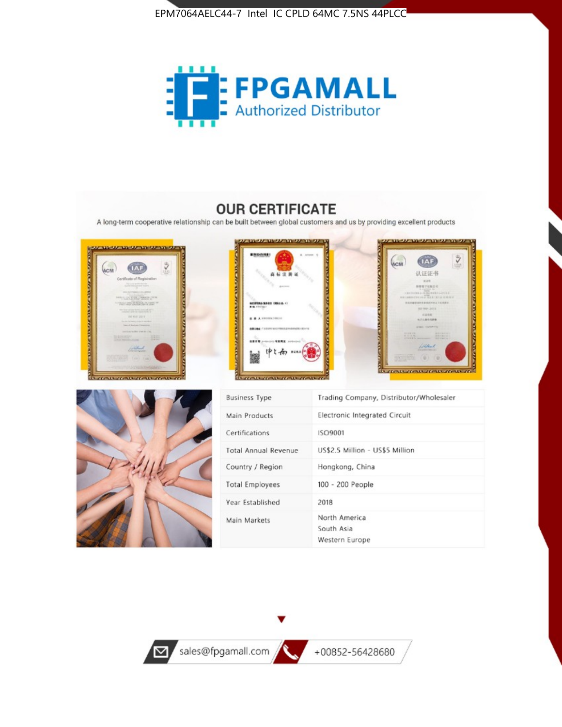FPGAMALL
Authorized Distributor

## OUR CERTIFICATE

A long-term cooperative relationship can be built between global customers and us by providing excellent products

| | |
|---|---|
| Business Type | Trading Company, Distributor/Wholesaler |
| Main Products | Electronic Integrated Circuit |
| Certifications | ISO9001 |
| Total Annual Revenue | US$2.5 Million - US$5 Million |
| Country / Region | Hongkong, China |
| Total Employees | 100 - 200 People |
| Year Established | 2018 |
| Main Markets | North America<br>South Asia<br>Western Europe |

sales@fpgamall.com

+00852-56428680